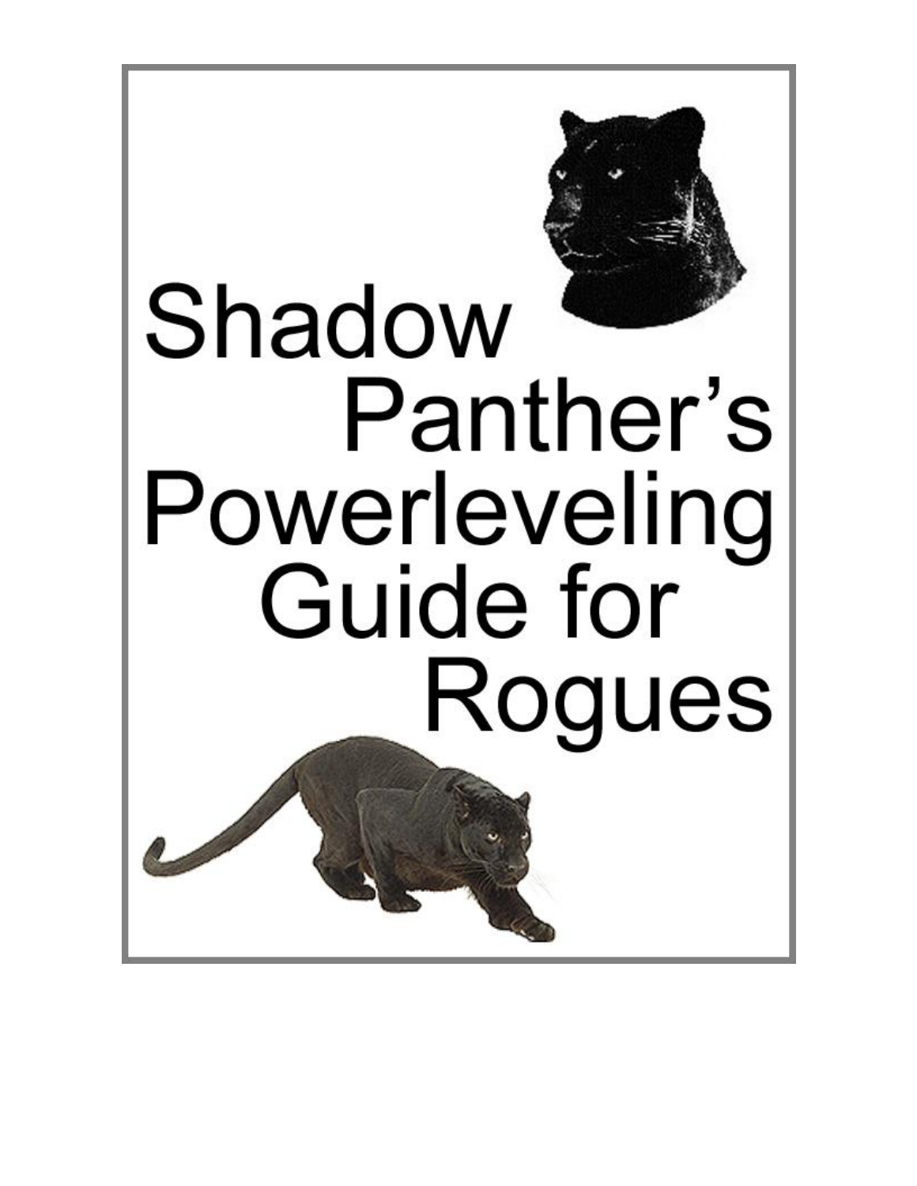# Shadow Panther's Powerleveling Guide for Rogues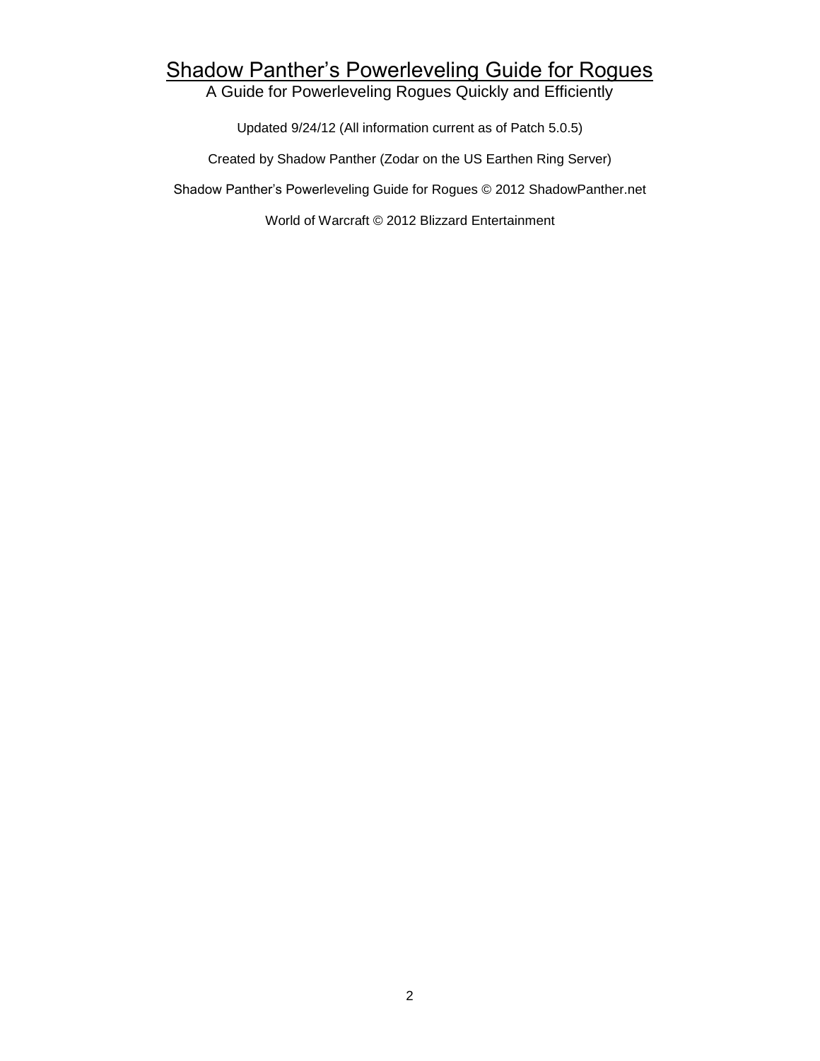# Shadow Panther's Powerleveling Guide for Rogues

A Guide for Powerleveling Rogues Quickly and Efficiently

Updated 9/24/12 (All information current as of Patch 5.0.5)

Created by Shadow Panther (Zodar on the US Earthen Ring Server)

Shadow Panther's Powerleveling Guide for Rogues © 2012 ShadowPanther.net

World of Warcraft © 2012 Blizzard Entertainment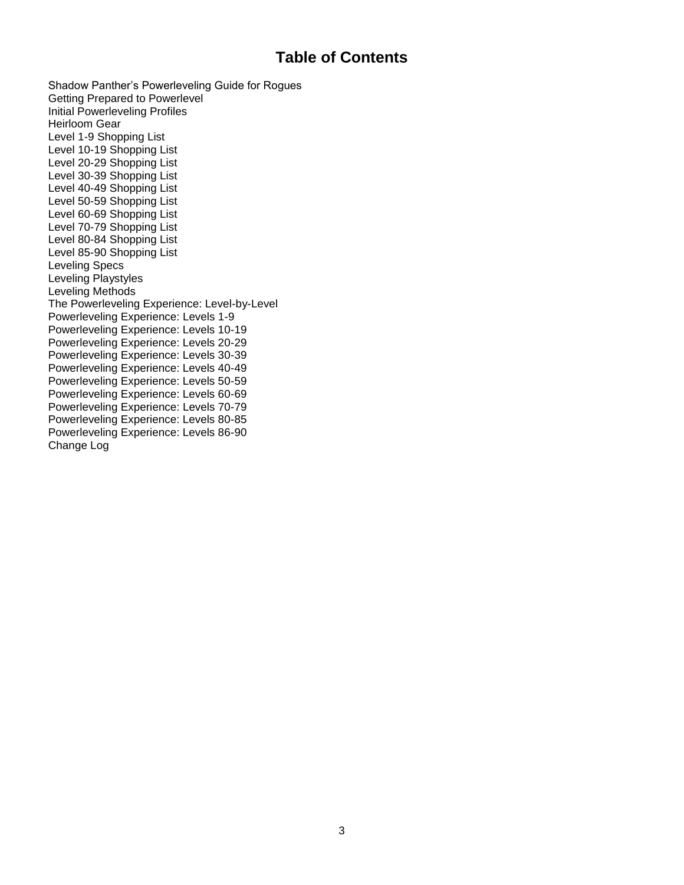# Table of Contents

Shadow Panther's Powerleveling Guide for Rogues
Getting Prepared to Powerlevel
Initial Powerleveling Profiles
Heirloom Gear
Level 1-9 Shopping List
Level 10-19 Shopping List
Level 20-29 Shopping List
Level 30-39 Shopping List
Level 40-49 Shopping List
Level 50-59 Shopping List
Level 60-69 Shopping List
Level 70-79 Shopping List
Level 80-84 Shopping List
Level 85-90 Shopping List
Leveling Specs
Leveling Playstyles
Leveling Methods
The Powerleveling Experience: Level-by-Level
Powerleveling Experience: Levels 1-9
Powerleveling Experience: Levels 10-19
Powerleveling Experience: Levels 20-29
Powerleveling Experience: Levels 30-39
Powerleveling Experience: Levels 40-49
Powerleveling Experience: Levels 50-59
Powerleveling Experience: Levels 60-69
Powerleveling Experience: Levels 70-79
Powerleveling Experience: Levels 80-85
Powerleveling Experience: Levels 86-90
Change Log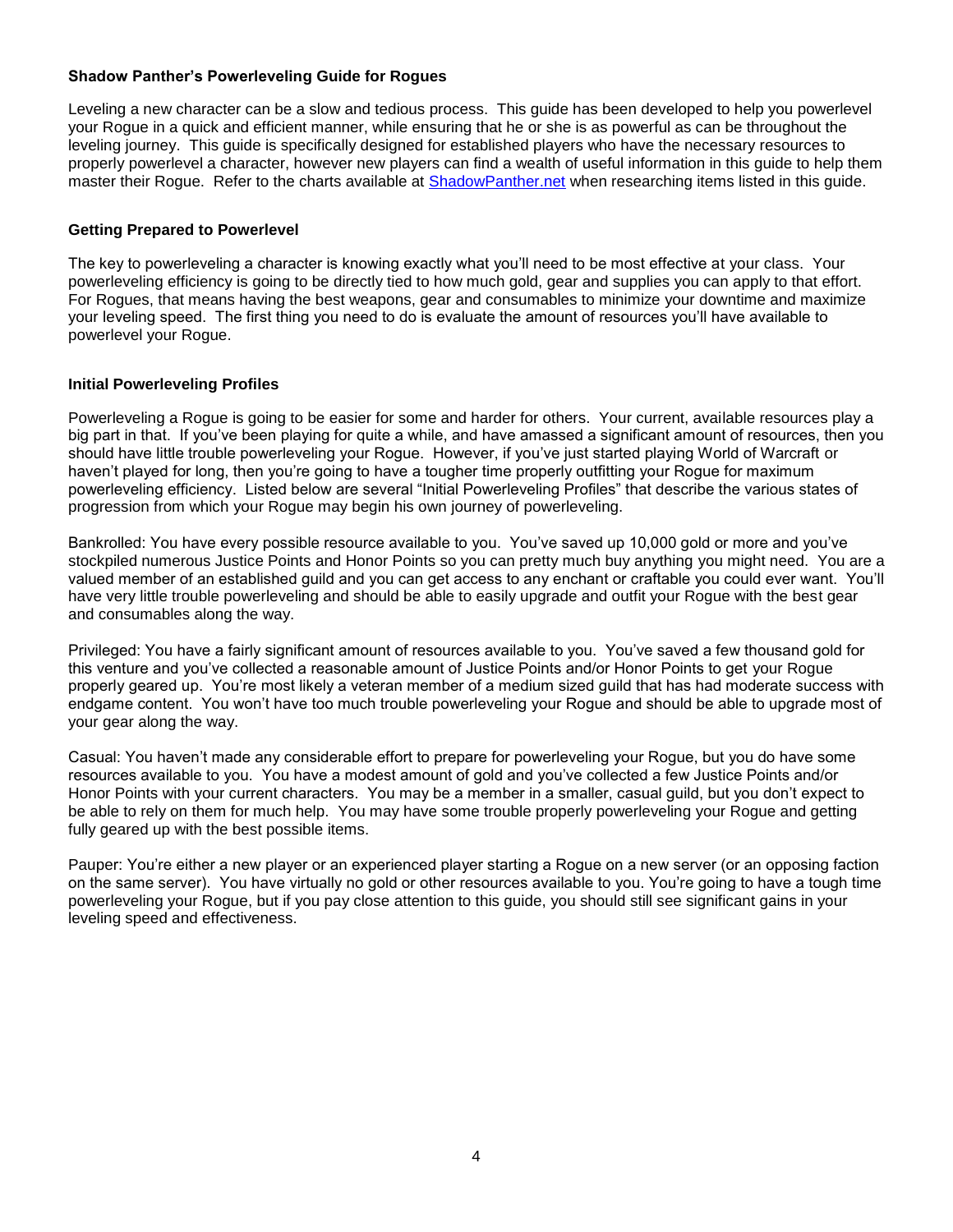### Shadow Panther's Powerleveling Guide for Rogues

Leveling a new character can be a slow and tedious process. This guide has been developed to help you powerlevel your Rogue in a quick and efficient manner, while ensuring that he or she is as powerful as can be throughout the leveling journey. This guide is specifically designed for established players who have the necessary resources to properly powerlevel a character, however new players can find a wealth of useful information in this guide to help them master their Rogue. Refer to the charts available at [ShadowPanther.net](ShadowPanther.net) when researching items listed in this guide.

### Getting Prepared to Powerlevel

The key to powerleveling a character is knowing exactly what you'll need to be most effective at your class. Your powerleveling efficiency is going to be directly tied to how much gold, gear and supplies you can apply to that effort. For Rogues, that means having the best weapons, gear and consumables to minimize your downtime and maximize your leveling speed. The first thing you need to do is evaluate the amount of resources you'll have available to powerlevel your Rogue.

### Initial Powerleveling Profiles

Powerleveling a Rogue is going to be easier for some and harder for others. Your current, available resources play a big part in that. If you've been playing for quite a while, and have amassed a significant amount of resources, then you should have little trouble powerleveling your Rogue. However, if you've just started playing World of Warcraft or haven't played for long, then you're going to have a tougher time properly outfitting your Rogue for maximum powerleveling efficiency. Listed below are several "Initial Powerleveling Profiles" that describe the various states of progression from which your Rogue may begin his own journey of powerleveling.

Bankrolled: You have every possible resource available to you. You've saved up 10,000 gold or more and you've stockpiled numerous Justice Points and Honor Points so you can pretty much buy anything you might need. You are a valued member of an established guild and you can get access to any enchant or craftable you could ever want. You'll have very little trouble powerleveling and should be able to easily upgrade and outfit your Rogue with the best gear and consumables along the way.

Privileged: You have a fairly significant amount of resources available to you. You've saved a few thousand gold for this venture and you've collected a reasonable amount of Justice Points and/or Honor Points to get your Rogue properly geared up. You're most likely a veteran member of a medium sized guild that has had moderate success with endgame content. You won't have too much trouble powerleveling your Rogue and should be able to upgrade most of your gear along the way.

Casual: You haven't made any considerable effort to prepare for powerleveling your Rogue, but you do have some resources available to you. You have a modest amount of gold and you've collected a few Justice Points and/or Honor Points with your current characters. You may be a member in a smaller, casual guild, but you don't expect to be able to rely on them for much help. You may have some trouble properly powerleveling your Rogue and getting fully geared up with the best possible items.

Pauper: You're either a new player or an experienced player starting a Rogue on a new server (or an opposing faction on the same server). You have virtually no gold or other resources available to you. You're going to have a tough time powerleveling your Rogue, but if you pay close attention to this guide, you should still see significant gains in your leveling speed and effectiveness.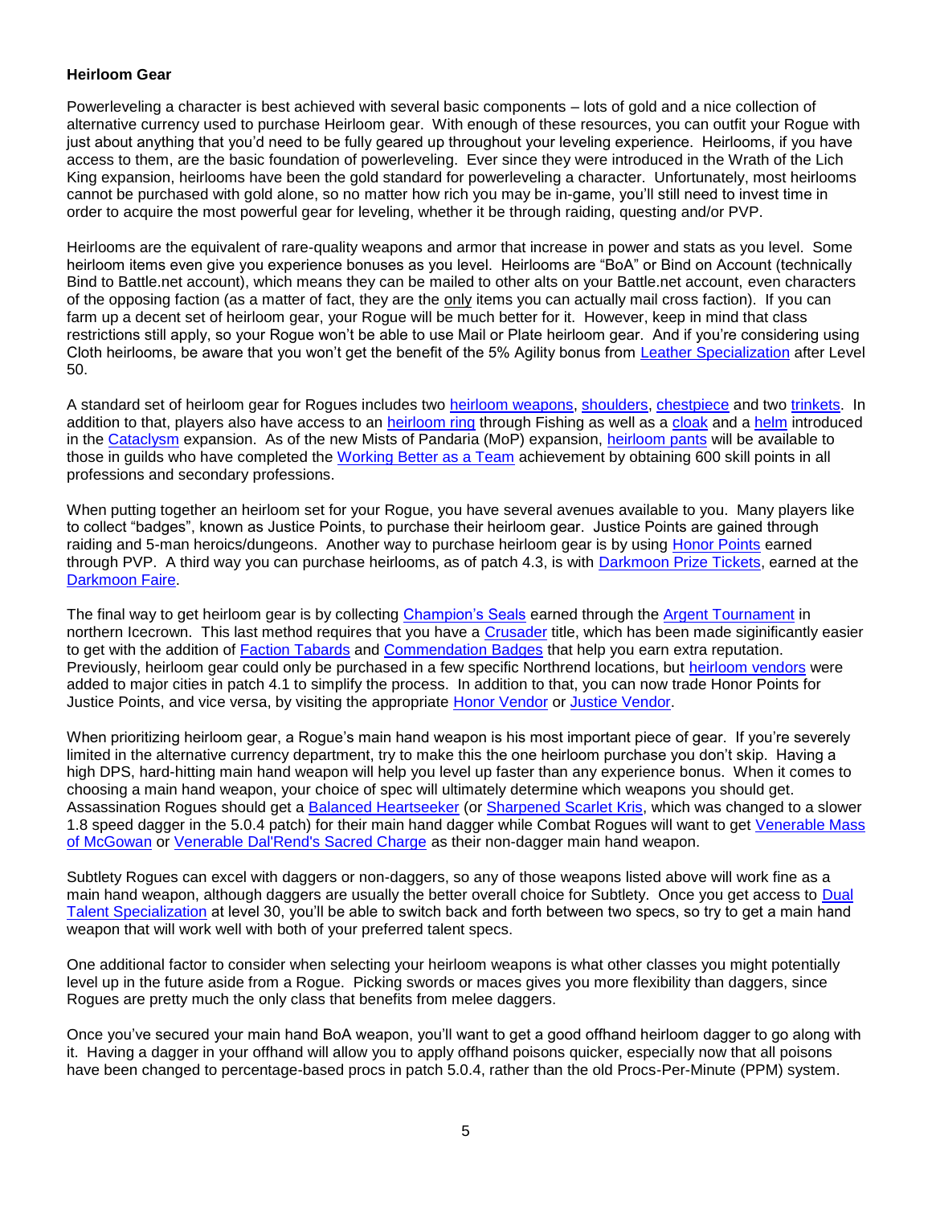**Heirloom Gear**

Powerleveling a character is best achieved with several basic components – lots of gold and a nice collection of alternative currency used to purchase Heirloom gear. With enough of these resources, you can outfit your Rogue with just about anything that you'd need to be fully geared up throughout your leveling experience. Heirlooms, if you have access to them, are the basic foundation of powerleveling. Ever since they were introduced in the Wrath of the Lich King expansion, heirlooms have been the gold standard for powerleveling a character. Unfortunately, most heirlooms cannot be purchased with gold alone, so no matter how rich you may be in-game, you'll still need to invest time in order to acquire the most powerful gear for leveling, whether it be through raiding, questing and/or PVP.

Heirlooms are the equivalent of rare-quality weapons and armor that increase in power and stats as you level. Some heirloom items even give you experience bonuses as you level. Heirlooms are "BoA" or Bind on Account (technically Bind to Battle.net account), which means they can be mailed to other alts on your Battle.net account, even characters of the opposing faction (as a matter of fact, they are the only items you can actually mail cross faction). If you can farm up a decent set of heirloom gear, your Rogue will be much better for it. However, keep in mind that class restrictions still apply, so your Rogue won't be able to use Mail or Plate heirloom gear. And if you're considering using Cloth heirlooms, be aware that you won't get the benefit of the 5% Agility bonus from Leather Specialization after Level 50.

A standard set of heirloom gear for Rogues includes two heirloom weapons, shoulders, chestpiece and two trinkets. In addition to that, players also have access to an heirloom ring through Fishing as well as a cloak and a helm introduced in the Cataclysm expansion. As of the new Mists of Pandaria (MoP) expansion, heirloom pants will be available to those in guilds who have completed the Working Better as a Team achievement by obtaining 600 skill points in all professions and secondary professions.

When putting together an heirloom set for your Rogue, you have several avenues available to you. Many players like to collect "badges", known as Justice Points, to purchase their heirloom gear. Justice Points are gained through raiding and 5-man heroics/dungeons. Another way to purchase heirloom gear is by using Honor Points earned through PVP. A third way you can purchase heirlooms, as of patch 4.3, is with Darkmoon Prize Tickets, earned at the Darkmoon Faire.

The final way to get heirloom gear is by collecting Champion's Seals earned through the Argent Tournament in northern Icecrown. This last method requires that you have a Crusader title, which has been made siginificantly easier to get with the addition of Faction Tabards and Commendation Badges that help you earn extra reputation. Previously, heirloom gear could only be purchased in a few specific Northrend locations, but heirloom vendors were added to major cities in patch 4.1 to simplify the process. In addition to that, you can now trade Honor Points for Justice Points, and vice versa, by visiting the appropriate Honor Vendor or Justice Vendor.

When prioritizing heirloom gear, a Rogue's main hand weapon is his most important piece of gear. If you're severely limited in the alternative currency department, try to make this the one heirloom purchase you don't skip. Having a high DPS, hard-hitting main hand weapon will help you level up faster than any experience bonus. When it comes to choosing a main hand weapon, your choice of spec will ultimately determine which weapons you should get. Assassination Rogues should get a Balanced Heartseeker (or Sharpened Scarlet Kris, which was changed to a slower 1.8 speed dagger in the 5.0.4 patch) for their main hand dagger while Combat Rogues will want to get Venerable Mass of McGowan or Venerable Dal'Rend's Sacred Charge as their non-dagger main hand weapon.

Subtlety Rogues can excel with daggers or non-daggers, so any of those weapons listed above will work fine as a main hand weapon, although daggers are usually the better overall choice for Subtlety. Once you get access to Dual Talent Specialization at level 30, you'll be able to switch back and forth between two specs, so try to get a main hand weapon that will work well with both of your preferred talent specs.

One additional factor to consider when selecting your heirloom weapons is what other classes you might potentially level up in the future aside from a Rogue. Picking swords or maces gives you more flexibility than daggers, since Rogues are pretty much the only class that benefits from melee daggers.

Once you've secured your main hand BoA weapon, you'll want to get a good offhand heirloom dagger to go along with it. Having a dagger in your offhand will allow you to apply offhand poisons quicker, especially now that all poisons have been changed to percentage-based procs in patch 5.0.4, rather than the old Procs-Per-Minute (PPM) system.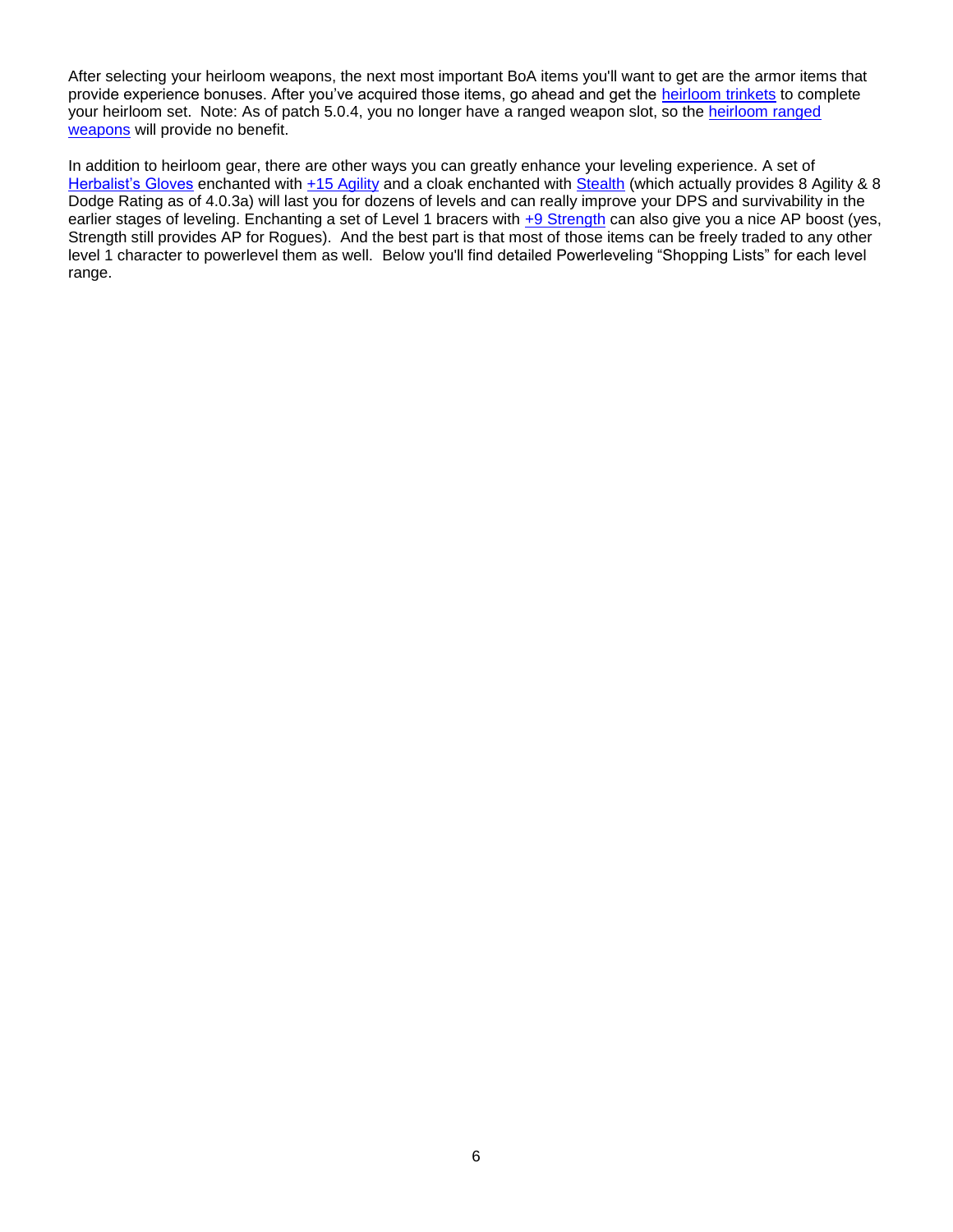After selecting your heirloom weapons, the next most important BoA items you'll want to get are the armor items that provide experience bonuses. After you've acquired those items, go ahead and get the heirloom trinkets to complete your heirloom set. Note: As of patch 5.0.4, you no longer have a ranged weapon slot, so the heirloom ranged weapons will provide no benefit.

In addition to heirloom gear, there are other ways you can greatly enhance your leveling experience. A set of Herbalist's Gloves enchanted with +15 Agility and a cloak enchanted with Stealth (which actually provides 8 Agility & 8 Dodge Rating as of 4.0.3a) will last you for dozens of levels and can really improve your DPS and survivability in the earlier stages of leveling. Enchanting a set of Level 1 bracers with +9 Strength can also give you a nice AP boost (yes, Strength still provides AP for Rogues). And the best part is that most of those items can be freely traded to any other level 1 character to powerlevel them as well. Below you'll find detailed Powerleveling "Shopping Lists" for each level range.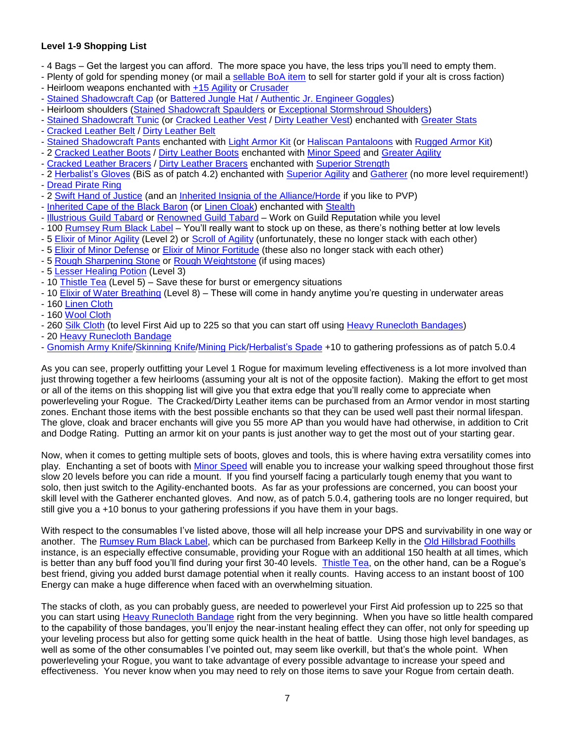**Level 1-9 Shopping List**

- 4 Bags – Get the largest you can afford. The more space you have, the less trips you'll need to empty them.
- Plenty of gold for spending money (or mail a sellable BoA item to sell for starter gold if your alt is cross faction)
- Heirloom weapons enchanted with +15 Agility or Crusader
- Stained Shadowcraft Cap (or Battered Jungle Hat / Authentic Jr. Engineer Goggles)
- Heirloom shoulders (Stained Shadowcraft Spaulders or Exceptional Stormshroud Shoulders)
- Stained Shadowcraft Tunic (or Cracked Leather Vest / Dirty Leather Vest) enchanted with Greater Stats
- Cracked Leather Belt / Dirty Leather Belt
- Stained Shadowcraft Pants enchanted with Light Armor Kit (or Haliscan Pantaloons with Rugged Armor Kit)
- 2 Cracked Leather Boots / Dirty Leather Boots enchanted with Minor Speed and Greater Agility
- Cracked Leather Bracers / Dirty Leather Bracers enchanted with Superior Strength
- 2 Herbalist's Gloves (BiS as of patch 4.2) enchanted with Superior Agility and Gatherer (no more level requirement!)
- Dread Pirate Ring
- 2 Swift Hand of Justice (and an Inherited Insignia of the Alliance/Horde if you like to PVP)
- Inherited Cape of the Black Baron (or Linen Cloak) enchanted with Stealth
- Illustrious Guild Tabard or Renowned Guild Tabard – Work on Guild Reputation while you level
- 100 Rumsey Rum Black Label – You'll really want to stock up on these, as there's nothing better at low levels
- 5 Elixir of Minor Agility (Level 2) or Scroll of Agility (unfortunately, these no longer stack with each other)
- 5 Elixir of Minor Defense or Elixir of Minor Fortitude (these also no longer stack with each other)
- 5 Rough Sharpening Stone or Rough Weightstone (if using maces)
- 5 Lesser Healing Potion (Level 3)
- 10 Thistle Tea (Level 5) – Save these for burst or emergency situations
- 10 Elixir of Water Breathing (Level 8) – These will come in handy anytime you're questing in underwater areas
- 160 Linen Cloth
- 160 Wool Cloth
- 260 Silk Cloth (to level First Aid up to 225 so that you can start off using Heavy Runecloth Bandages)
- 20 Heavy Runecloth Bandage
- Gnomish Army Knife/Skinning Knife/Mining Pick/Herbalist's Spade +10 to gathering professions as of patch 5.0.4

As you can see, properly outfitting your Level 1 Rogue for maximum leveling effectiveness is a lot more involved than just throwing together a few heirlooms (assuming your alt is not of the opposite faction). Making the effort to get most or all of the items on this shopping list will give you that extra edge that you'll really come to appreciate when powerleveling your Rogue. The Cracked/Dirty Leather items can be purchased from an Armor vendor in most starting zones. Enchant those items with the best possible enchants so that they can be used well past their normal lifespan. The glove, cloak and bracer enchants will give you 55 more AP than you would have had otherwise, in addition to Crit and Dodge Rating. Putting an armor kit on your pants is just another way to get the most out of your starting gear.

Now, when it comes to getting multiple sets of boots, gloves and tools, this is where having extra versatility comes into play. Enchanting a set of boots with Minor Speed will enable you to increase your walking speed throughout those first slow 20 levels before you can ride a mount. If you find yourself facing a particularly tough enemy that you want to solo, then just switch to the Agility-enchanted boots. As far as your professions are concerned, you can boost your skill level with the Gatherer enchanted gloves. And now, as of patch 5.0.4, gathering tools are no longer required, but still give you a +10 bonus to your gathering professions if you have them in your bags.

With respect to the consumables I've listed above, those will all help increase your DPS and survivability in one way or another. The Rumsey Rum Black Label, which can be purchased from Barkeep Kelly in the Old Hillsbrad Foothills instance, is an especially effective consumable, providing your Rogue with an additional 150 health at all times, which is better than any buff food you'll find during your first 30-40 levels. Thistle Tea, on the other hand, can be a Rogue's best friend, giving you added burst damage potential when it really counts. Having access to an instant boost of 100 Energy can make a huge difference when faced with an overwhelming situation.

The stacks of cloth, as you can probably guess, are needed to powerlevel your First Aid profession up to 225 so that you can start using Heavy Runecloth Bandage right from the very beginning. When you have so little health compared to the capability of those bandages, you'll enjoy the near-instant healing effect they can offer, not only for speeding up your leveling process but also for getting some quick health in the heat of battle. Using those high level bandages, as well as some of the other consumables I've pointed out, may seem like overkill, but that's the whole point. When powerleveling your Rogue, you want to take advantage of every possible advantage to increase your speed and effectiveness. You never know when you may need to rely on those items to save your Rogue from certain death.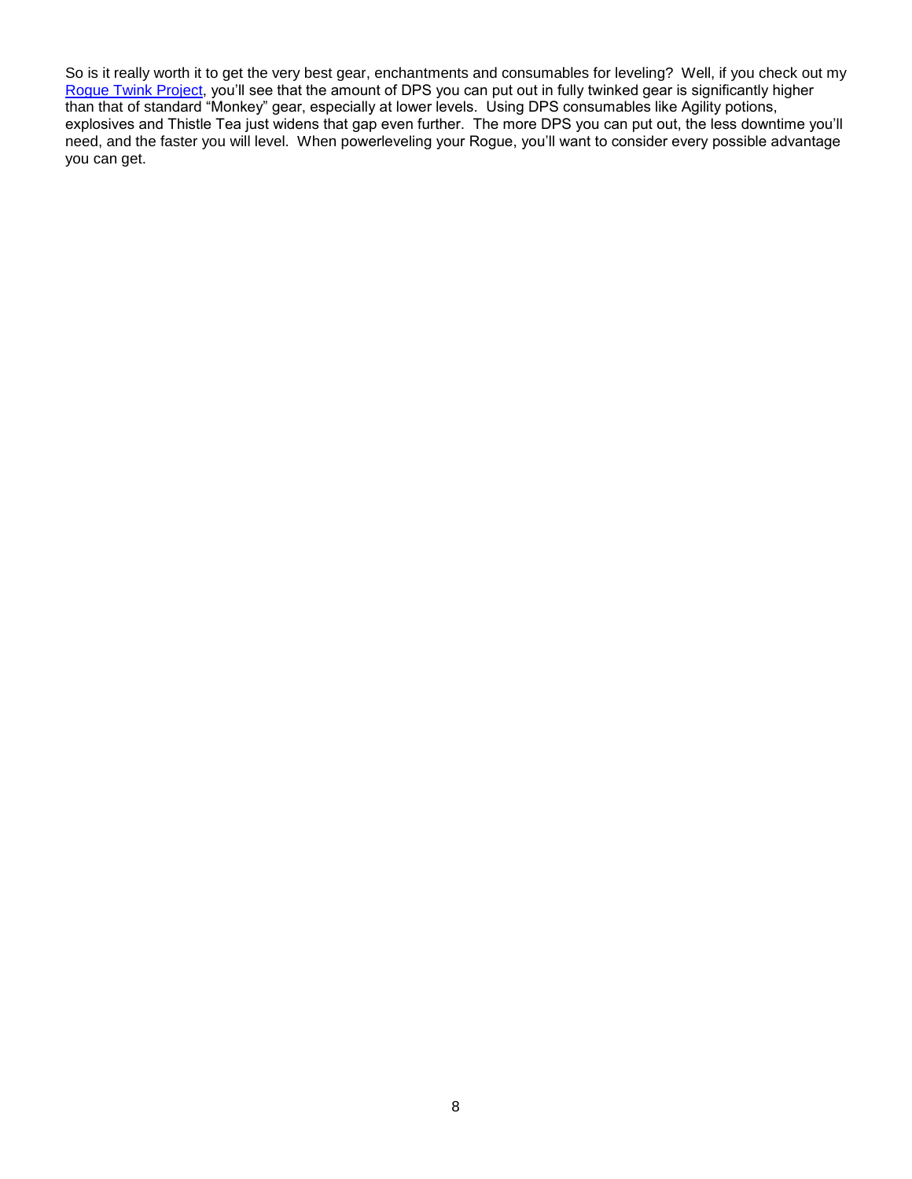So is it really worth it to get the very best gear, enchantments and consumables for leveling? Well, if you check out my Rogue Twink Project, you'll see that the amount of DPS you can put out in fully twinked gear is significantly higher than that of standard "Monkey" gear, especially at lower levels. Using DPS consumables like Agility potions, explosives and Thistle Tea just widens that gap even further. The more DPS you can put out, the less downtime you'll need, and the faster you will level. When powerleveling your Rogue, you'll want to consider every possible advantage you can get.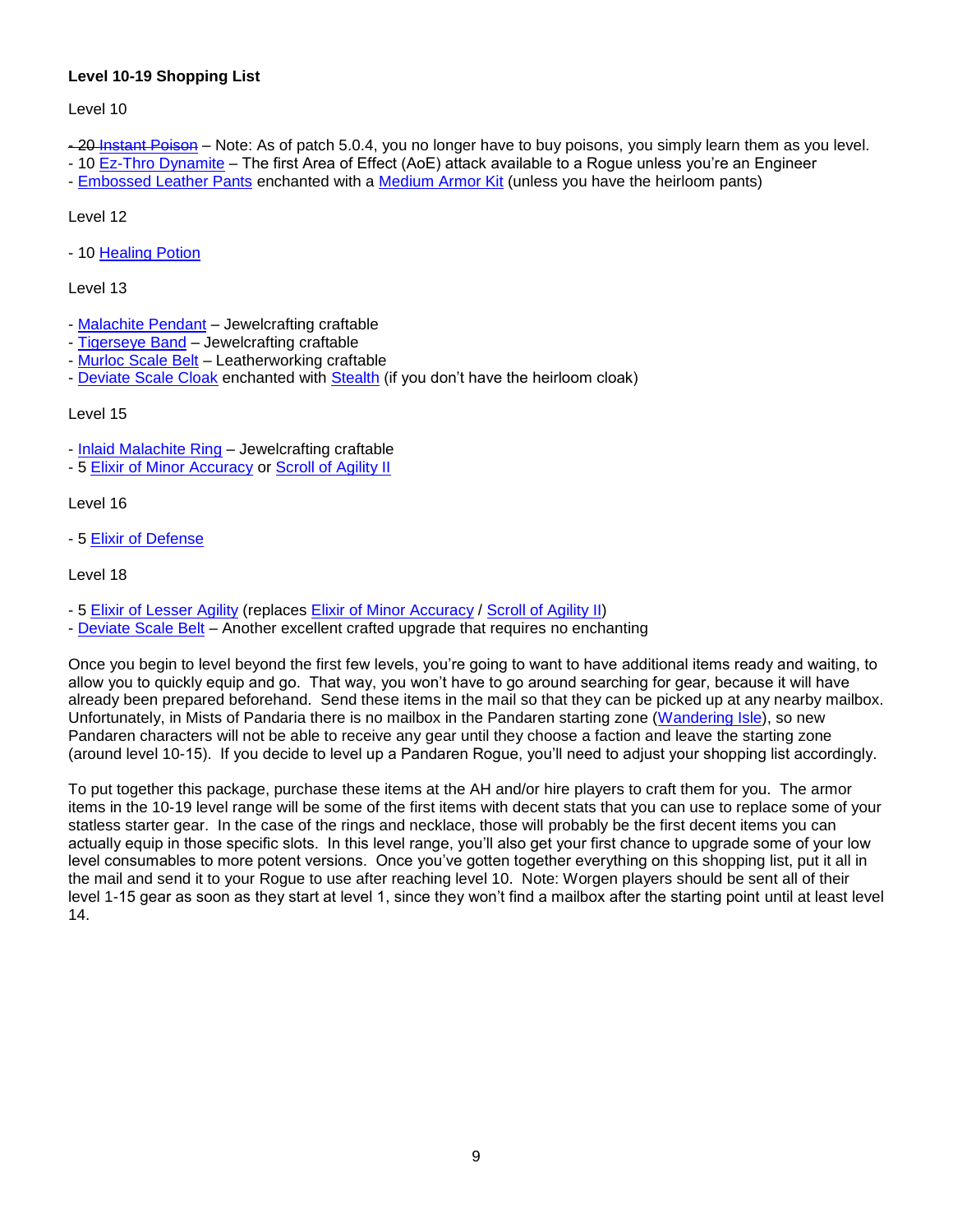**Level 10-19 Shopping List**

Level 10

- ~~20 Instant Poison~~ – Note: As of patch 5.0.4, you no longer have to buy poisons, you simply learn them as you level.
- 10 Ez-Thro Dynamite – The first Area of Effect (AoE) attack available to a Rogue unless you're an Engineer
- Embossed Leather Pants enchanted with a Medium Armor Kit (unless you have the heirloom pants)

Level 12

- 10 Healing Potion

Level 13

- Malachite Pendant – Jewelcrafting craftable
- Tigerseye Band – Jewelcrafting craftable
- Murloc Scale Belt – Leatherworking craftable
- Deviate Scale Cloak enchanted with Stealth (if you don't have the heirloom cloak)

Level 15

- Inlaid Malachite Ring – Jewelcrafting craftable
- 5 Elixir of Minor Accuracy or Scroll of Agility II

Level 16

- 5 Elixir of Defense

Level 18

- 5 Elixir of Lesser Agility (replaces Elixir of Minor Accuracy / Scroll of Agility II)
- Deviate Scale Belt – Another excellent crafted upgrade that requires no enchanting

Once you begin to level beyond the first few levels, you're going to want to have additional items ready and waiting, to allow you to quickly equip and go. That way, you won't have to go around searching for gear, because it will have already been prepared beforehand. Send these items in the mail so that they can be picked up at any nearby mailbox. Unfortunately, in Mists of Pandaria there is no mailbox in the Pandaren starting zone (Wandering Isle), so new Pandaren characters will not be able to receive any gear until they choose a faction and leave the starting zone (around level 10-15). If you decide to level up a Pandaren Rogue, you'll need to adjust your shopping list accordingly.

To put together this package, purchase these items at the AH and/or hire players to craft them for you. The armor items in the 10-19 level range will be some of the first items with decent stats that you can use to replace some of your statless starter gear. In the case of the rings and necklace, those will probably be the first decent items you can actually equip in those specific slots. In this level range, you'll also get your first chance to upgrade some of your low level consumables to more potent versions. Once you've gotten together everything on this shopping list, put it all in the mail and send it to your Rogue to use after reaching level 10. Note: Worgen players should be sent all of their level 1-15 gear as soon as they start at level 1, since they won't find a mailbox after the starting point until at least level 14.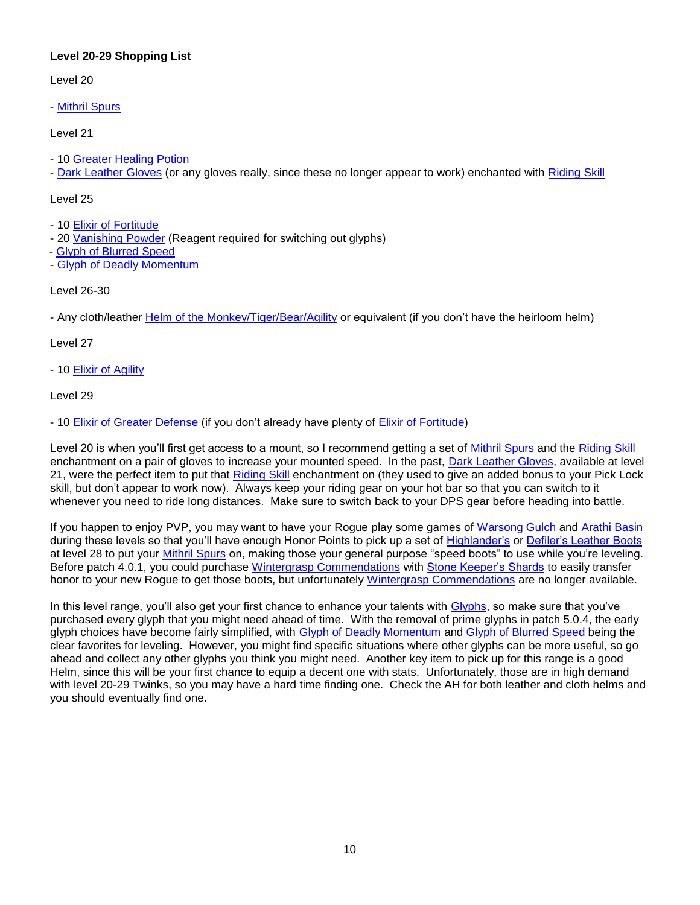**Level 20-29 Shopping List**

Level 20

- Mithril Spurs

Level 21

- 10 Greater Healing Potion
- Dark Leather Gloves (or any gloves really, since these no longer appear to work) enchanted with Riding Skill

Level 25

- 10 Elixir of Fortitude
- 20 Vanishing Powder (Reagent required for switching out glyphs)
- Glyph of Blurred Speed
- Glyph of Deadly Momentum

Level 26-30

- Any cloth/leather Helm of the Monkey/Tiger/Bear/Agility or equivalent (if you don't have the heirloom helm)

Level 27

- 10 Elixir of Agility

Level 29

- 10 Elixir of Greater Defense (if you don't already have plenty of Elixir of Fortitude)

Level 20 is when you'll first get access to a mount, so I recommend getting a set of Mithril Spurs and the Riding Skill enchantment on a pair of gloves to increase your mounted speed. In the past, Dark Leather Gloves, available at level 21, were the perfect item to put that Riding Skill enchantment on (they used to give an added bonus to your Pick Lock skill, but don't appear to work now). Always keep your riding gear on your hot bar so that you can switch to it whenever you need to ride long distances. Make sure to switch back to your DPS gear before heading into battle.

If you happen to enjoy PVP, you may want to have your Rogue play some games of Warsong Gulch and Arathi Basin during these levels so that you'll have enough Honor Points to pick up a set of Highlander's or Defiler's Leather Boots at level 28 to put your Mithril Spurs on, making those your general purpose "speed boots" to use while you're leveling. Before patch 4.0.1, you could purchase Wintergrasp Commendations with Stone Keeper's Shards to easily transfer honor to your new Rogue to get those boots, but unfortunately Wintergrasp Commendations are no longer available.

In this level range, you'll also get your first chance to enhance your talents with Glyphs, so make sure that you've purchased every glyph that you might need ahead of time. With the removal of prime glyphs in patch 5.0.4, the early glyph choices have become fairly simplified, with Glyph of Deadly Momentum and Glyph of Blurred Speed being the clear favorites for leveling. However, you might find specific situations where other glyphs can be more useful, so go ahead and collect any other glyphs you think you might need. Another key item to pick up for this range is a good Helm, since this will be your first chance to equip a decent one with stats. Unfortunately, those are in high demand with level 20-29 Twinks, so you may have a hard time finding one. Check the AH for both leather and cloth helms and you should eventually find one.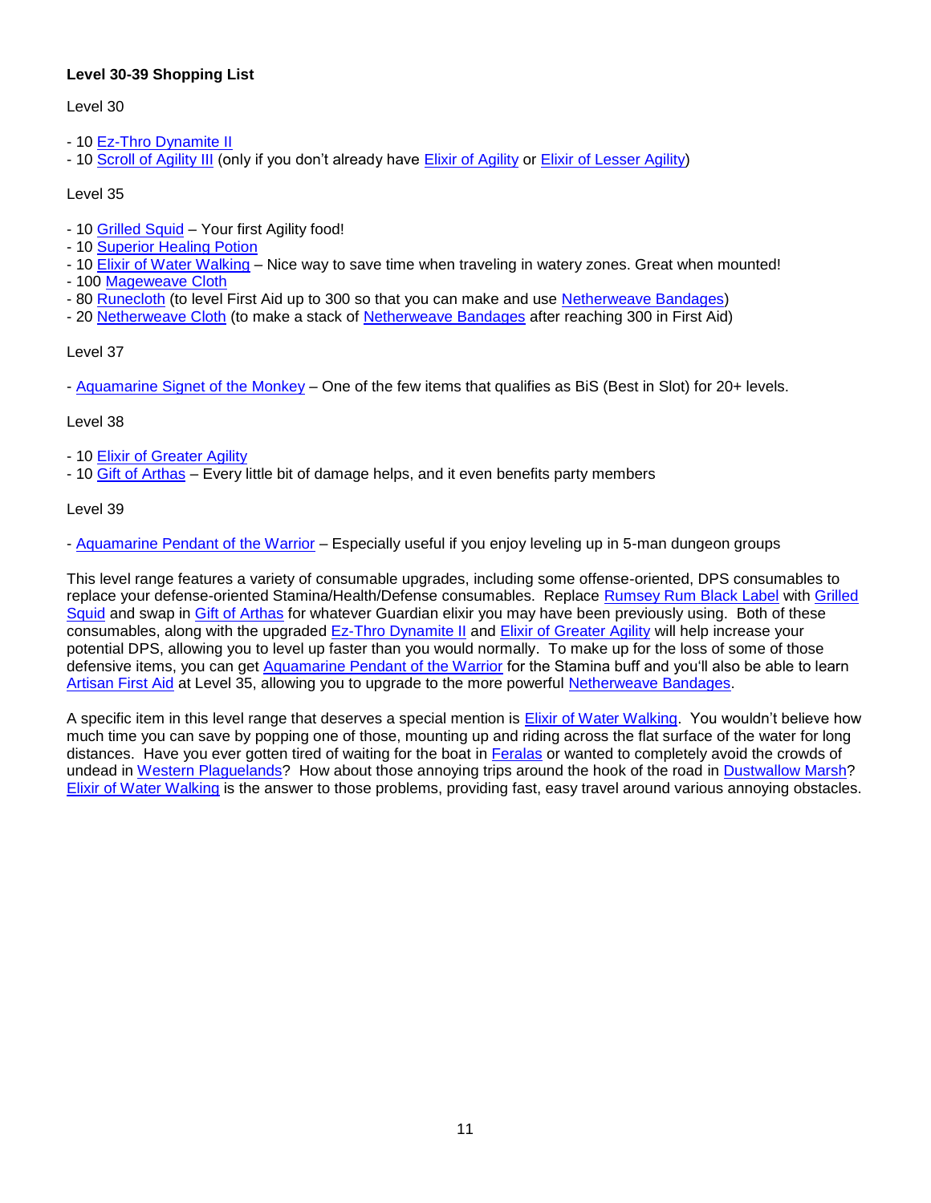**Level 30-39 Shopping List**

Level 30

- 10 Ez-Thro Dynamite II
- 10 Scroll of Agility III (only if you don't already have Elixir of Agility or Elixir of Lesser Agility)

Level 35

- 10 Grilled Squid – Your first Agility food!
- 10 Superior Healing Potion
- 10 Elixir of Water Walking – Nice way to save time when traveling in watery zones. Great when mounted!
- 100 Mageweave Cloth
- 80 Runecloth (to level First Aid up to 300 so that you can make and use Netherweave Bandages)
- 20 Netherweave Cloth (to make a stack of Netherweave Bandages after reaching 300 in First Aid)

Level 37

- Aquamarine Signet of the Monkey – One of the few items that qualifies as BiS (Best in Slot) for 20+ levels.

Level 38

- 10 Elixir of Greater Agility
- 10 Gift of Arthas – Every little bit of damage helps, and it even benefits party members

Level 39

- Aquamarine Pendant of the Warrior – Especially useful if you enjoy leveling up in 5-man dungeon groups

This level range features a variety of consumable upgrades, including some offense-oriented, DPS consumables to replace your defense-oriented Stamina/Health/Defense consumables. Replace Rumsey Rum Black Label with Grilled Squid and swap in Gift of Arthas for whatever Guardian elixir you may have been previously using. Both of these consumables, along with the upgraded Ez-Thro Dynamite II and Elixir of Greater Agility will help increase your potential DPS, allowing you to level up faster than you would normally. To make up for the loss of some of those defensive items, you can get Aquamarine Pendant of the Warrior for the Stamina buff and you'll also be able to learn Artisan First Aid at Level 35, allowing you to upgrade to the more powerful Netherweave Bandages.

A specific item in this level range that deserves a special mention is Elixir of Water Walking. You wouldn't believe how much time you can save by popping one of those, mounting up and riding across the flat surface of the water for long distances. Have you ever gotten tired of waiting for the boat in Feralas or wanted to completely avoid the crowds of undead in Western Plaguelands? How about those annoying trips around the hook of the road in Dustwallow Marsh? Elixir of Water Walking is the answer to those problems, providing fast, easy travel around various annoying obstacles.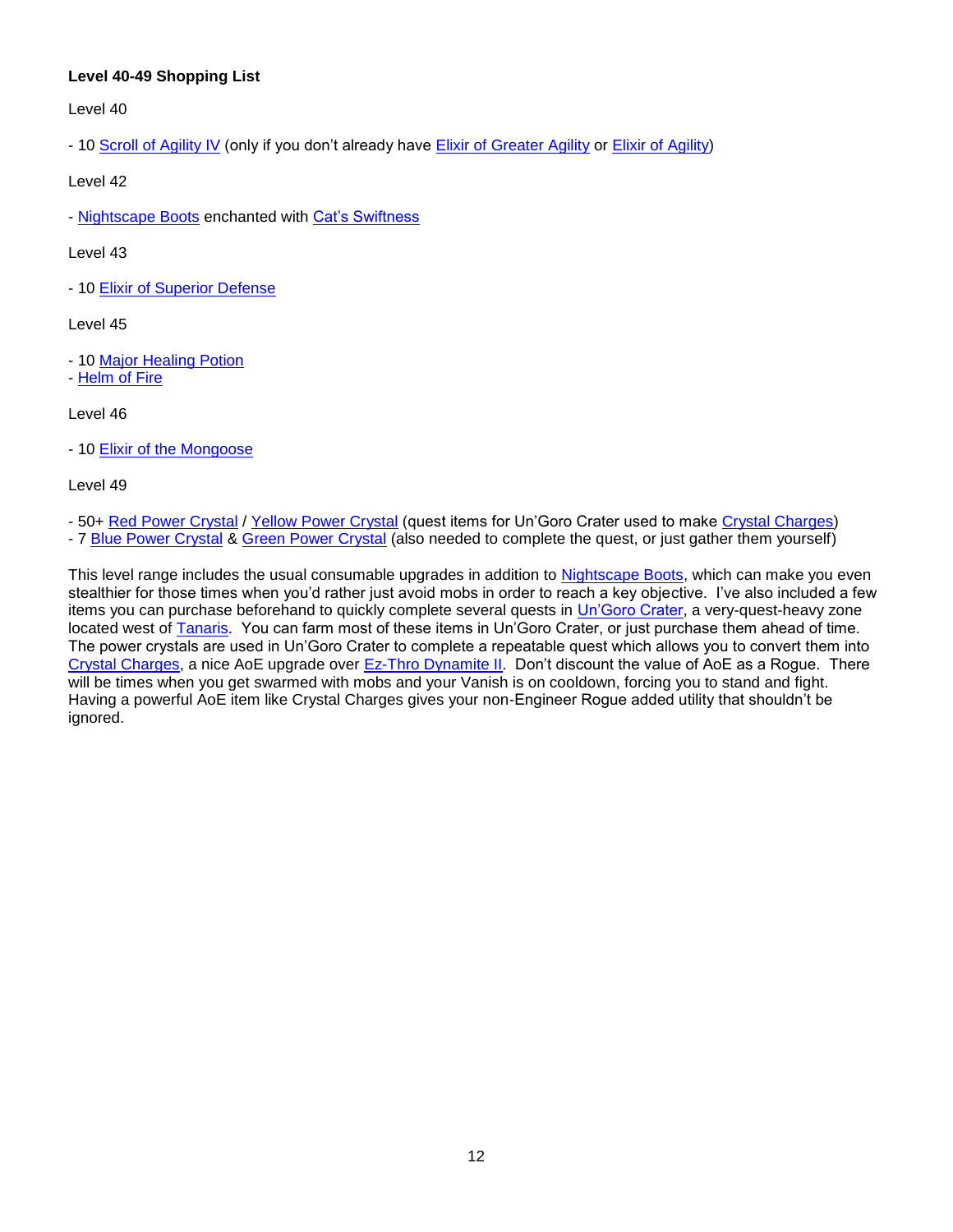**Level 40-49 Shopping List**

Level 40

- 10 Scroll of Agility IV (only if you don't already have Elixir of Greater Agility or Elixir of Agility)

Level 42

- Nightscape Boots enchanted with Cat's Swiftness

Level 43

- 10 Elixir of Superior Defense

Level 45

- 10 Major Healing Potion
- Helm of Fire

Level 46

- 10 Elixir of the Mongoose

Level 49

- 50+ Red Power Crystal / Yellow Power Crystal (quest items for Un'Goro Crater used to make Crystal Charges)
- 7 Blue Power Crystal & Green Power Crystal (also needed to complete the quest, or just gather them yourself)

This level range includes the usual consumable upgrades in addition to Nightscape Boots, which can make you even stealthier for those times when you'd rather just avoid mobs in order to reach a key objective. I've also included a few items you can purchase beforehand to quickly complete several quests in Un'Goro Crater, a very-quest-heavy zone located west of Tanaris. You can farm most of these items in Un'Goro Crater, or just purchase them ahead of time. The power crystals are used in Un'Goro Crater to complete a repeatable quest which allows you to convert them into Crystal Charges, a nice AoE upgrade over Ez-Thro Dynamite II. Don't discount the value of AoE as a Rogue. There will be times when you get swarmed with mobs and your Vanish is on cooldown, forcing you to stand and fight. Having a powerful AoE item like Crystal Charges gives your non-Engineer Rogue added utility that shouldn't be ignored.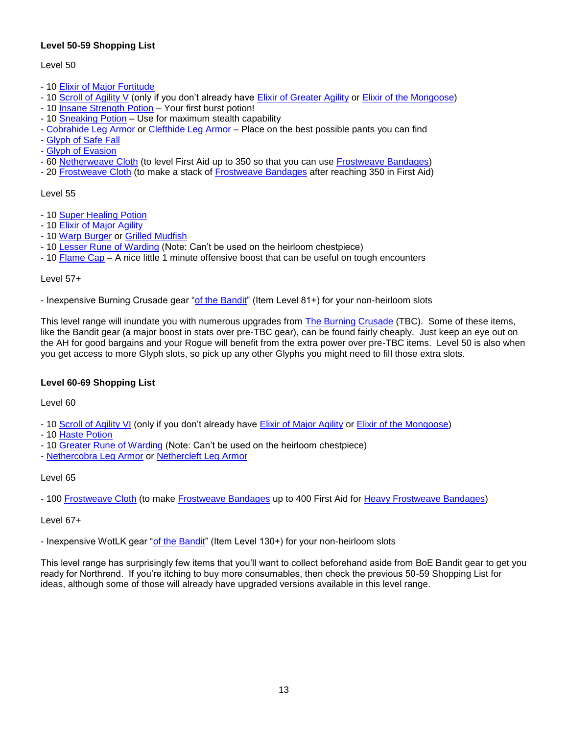**Level 50-59 Shopping List**

Level 50

- 10 Elixir of Major Fortitude
- 10 Scroll of Agility V (only if you don't already have Elixir of Greater Agility or Elixir of the Mongoose)
- 10 Insane Strength Potion – Your first burst potion!
- 10 Sneaking Potion – Use for maximum stealth capability
- Cobrahide Leg Armor or Clefthide Leg Armor – Place on the best possible pants you can find
- Glyph of Safe Fall
- Glyph of Evasion
- 60 Netherweave Cloth (to level First Aid up to 350 so that you can use Frostweave Bandages)
- 20 Frostweave Cloth (to make a stack of Frostweave Bandages after reaching 350 in First Aid)

Level 55

- 10 Super Healing Potion
- 10 Elixir of Major Agility
- 10 Warp Burger or Grilled Mudfish
- 10 Lesser Rune of Warding (Note: Can't be used on the heirloom chestpiece)
- 10 Flame Cap – A nice little 1 minute offensive boost that can be useful on tough encounters

Level 57+

- Inexpensive Burning Crusade gear "of the Bandit" (Item Level 81+) for your non-heirloom slots

This level range will inundate you with numerous upgrades from The Burning Crusade (TBC). Some of these items, like the Bandit gear (a major boost in stats over pre-TBC gear), can be found fairly cheaply. Just keep an eye out on the AH for good bargains and your Rogue will benefit from the extra power over pre-TBC items. Level 50 is also when you get access to more Glyph slots, so pick up any other Glyphs you might need to fill those extra slots.

**Level 60-69 Shopping List**

Level 60

- 10 Scroll of Agility VI (only if you don't already have Elixir of Major Agility or Elixir of the Mongoose)
- 10 Haste Potion
- 10 Greater Rune of Warding (Note: Can't be used on the heirloom chestpiece)
- Nethercobra Leg Armor or Nethercleft Leg Armor

Level 65

- 100 Frostweave Cloth (to make Frostweave Bandages up to 400 First Aid for Heavy Frostweave Bandages)

Level 67+

- Inexpensive WotLK gear "of the Bandit" (Item Level 130+) for your non-heirloom slots

This level range has surprisingly few items that you'll want to collect beforehand aside from BoE Bandit gear to get you ready for Northrend. If you're itching to buy more consumables, then check the previous 50-59 Shopping List for ideas, although some of those will already have upgraded versions available in this level range.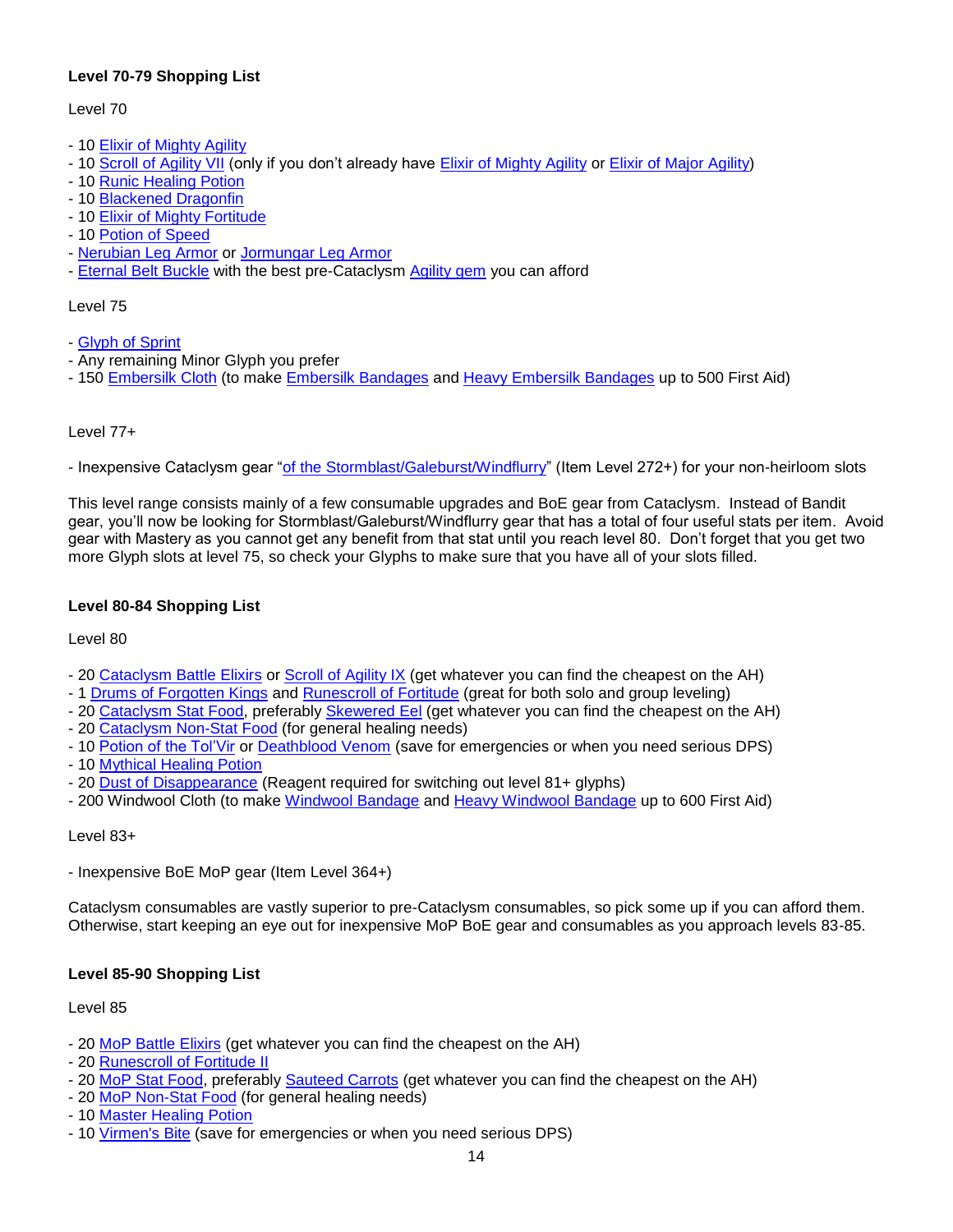**Level 70-79 Shopping List**

Level 70

- 10 Elixir of Mighty Agility
- 10 Scroll of Agility VII (only if you don't already have Elixir of Mighty Agility or Elixir of Major Agility)
- 10 Runic Healing Potion
- 10 Blackened Dragonfin
- 10 Elixir of Mighty Fortitude
- 10 Potion of Speed
- Nerubian Leg Armor or Jormungar Leg Armor
- Eternal Belt Buckle with the best pre-Cataclysm Agility gem you can afford

Level 75

- Glyph of Sprint
- Any remaining Minor Glyph you prefer
- 150 Embersilk Cloth (to make Embersilk Bandages and Heavy Embersilk Bandages up to 500 First Aid)

Level 77+

- Inexpensive Cataclysm gear "of the Stormblast/Galeburst/Windflurry" (Item Level 272+) for your non-heirloom slots

This level range consists mainly of a few consumable upgrades and BoE gear from Cataclysm. Instead of Bandit gear, you'll now be looking for Stormblast/Galeburst/Windflurry gear that has a total of four useful stats per item. Avoid gear with Mastery as you cannot get any benefit from that stat until you reach level 80. Don't forget that you get two more Glyph slots at level 75, so check your Glyphs to make sure that you have all of your slots filled.

**Level 80-84 Shopping List**

Level 80

- 20 Cataclysm Battle Elixirs or Scroll of Agility IX (get whatever you can find the cheapest on the AH)
- 1 Drums of Forgotten Kings and Runescroll of Fortitude (great for both solo and group leveling)
- 20 Cataclysm Stat Food, preferably Skewered Eel (get whatever you can find the cheapest on the AH)
- 20 Cataclysm Non-Stat Food (for general healing needs)
- 10 Potion of the Tol'Vir or Deathblood Venom (save for emergencies or when you need serious DPS)
- 10 Mythical Healing Potion
- 20 Dust of Disappearance (Reagent required for switching out level 81+ glyphs)
- 200 Windwool Cloth (to make Windwool Bandage and Heavy Windwool Bandage up to 600 First Aid)

Level 83+

- Inexpensive BoE MoP gear (Item Level 364+)

Cataclysm consumables are vastly superior to pre-Cataclysm consumables, so pick some up if you can afford them. Otherwise, start keeping an eye out for inexpensive MoP BoE gear and consumables as you approach levels 83-85.

**Level 85-90 Shopping List**

Level 85

- 20 MoP Battle Elixirs (get whatever you can find the cheapest on the AH)
- 20 Runescroll of Fortitude II
- 20 MoP Stat Food, preferably Sauteed Carrots (get whatever you can find the cheapest on the AH)
- 20 MoP Non-Stat Food (for general healing needs)
- 10 Master Healing Potion
- 10 Virmen's Bite (save for emergencies or when you need serious DPS)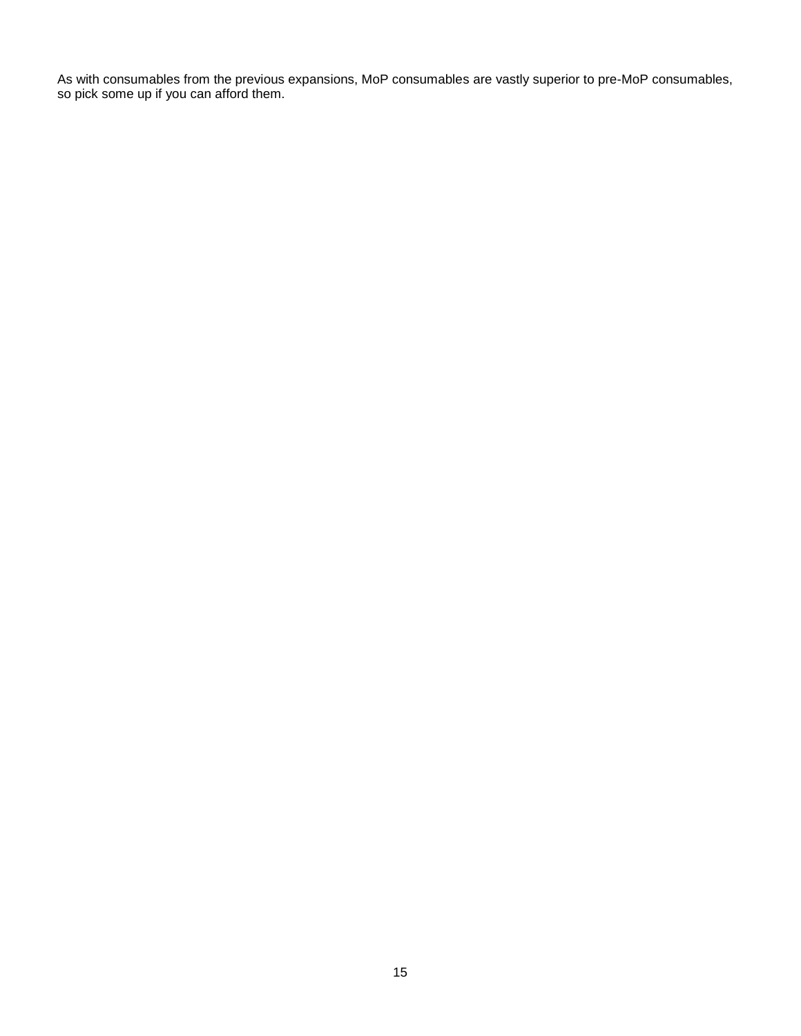As with consumables from the previous expansions, MoP consumables are vastly superior to pre-MoP consumables, so pick some up if you can afford them.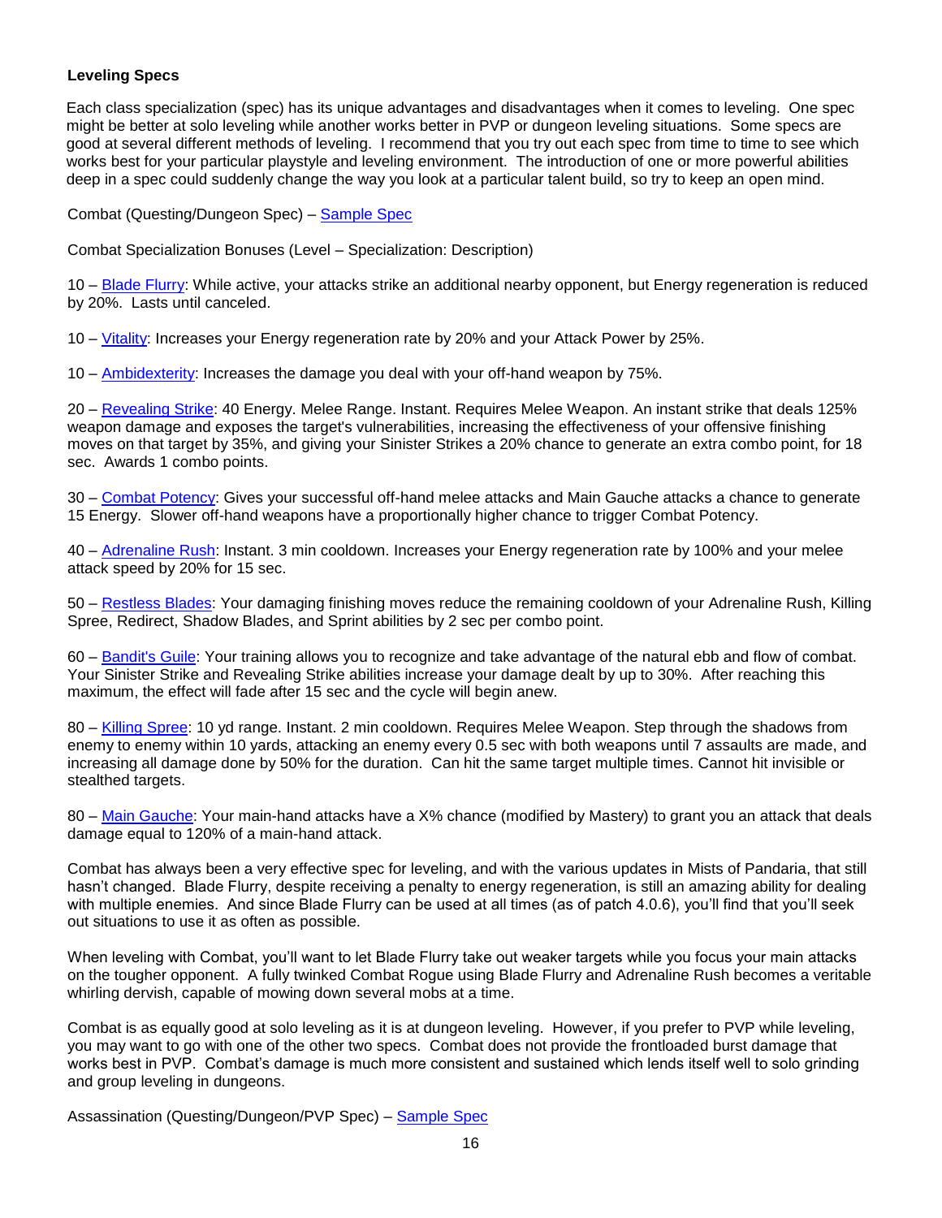### Leveling Specs

Each class specialization (spec) has its unique advantages and disadvantages when it comes to leveling. One spec might be better at solo leveling while another works better in PVP or dungeon leveling situations. Some specs are good at several different methods of leveling. I recommend that you try out each spec from time to time to see which works best for your particular playstyle and leveling environment. The introduction of one or more powerful abilities deep in a spec could suddenly change the way you look at a particular talent build, so try to keep an open mind.

Combat (Questing/Dungeon Spec) – Sample Spec

Combat Specialization Bonuses (Level – Specialization: Description)

10 – Blade Flurry: While active, your attacks strike an additional nearby opponent, but Energy regeneration is reduced by 20%. Lasts until canceled.

10 – Vitality: Increases your Energy regeneration rate by 20% and your Attack Power by 25%.

10 – Ambidexterity: Increases the damage you deal with your off-hand weapon by 75%.

20 – Revealing Strike: 40 Energy. Melee Range. Instant. Requires Melee Weapon. An instant strike that deals 125% weapon damage and exposes the target's vulnerabilities, increasing the effectiveness of your offensive finishing moves on that target by 35%, and giving your Sinister Strikes a 20% chance to generate an extra combo point, for 18 sec. Awards 1 combo points.

30 – Combat Potency: Gives your successful off-hand melee attacks and Main Gauche attacks a chance to generate 15 Energy. Slower off-hand weapons have a proportionally higher chance to trigger Combat Potency.

40 – Adrenaline Rush: Instant. 3 min cooldown. Increases your Energy regeneration rate by 100% and your melee attack speed by 20% for 15 sec.

50 – Restless Blades: Your damaging finishing moves reduce the remaining cooldown of your Adrenaline Rush, Killing Spree, Redirect, Shadow Blades, and Sprint abilities by 2 sec per combo point.

60 – Bandit's Guile: Your training allows you to recognize and take advantage of the natural ebb and flow of combat. Your Sinister Strike and Revealing Strike abilities increase your damage dealt by up to 30%. After reaching this maximum, the effect will fade after 15 sec and the cycle will begin anew.

80 – Killing Spree: 10 yd range. Instant. 2 min cooldown. Requires Melee Weapon. Step through the shadows from enemy to enemy within 10 yards, attacking an enemy every 0.5 sec with both weapons until 7 assaults are made, and increasing all damage done by 50% for the duration. Can hit the same target multiple times. Cannot hit invisible or stealthed targets.

80 – Main Gauche: Your main-hand attacks have a X% chance (modified by Mastery) to grant you an attack that deals damage equal to 120% of a main-hand attack.

Combat has always been a very effective spec for leveling, and with the various updates in Mists of Pandaria, that still hasn't changed. Blade Flurry, despite receiving a penalty to energy regeneration, is still an amazing ability for dealing with multiple enemies. And since Blade Flurry can be used at all times (as of patch 4.0.6), you'll find that you'll seek out situations to use it as often as possible.

When leveling with Combat, you'll want to let Blade Flurry take out weaker targets while you focus your main attacks on the tougher opponent. A fully twinked Combat Rogue using Blade Flurry and Adrenaline Rush becomes a veritable whirling dervish, capable of mowing down several mobs at a time.

Combat is as equally good at solo leveling as it is at dungeon leveling. However, if you prefer to PVP while leveling, you may want to go with one of the other two specs. Combat does not provide the frontloaded burst damage that works best in PVP. Combat's damage is much more consistent and sustained which lends itself well to solo grinding and group leveling in dungeons.

Assassination (Questing/Dungeon/PVP Spec) – Sample Spec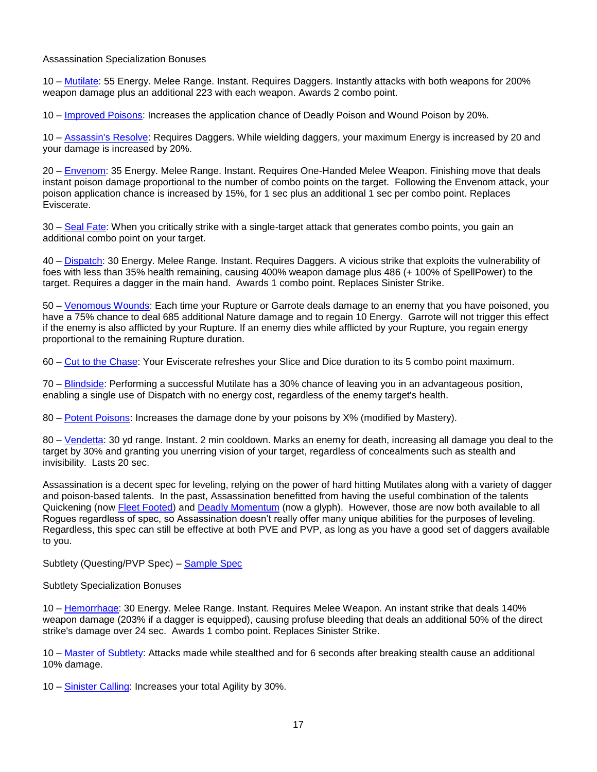Assassination Specialization Bonuses

10 – Mutilate: 55 Energy. Melee Range. Instant. Requires Daggers. Instantly attacks with both weapons for 200% weapon damage plus an additional 223 with each weapon. Awards 2 combo point.

10 – Improved Poisons: Increases the application chance of Deadly Poison and Wound Poison by 20%.

10 – Assassin's Resolve: Requires Daggers. While wielding daggers, your maximum Energy is increased by 20 and your damage is increased by 20%.

20 – Envenom: 35 Energy. Melee Range. Instant. Requires One-Handed Melee Weapon. Finishing move that deals instant poison damage proportional to the number of combo points on the target. Following the Envenom attack, your poison application chance is increased by 15%, for 1 sec plus an additional 1 sec per combo point. Replaces Eviscerate.

30 – Seal Fate: When you critically strike with a single-target attack that generates combo points, you gain an additional combo point on your target.

40 – Dispatch: 30 Energy. Melee Range. Instant. Requires Daggers. A vicious strike that exploits the vulnerability of foes with less than 35% health remaining, causing 400% weapon damage plus 486 (+ 100% of SpellPower) to the target. Requires a dagger in the main hand. Awards 1 combo point. Replaces Sinister Strike.

50 – Venomous Wounds: Each time your Rupture or Garrote deals damage to an enemy that you have poisoned, you have a 75% chance to deal 685 additional Nature damage and to regain 10 Energy. Garrote will not trigger this effect if the enemy is also afflicted by your Rupture. If an enemy dies while afflicted by your Rupture, you regain energy proportional to the remaining Rupture duration.

60 – Cut to the Chase: Your Eviscerate refreshes your Slice and Dice duration to its 5 combo point maximum.

70 – Blindside: Performing a successful Mutilate has a 30% chance of leaving you in an advantageous position, enabling a single use of Dispatch with no energy cost, regardless of the enemy target's health.

80 – Potent Poisons: Increases the damage done by your poisons by X% (modified by Mastery).

80 – Vendetta: 30 yd range. Instant. 2 min cooldown. Marks an enemy for death, increasing all damage you deal to the target by 30% and granting you unerring vision of your target, regardless of concealments such as stealth and invisibility. Lasts 20 sec.

Assassination is a decent spec for leveling, relying on the power of hard hitting Mutilates along with a variety of dagger and poison-based talents. In the past, Assassination benefitted from having the useful combination of the talents Quickening (now Fleet Footed) and Deadly Momentum (now a glyph). However, those are now both available to all Rogues regardless of spec, so Assassination doesn't really offer many unique abilities for the purposes of leveling. Regardless, this spec can still be effective at both PVE and PVP, as long as you have a good set of daggers available to you.

Subtlety (Questing/PVP Spec) – Sample Spec

Subtlety Specialization Bonuses

10 – Hemorrhage: 30 Energy. Melee Range. Instant. Requires Melee Weapon. An instant strike that deals 140% weapon damage (203% if a dagger is equipped), causing profuse bleeding that deals an additional 50% of the direct strike's damage over 24 sec. Awards 1 combo point. Replaces Sinister Strike.

10 – Master of Subtlety: Attacks made while stealthed and for 6 seconds after breaking stealth cause an additional 10% damage.

10 – Sinister Calling: Increases your total Agility by 30%.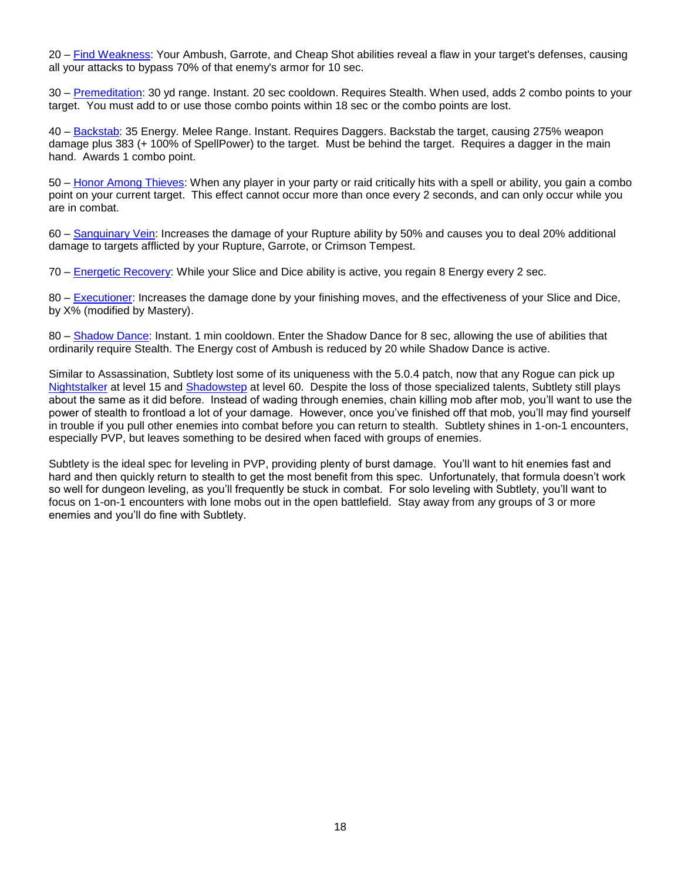20 – Find Weakness: Your Ambush, Garrote, and Cheap Shot abilities reveal a flaw in your target's defenses, causing all your attacks to bypass 70% of that enemy's armor for 10 sec.

30 – Premeditation: 30 yd range. Instant. 20 sec cooldown. Requires Stealth. When used, adds 2 combo points to your target. You must add to or use those combo points within 18 sec or the combo points are lost.

40 – Backstab: 35 Energy. Melee Range. Instant. Requires Daggers. Backstab the target, causing 275% weapon damage plus 383 (+ 100% of SpellPower) to the target. Must be behind the target. Requires a dagger in the main hand. Awards 1 combo point.

50 – Honor Among Thieves: When any player in your party or raid critically hits with a spell or ability, you gain a combo point on your current target. This effect cannot occur more than once every 2 seconds, and can only occur while you are in combat.

60 – Sanguinary Vein: Increases the damage of your Rupture ability by 50% and causes you to deal 20% additional damage to targets afflicted by your Rupture, Garrote, or Crimson Tempest.

70 – Energetic Recovery: While your Slice and Dice ability is active, you regain 8 Energy every 2 sec.

80 – Executioner: Increases the damage done by your finishing moves, and the effectiveness of your Slice and Dice, by X% (modified by Mastery).

80 – Shadow Dance: Instant. 1 min cooldown. Enter the Shadow Dance for 8 sec, allowing the use of abilities that ordinarily require Stealth. The Energy cost of Ambush is reduced by 20 while Shadow Dance is active.

Similar to Assassination, Subtlety lost some of its uniqueness with the 5.0.4 patch, now that any Rogue can pick up Nightstalker at level 15 and Shadowstep at level 60. Despite the loss of those specialized talents, Subtlety still plays about the same as it did before. Instead of wading through enemies, chain killing mob after mob, you'll want to use the power of stealth to frontload a lot of your damage. However, once you've finished off that mob, you'll may find yourself in trouble if you pull other enemies into combat before you can return to stealth. Subtlety shines in 1-on-1 encounters, especially PVP, but leaves something to be desired when faced with groups of enemies.

Subtlety is the ideal spec for leveling in PVP, providing plenty of burst damage. You'll want to hit enemies fast and hard and then quickly return to stealth to get the most benefit from this spec. Unfortunately, that formula doesn't work so well for dungeon leveling, as you'll frequently be stuck in combat. For solo leveling with Subtlety, you'll want to focus on 1-on-1 encounters with lone mobs out in the open battlefield. Stay away from any groups of 3 or more enemies and you'll do fine with Subtlety.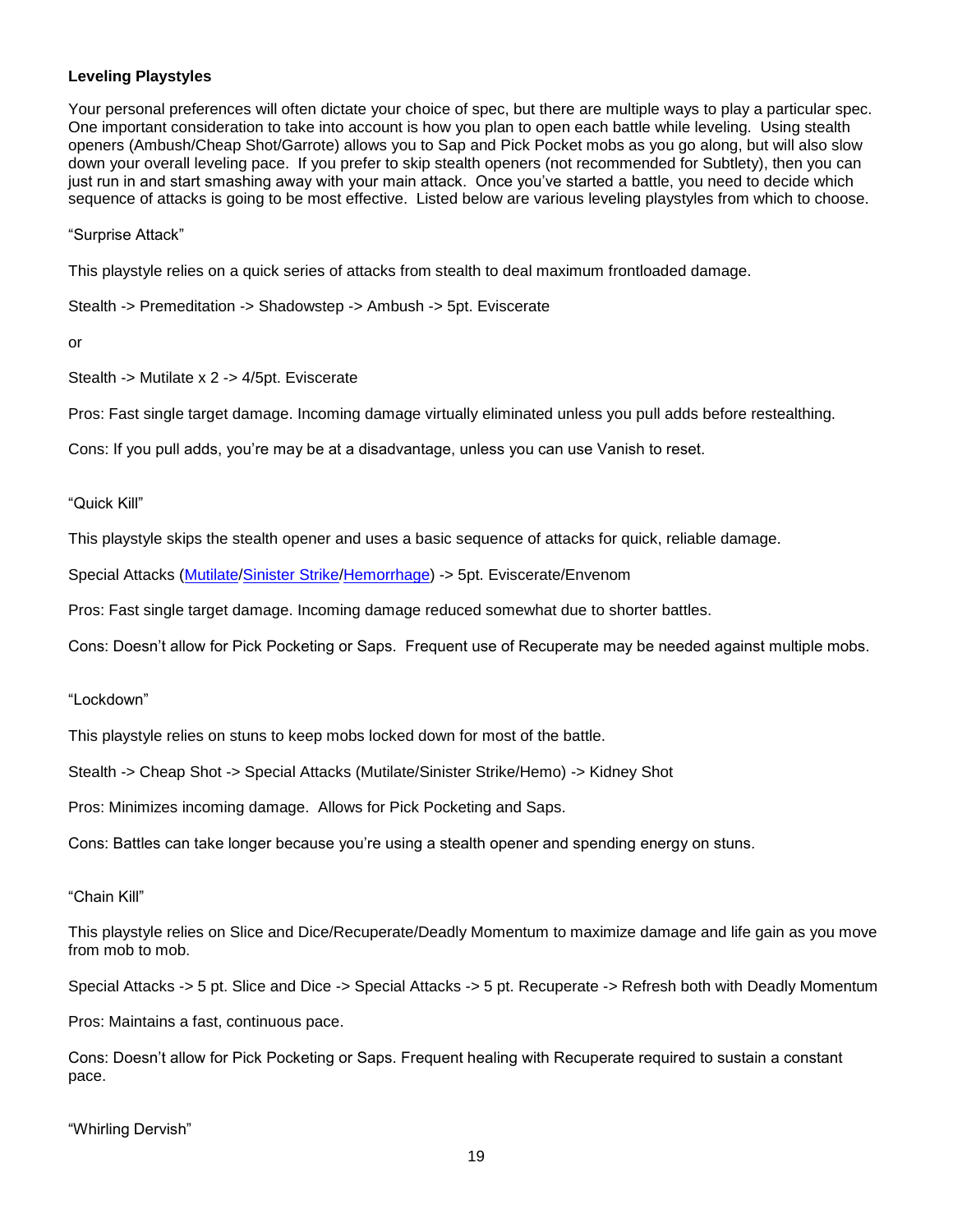**Leveling Playstyles**

Your personal preferences will often dictate your choice of spec, but there are multiple ways to play a particular spec. One important consideration to take into account is how you plan to open each battle while leveling. Using stealth openers (Ambush/Cheap Shot/Garrote) allows you to Sap and Pick Pocket mobs as you go along, but will also slow down your overall leveling pace. If you prefer to skip stealth openers (not recommended for Subtlety), then you can just run in and start smashing away with your main attack. Once you've started a battle, you need to decide which sequence of attacks is going to be most effective. Listed below are various leveling playstyles from which to choose.

"Surprise Attack"

This playstyle relies on a quick series of attacks from stealth to deal maximum frontloaded damage.

Stealth -> Premeditation -> Shadowstep -> Ambush -> 5pt. Eviscerate

or

Stealth -> Mutilate x 2 -> 4/5pt. Eviscerate

Pros: Fast single target damage. Incoming damage virtually eliminated unless you pull adds before restealthing.

Cons: If you pull adds, you're may be at a disadvantage, unless you can use Vanish to reset.

"Quick Kill"

This playstyle skips the stealth opener and uses a basic sequence of attacks for quick, reliable damage.

Special Attacks (Mutilate/Sinister Strike/Hemorrhage) -> 5pt. Eviscerate/Envenom

Pros: Fast single target damage. Incoming damage reduced somewhat due to shorter battles.

Cons: Doesn't allow for Pick Pocketing or Saps. Frequent use of Recuperate may be needed against multiple mobs.

"Lockdown"

This playstyle relies on stuns to keep mobs locked down for most of the battle.

Stealth -> Cheap Shot -> Special Attacks (Mutilate/Sinister Strike/Hemo) -> Kidney Shot

Pros: Minimizes incoming damage. Allows for Pick Pocketing and Saps.

Cons: Battles can take longer because you're using a stealth opener and spending energy on stuns.

"Chain Kill"

This playstyle relies on Slice and Dice/Recuperate/Deadly Momentum to maximize damage and life gain as you move from mob to mob.

Special Attacks -> 5 pt. Slice and Dice -> Special Attacks -> 5 pt. Recuperate -> Refresh both with Deadly Momentum

Pros: Maintains a fast, continuous pace.

Cons: Doesn't allow for Pick Pocketing or Saps. Frequent healing with Recuperate required to sustain a constant pace.

"Whirling Dervish"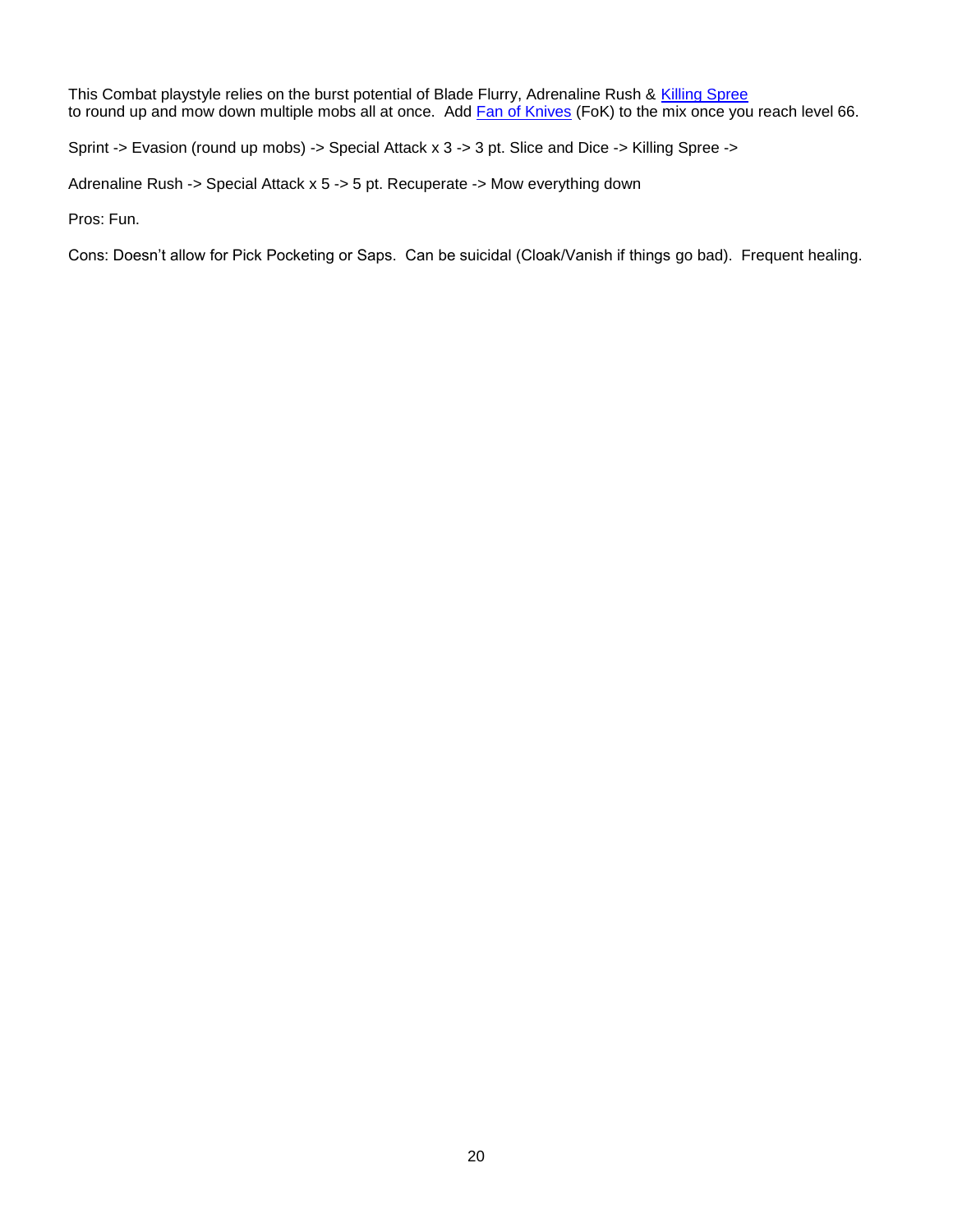This Combat playstyle relies on the burst potential of Blade Flurry, Adrenaline Rush & [Killing Spree](#)
to round up and mow down multiple mobs all at once. Add [Fan of Knives](#) (FoK) to the mix once you reach level 66.

Sprint -> Evasion (round up mobs) -> Special Attack x 3 -> 3 pt. Slice and Dice -> Killing Spree ->

Adrenaline Rush -> Special Attack x 5 -> 5 pt. Recuperate -> Mow everything down

Pros: Fun.

Cons: Doesn't allow for Pick Pocketing or Saps. Can be suicidal (Cloak/Vanish if things go bad). Frequent healing.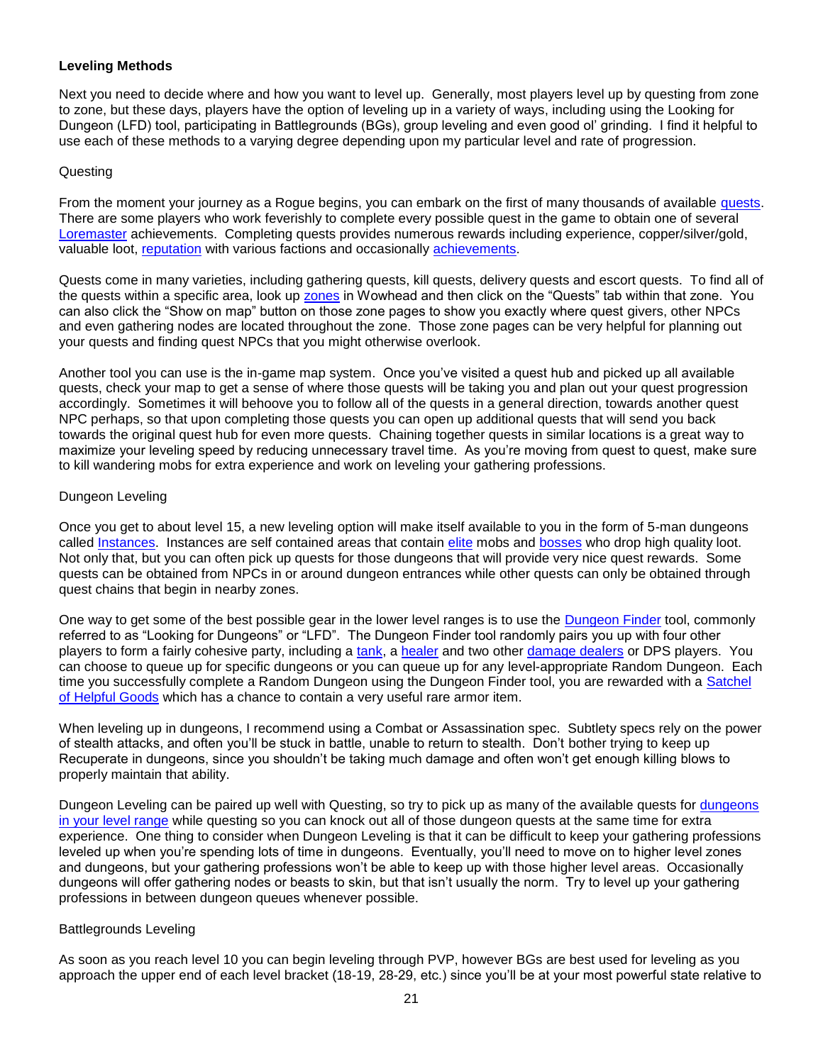### Leveling Methods

Next you need to decide where and how you want to level up. Generally, most players level up by questing from zone to zone, but these days, players have the option of leveling up in a variety of ways, including using the Looking for Dungeon (LFD) tool, participating in Battlegrounds (BGs), group leveling and even good ol' grinding. I find it helpful to use each of these methods to a varying degree depending upon my particular level and rate of progression.

Questing

From the moment your journey as a Rogue begins, you can embark on the first of many thousands of available quests. There are some players who work feverishly to complete every possible quest in the game to obtain one of several Loremaster achievements. Completing quests provides numerous rewards including experience, copper/silver/gold, valuable loot, reputation with various factions and occasionally achievements.

Quests come in many varieties, including gathering quests, kill quests, delivery quests and escort quests. To find all of the quests within a specific area, look up zones in Wowhead and then click on the "Quests" tab within that zone. You can also click the "Show on map" button on those zone pages to show you exactly where quest givers, other NPCs and even gathering nodes are located throughout the zone. Those zone pages can be very helpful for planning out your quests and finding quest NPCs that you might otherwise overlook.

Another tool you can use is the in-game map system. Once you've visited a quest hub and picked up all available quests, check your map to get a sense of where those quests will be taking you and plan out your quest progression accordingly. Sometimes it will behoove you to follow all of the quests in a general direction, towards another quest NPC perhaps, so that upon completing those quests you can open up additional quests that will send you back towards the original quest hub for even more quests. Chaining together quests in similar locations is a great way to maximize your leveling speed by reducing unnecessary travel time. As you're moving from quest to quest, make sure to kill wandering mobs for extra experience and work on leveling your gathering professions.

Dungeon Leveling

Once you get to about level 15, a new leveling option will make itself available to you in the form of 5-man dungeons called Instances. Instances are self contained areas that contain elite mobs and bosses who drop high quality loot. Not only that, but you can often pick up quests for those dungeons that will provide very nice quest rewards. Some quests can be obtained from NPCs in or around dungeon entrances while other quests can only be obtained through quest chains that begin in nearby zones.

One way to get some of the best possible gear in the lower level ranges is to use the Dungeon Finder tool, commonly referred to as "Looking for Dungeons" or "LFD". The Dungeon Finder tool randomly pairs you up with four other players to form a fairly cohesive party, including a tank, a healer and two other damage dealers or DPS players. You can choose to queue up for specific dungeons or you can queue up for any level-appropriate Random Dungeon. Each time you successfully complete a Random Dungeon using the Dungeon Finder tool, you are rewarded with a Satchel of Helpful Goods which has a chance to contain a very useful rare armor item.

When leveling up in dungeons, I recommend using a Combat or Assassination spec. Subtlety specs rely on the power of stealth attacks, and often you'll be stuck in battle, unable to return to stealth. Don't bother trying to keep up Recuperate in dungeons, since you shouldn't be taking much damage and often won't get enough killing blows to properly maintain that ability.

Dungeon Leveling can be paired up well with Questing, so try to pick up as many of the available quests for dungeons in your level range while questing so you can knock out all of those dungeon quests at the same time for extra experience. One thing to consider when Dungeon Leveling is that it can be difficult to keep your gathering professions leveled up when you're spending lots of time in dungeons. Eventually, you'll need to move on to higher level zones and dungeons, but your gathering professions won't be able to keep up with those higher level areas. Occasionally dungeons will offer gathering nodes or beasts to skin, but that isn't usually the norm. Try to level up your gathering professions in between dungeon queues whenever possible.

Battlegrounds Leveling

As soon as you reach level 10 you can begin leveling through PVP, however BGs are best used for leveling as you approach the upper end of each level bracket (18-19, 28-29, etc.) since you'll be at your most powerful state relative to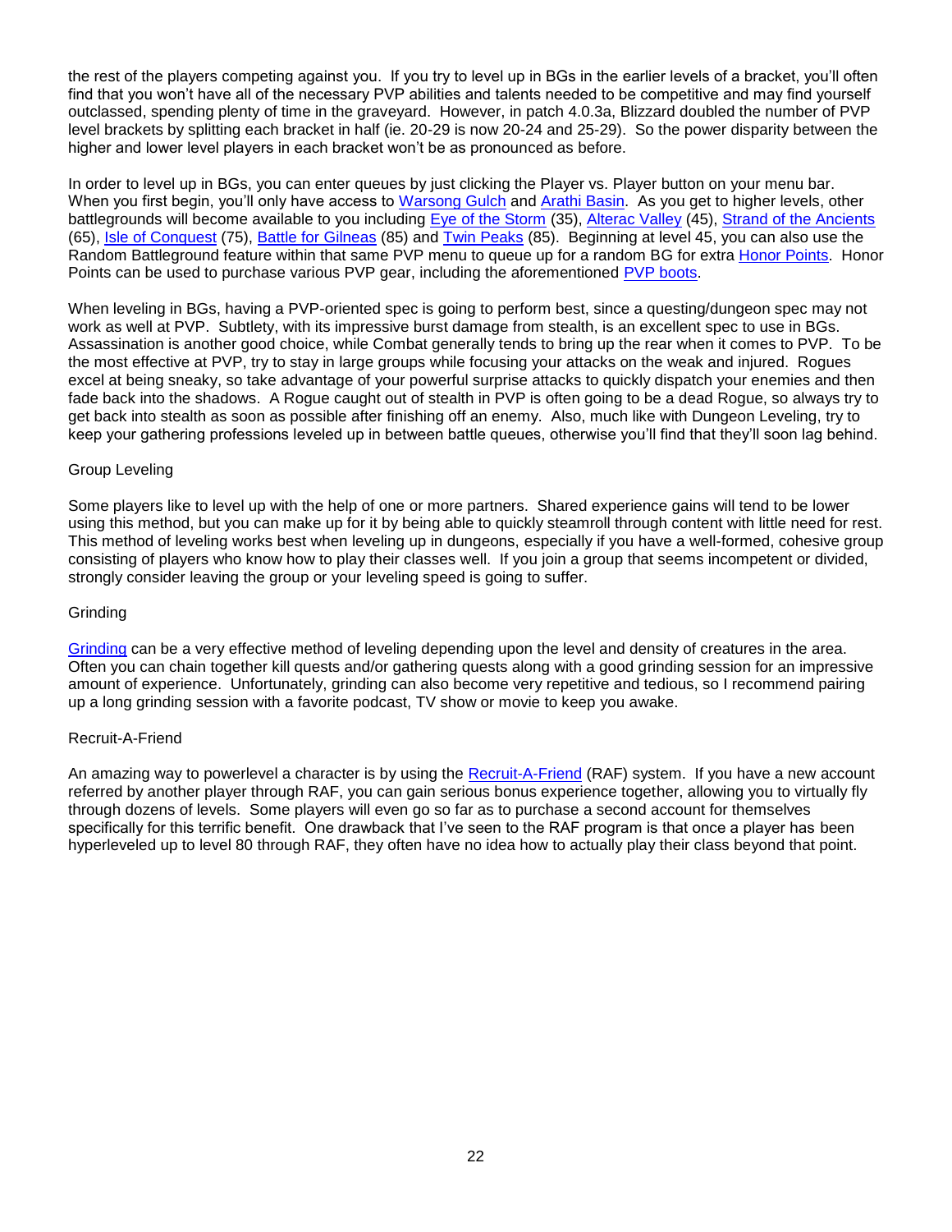the rest of the players competing against you. If you try to level up in BGs in the earlier levels of a bracket, you'll often find that you won't have all of the necessary PVP abilities and talents needed to be competitive and may find yourself outclassed, spending plenty of time in the graveyard. However, in patch 4.0.3a, Blizzard doubled the number of PVP level brackets by splitting each bracket in half (ie. 20-29 is now 20-24 and 25-29). So the power disparity between the higher and lower level players in each bracket won't be as pronounced as before.

In order to level up in BGs, you can enter queues by just clicking the Player vs. Player button on your menu bar. When you first begin, you'll only have access to Warsong Gulch and Arathi Basin. As you get to higher levels, other battlegrounds will become available to you including Eye of the Storm (35), Alterac Valley (45), Strand of the Ancients (65), Isle of Conquest (75), Battle for Gilneas (85) and Twin Peaks (85). Beginning at level 45, you can also use the Random Battleground feature within that same PVP menu to queue up for a random BG for extra Honor Points. Honor Points can be used to purchase various PVP gear, including the aforementioned PVP boots.

When leveling in BGs, having a PVP-oriented spec is going to perform best, since a questing/dungeon spec may not work as well at PVP. Subtlety, with its impressive burst damage from stealth, is an excellent spec to use in BGs. Assassination is another good choice, while Combat generally tends to bring up the rear when it comes to PVP. To be the most effective at PVP, try to stay in large groups while focusing your attacks on the weak and injured. Rogues excel at being sneaky, so take advantage of your powerful surprise attacks to quickly dispatch your enemies and then fade back into the shadows. A Rogue caught out of stealth in PVP is often going to be a dead Rogue, so always try to get back into stealth as soon as possible after finishing off an enemy. Also, much like with Dungeon Leveling, try to keep your gathering professions leveled up in between battle queues, otherwise you'll find that they'll soon lag behind.

Group Leveling

Some players like to level up with the help of one or more partners. Shared experience gains will tend to be lower using this method, but you can make up for it by being able to quickly steamroll through content with little need for rest. This method of leveling works best when leveling up in dungeons, especially if you have a well-formed, cohesive group consisting of players who know how to play their classes well. If you join a group that seems incompetent or divided, strongly consider leaving the group or your leveling speed is going to suffer.

Grinding

Grinding can be a very effective method of leveling depending upon the level and density of creatures in the area. Often you can chain together kill quests and/or gathering quests along with a good grinding session for an impressive amount of experience. Unfortunately, grinding can also become very repetitive and tedious, so I recommend pairing up a long grinding session with a favorite podcast, TV show or movie to keep you awake.

Recruit-A-Friend

An amazing way to powerlevel a character is by using the Recruit-A-Friend (RAF) system. If you have a new account referred by another player through RAF, you can gain serious bonus experience together, allowing you to virtually fly through dozens of levels. Some players will even go so far as to purchase a second account for themselves specifically for this terrific benefit. One drawback that I've seen to the RAF program is that once a player has been hyperleveled up to level 80 through RAF, they often have no idea how to actually play their class beyond that point.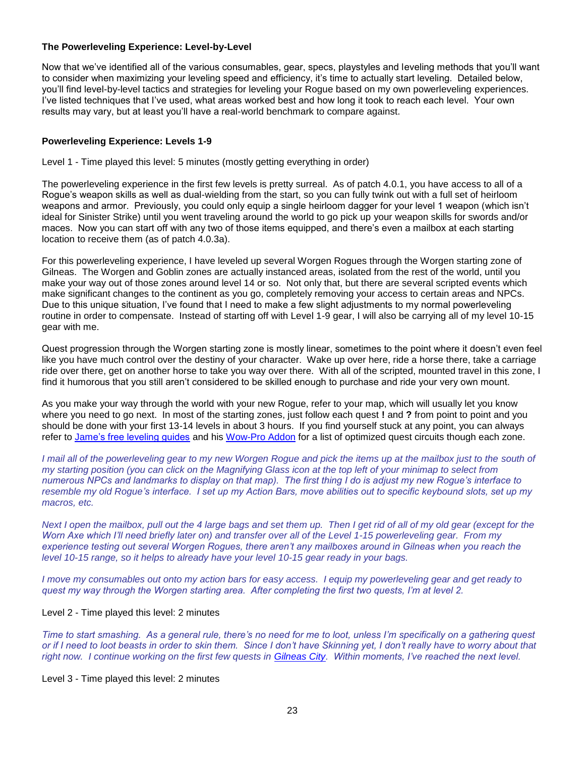**The Powerleveling Experience: Level-by-Level**

Now that we've identified all of the various consumables, gear, specs, playstyles and leveling methods that you'll want to consider when maximizing your leveling speed and efficiency, it's time to actually start leveling. Detailed below, you'll find level-by-level tactics and strategies for leveling your Rogue based on my own powerleveling experiences. I've listed techniques that I've used, what areas worked best and how long it took to reach each level. Your own results may vary, but at least you'll have a real-world benchmark to compare against.

**Powerleveling Experience: Levels 1-9**

Level 1 - Time played this level: 5 minutes (mostly getting everything in order)

The powerleveling experience in the first few levels is pretty surreal. As of patch 4.0.1, you have access to all of a Rogue's weapon skills as well as dual-wielding from the start, so you can fully twink out with a full set of heirloom weapons and armor. Previously, you could only equip a single heirloom dagger for your level 1 weapon (which isn't ideal for Sinister Strike) until you went traveling around the world to go pick up your weapon skills for swords and/or maces. Now you can start off with any two of those items equipped, and there's even a mailbox at each starting location to receive them (as of patch 4.0.3a).

For this powerleveling experience, I have leveled up several Worgen Rogues through the Worgen starting zone of Gilneas. The Worgen and Goblin zones are actually instanced areas, isolated from the rest of the world, until you make your way out of those zones around level 14 or so. Not only that, but there are several scripted events which make significant changes to the continent as you go, completely removing your access to certain areas and NPCs. Due to this unique situation, I've found that I need to make a few slight adjustments to my normal powerleveling routine in order to compensate. Instead of starting off with Level 1-9 gear, I will also be carrying all of my level 10-15 gear with me.

Quest progression through the Worgen starting zone is mostly linear, sometimes to the point where it doesn't even feel like you have much control over the destiny of your character. Wake up over here, ride a horse there, take a carriage ride over there, get on another horse to take you way over there. With all of the scripted, mounted travel in this zone, I find it humorous that you still aren't considered to be skilled enough to purchase and ride your very own mount.

As you make your way through the world with your new Rogue, refer to your map, which will usually let you know where you need to go next. In most of the starting zones, just follow each quest **!** and **?** from point to point and you should be done with your first 13-14 levels in about 3 hours. If you find yourself stuck at any point, you can always refer to Jame's free leveling guides and his Wow-Pro Addon for a list of optimized quest circuits though each zone.

*I mail all of the powerleveling gear to my new Worgen Rogue and pick the items up at the mailbox just to the south of my starting position (you can click on the Magnifying Glass icon at the top left of your minimap to select from numerous NPCs and landmarks to display on that map). The first thing I do is adjust my new Rogue's interface to resemble my old Rogue's interface. I set up my Action Bars, move abilities out to specific keyboard slots, set up my macros, etc.*

*Next I open the mailbox, pull out the 4 large bags and set them up. Then I get rid of all of my old gear (except for the Worn Axe which I'll need briefly later on) and transfer over all of the Level 1-15 powerleveling gear. From my experience testing out several Worgen Rogues, there aren't any mailboxes around in Gilneas when you reach the level 10-15 range, so it helps to already have your level 10-15 gear ready in your bags.*

*I move my consumables out onto my action bars for easy access. I equip my powerleveling gear and get ready to quest my way through the Worgen starting area. After completing the first two quests, I'm at level 2.*

Level 2 - Time played this level: 2 minutes

*Time to start smashing. As a general rule, there's no need for me to loot, unless I'm specifically on a gathering quest or if I need to loot beasts in order to skin them. Since I don't have Skinning yet, I don't really have to worry about that right now. I continue working on the first few quests in Gilneas City. Within moments, I've reached the next level.*

Level 3 - Time played this level: 2 minutes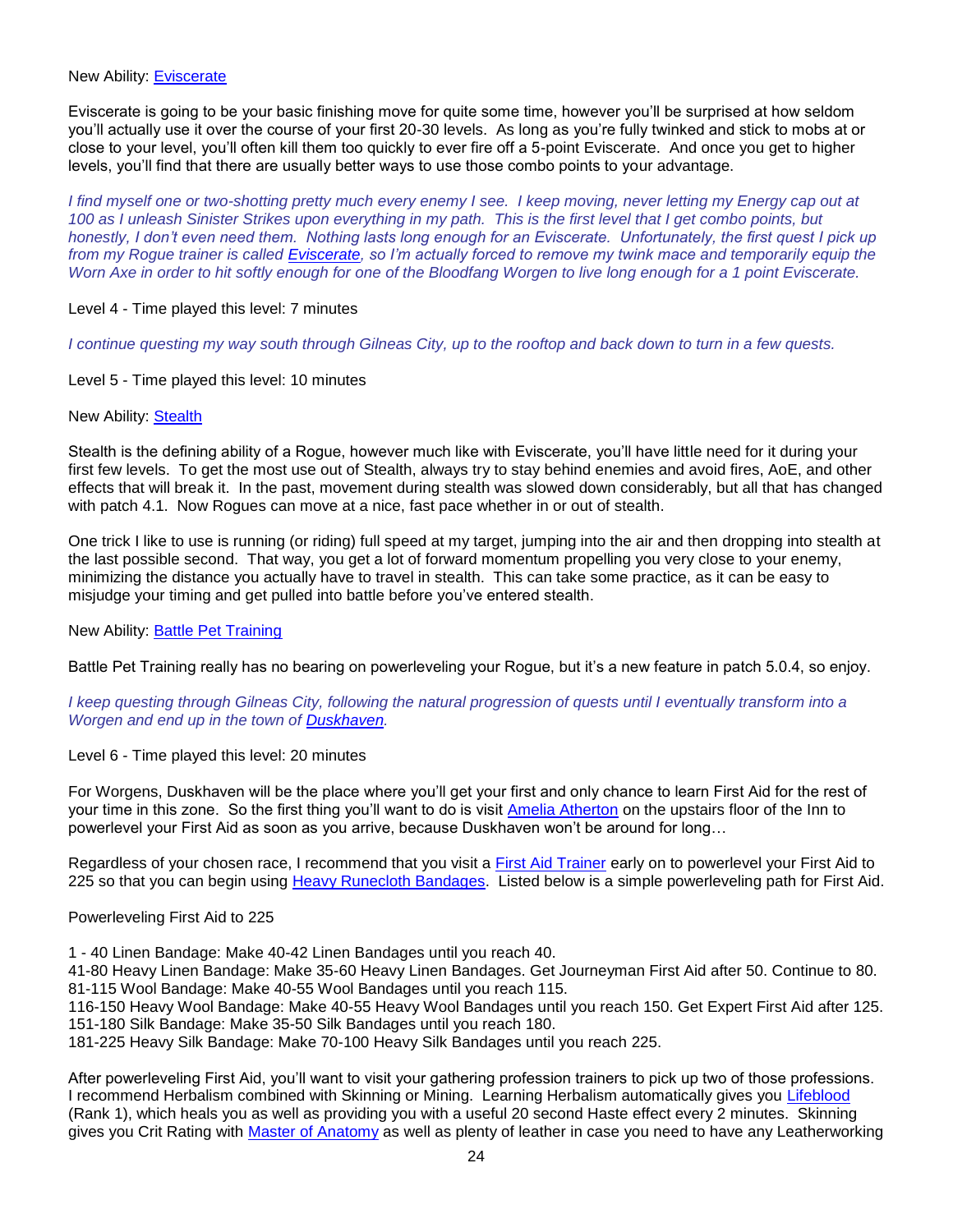New Ability: Eviscerate

Eviscerate is going to be your basic finishing move for quite some time, however you'll be surprised at how seldom you'll actually use it over the course of your first 20-30 levels. As long as you're fully twinked and stick to mobs at or close to your level, you'll often kill them too quickly to ever fire off a 5-point Eviscerate. And once you get to higher levels, you'll find that there are usually better ways to use those combo points to your advantage.

*I find myself one or two-shotting pretty much every enemy I see. I keep moving, never letting my Energy cap out at 100 as I unleash Sinister Strikes upon everything in my path. This is the first level that I get combo points, but honestly, I don't even need them. Nothing lasts long enough for an Eviscerate. Unfortunately, the first quest I pick up from my Rogue trainer is called **Eviscerate**, so I'm actually forced to remove my twink mace and temporarily equip the Worn Axe in order to hit softly enough for one of the Bloodfang Worgen to live long enough for a 1 point Eviscerate.*

Level 4 - Time played this level: 7 minutes

*I continue questing my way south through Gilneas City, up to the rooftop and back down to turn in a few quests.*

Level 5 - Time played this level: 10 minutes

New Ability: Stealth

Stealth is the defining ability of a Rogue, however much like with Eviscerate, you'll have little need for it during your first few levels. To get the most use out of Stealth, always try to stay behind enemies and avoid fires, AoE, and other effects that will break it. In the past, movement during stealth was slowed down considerably, but all that has changed with patch 4.1. Now Rogues can move at a nice, fast pace whether in or out of stealth.

One trick I like to use is running (or riding) full speed at my target, jumping into the air and then dropping into stealth at the last possible second. That way, you get a lot of forward momentum propelling you very close to your enemy, minimizing the distance you actually have to travel in stealth. This can take some practice, as it can be easy to misjudge your timing and get pulled into battle before you've entered stealth.

New Ability: Battle Pet Training

Battle Pet Training really has no bearing on powerleveling your Rogue, but it's a new feature in patch 5.0.4, so enjoy.

*I keep questing through Gilneas City, following the natural progression of quests until I eventually transform into a Worgen and end up in the town of **Duskhaven**.*

Level 6 - Time played this level: 20 minutes

For Worgens, Duskhaven will be the place where you'll get your first and only chance to learn First Aid for the rest of your time in this zone. So the first thing you'll want to do is visit Amelia Atherton on the upstairs floor of the Inn to powerlevel your First Aid as soon as you arrive, because Duskhaven won't be around for long…

Regardless of your chosen race, I recommend that you visit a First Aid Trainer early on to powerlevel your First Aid to 225 so that you can begin using Heavy Runecloth Bandages. Listed below is a simple powerleveling path for First Aid.

Powerleveling First Aid to 225

1 - 40 Linen Bandage: Make 40-42 Linen Bandages until you reach 40.
41-80 Heavy Linen Bandage: Make 35-60 Heavy Linen Bandages. Get Journeyman First Aid after 50. Continue to 80.
81-115 Wool Bandage: Make 40-55 Wool Bandages until you reach 115.
116-150 Heavy Wool Bandage: Make 40-55 Heavy Wool Bandages until you reach 150. Get Expert First Aid after 125.
151-180 Silk Bandage: Make 35-50 Silk Bandages until you reach 180.
181-225 Heavy Silk Bandage: Make 70-100 Heavy Silk Bandages until you reach 225.

After powerleveling First Aid, you'll want to visit your gathering profession trainers to pick up two of those professions. I recommend Herbalism combined with Skinning or Mining. Learning Herbalism automatically gives you Lifeblood (Rank 1), which heals you as well as providing you with a useful 20 second Haste effect every 2 minutes. Skinning gives you Crit Rating with Master of Anatomy as well as plenty of leather in case you need to have any Leatherworking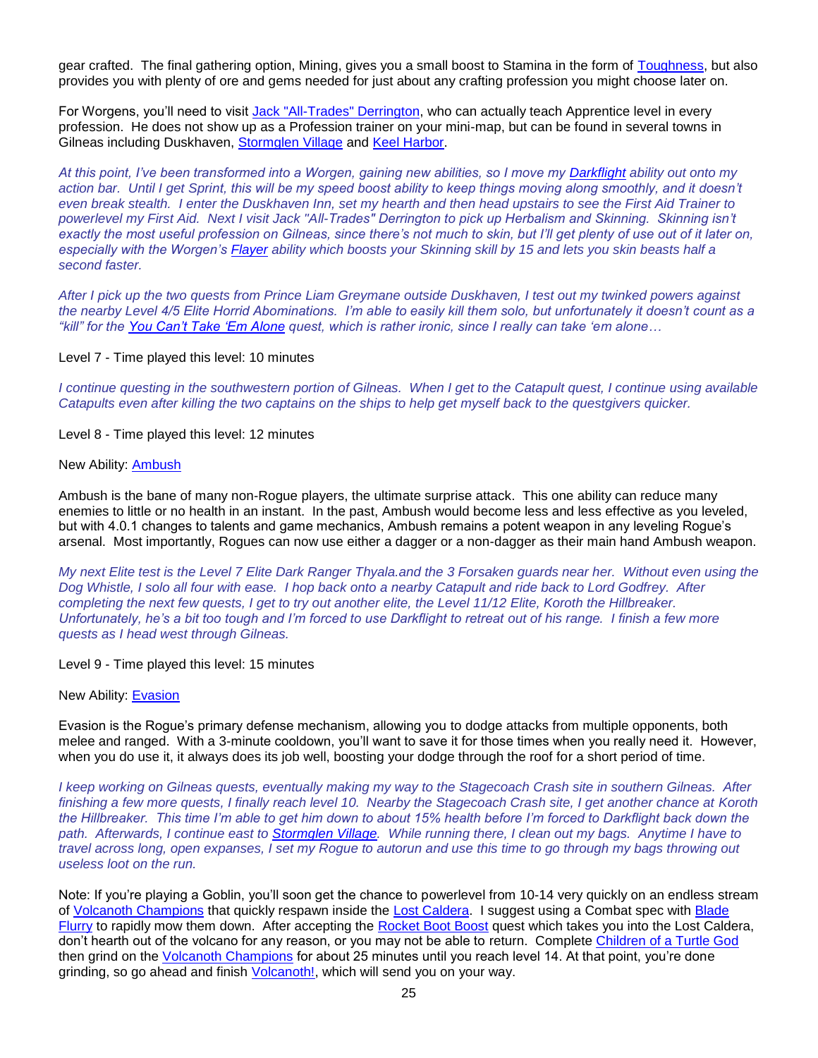gear crafted. The final gathering option, Mining, gives you a small boost to Stamina in the form of Toughness, but also provides you with plenty of ore and gems needed for just about any crafting profession you might choose later on.

For Worgens, you'll need to visit Jack "All-Trades" Derrington, who can actually teach Apprentice level in every profession. He does not show up as a Profession trainer on your mini-map, but can be found in several towns in Gilneas including Duskhaven, Stormglen Village and Keel Harbor.

*At this point, I've been transformed into a Worgen, gaining new abilities, so I move my **Darkflight** ability out onto my action bar. Until I get Sprint, this will be my speed boost ability to keep things moving along smoothly, and it doesn't even break stealth. I enter the Duskhaven Inn, set my hearth and then head upstairs to see the First Aid Trainer to powerlevel my First Aid. Next I visit Jack "All-Trades" Derrington to pick up Herbalism and Skinning. Skinning isn't exactly the most useful profession on Gilneas, since there's not much to skin, but I'll get plenty of use out of it later on, especially with the Worgen's **Flayer** ability which boosts your Skinning skill by 15 and lets you skin beasts half a second faster.*

*After I pick up the two quests from Prince Liam Greymane outside Duskhaven, I test out my twinked powers against the nearby Level 4/5 Elite Horrid Abominations. I'm able to easily kill them solo, but unfortunately it doesn't count as a "kill" for the **You Can't Take 'Em Alone** quest, which is rather ironic, since I really can take 'em alone…*

Level 7 - Time played this level: 10 minutes

*I continue questing in the southwestern portion of Gilneas. When I get to the Catapult quest, I continue using available Catapults even after killing the two captains on the ships to help get myself back to the questgivers quicker.*

Level 8 - Time played this level: 12 minutes

New Ability: Ambush

Ambush is the bane of many non-Rogue players, the ultimate surprise attack. This one ability can reduce many enemies to little or no health in an instant. In the past, Ambush would become less and less effective as you leveled, but with 4.0.1 changes to talents and game mechanics, Ambush remains a potent weapon in any leveling Rogue's arsenal. Most importantly, Rogues can now use either a dagger or a non-dagger as their main hand Ambush weapon.

*My next Elite test is the Level 7 Elite Dark Ranger Thyala.and the 3 Forsaken guards near her. Without even using the Dog Whistle, I solo all four with ease. I hop back onto a nearby Catapult and ride back to Lord Godfrey. After completing the next few quests, I get to try out another elite, the Level 11/12 Elite, Koroth the Hillbreaker. Unfortunately, he's a bit too tough and I'm forced to use Darkflight to retreat out of his range. I finish a few more quests as I head west through Gilneas.*

Level 9 - Time played this level: 15 minutes

New Ability: Evasion

Evasion is the Rogue's primary defense mechanism, allowing you to dodge attacks from multiple opponents, both melee and ranged. With a 3-minute cooldown, you'll want to save it for those times when you really need it. However, when you do use it, it always does its job well, boosting your dodge through the roof for a short period of time.

*I keep working on Gilneas quests, eventually making my way to the Stagecoach Crash site in southern Gilneas. After finishing a few more quests, I finally reach level 10. Nearby the Stagecoach Crash site, I get another chance at Koroth the Hillbreaker. This time I'm able to get him down to about 15% health before I'm forced to Darkflight back down the path. Afterwards, I continue east to Stormglen Village. While running there, I clean out my bags. Anytime I have to travel across long, open expanses, I set my Rogue to autorun and use this time to go through my bags throwing out useless loot on the run.*

Note: If you're playing a Goblin, you'll soon get the chance to powerlevel from 10-14 very quickly on an endless stream of Volcanoth Champions that quickly respawn inside the Lost Caldera. I suggest using a Combat spec with Blade Flurry to rapidly mow them down. After accepting the Rocket Boot Boost quest which takes you into the Lost Caldera, don't hearth out of the volcano for any reason, or you may not be able to return. Complete Children of a Turtle God then grind on the Volcanoth Champions for about 25 minutes until you reach level 14. At that point, you're done grinding, so go ahead and finish Volcanoth!, which will send you on your way.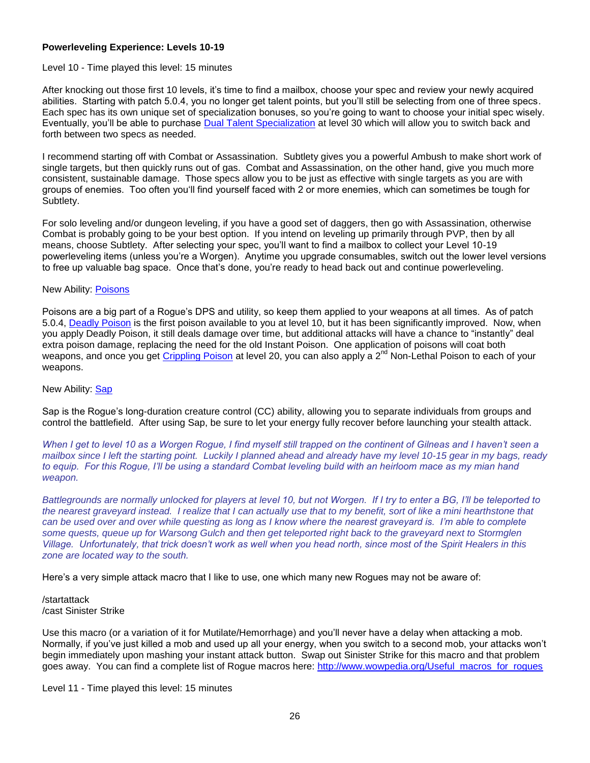**Powerleveling Experience: Levels 10-19**

Level 10 - Time played this level: 15 minutes

After knocking out those first 10 levels, it's time to find a mailbox, choose your spec and review your newly acquired abilities. Starting with patch 5.0.4, you no longer get talent points, but you'll still be selecting from one of three specs. Each spec has its own unique set of specialization bonuses, so you're going to want to choose your initial spec wisely. Eventually, you'll be able to purchase Dual Talent Specialization at level 30 which will allow you to switch back and forth between two specs as needed.

I recommend starting off with Combat or Assassination. Subtlety gives you a powerful Ambush to make short work of single targets, but then quickly runs out of gas. Combat and Assassination, on the other hand, give you much more consistent, sustainable damage. Those specs allow you to be just as effective with single targets as you are with groups of enemies. Too often you'll find yourself faced with 2 or more enemies, which can sometimes be tough for Subtlety.

For solo leveling and/or dungeon leveling, if you have a good set of daggers, then go with Assassination, otherwise Combat is probably going to be your best option. If you intend on leveling up primarily through PVP, then by all means, choose Subtlety. After selecting your spec, you'll want to find a mailbox to collect your Level 10-19 powerleveling items (unless you're a Worgen). Anytime you upgrade consumables, switch out the lower level versions to free up valuable bag space. Once that's done, you're ready to head back out and continue powerleveling.

New Ability: Poisons

Poisons are a big part of a Rogue's DPS and utility, so keep them applied to your weapons at all times. As of patch 5.0.4, Deadly Poison is the first poison available to you at level 10, but it has been significantly improved. Now, when you apply Deadly Poison, it still deals damage over time, but additional attacks will have a chance to "instantly" deal extra poison damage, replacing the need for the old Instant Poison. One application of poisons will coat both weapons, and once you get Crippling Poison at level 20, you can also apply a 2nd Non-Lethal Poison to each of your weapons.

New Ability: Sap

Sap is the Rogue's long-duration creature control (CC) ability, allowing you to separate individuals from groups and control the battlefield. After using Sap, be sure to let your energy fully recover before launching your stealth attack.

*When I get to level 10 as a Worgen Rogue, I find myself still trapped on the continent of Gilneas and I haven't seen a mailbox since I left the starting point. Luckily I planned ahead and already have my level 10-15 gear in my bags, ready to equip. For this Rogue, I'll be using a standard Combat leveling build with an heirloom mace as my mian hand weapon.*

*Battlegrounds are normally unlocked for players at level 10, but not Worgen. If I try to enter a BG, I'll be teleported to the nearest graveyard instead. I realize that I can actually use that to my benefit, sort of like a mini hearthstone that can be used over and over while questing as long as I know where the nearest graveyard is. I'm able to complete some quests, queue up for Warsong Gulch and then get teleported right back to the graveyard next to Stormglen Village. Unfortunately, that trick doesn't work as well when you head north, since most of the Spirit Healers in this zone are located way to the south.*

Here's a very simple attack macro that I like to use, one which many new Rogues may not be aware of:

```
/startattack
/cast Sinister Strike
```

Use this macro (or a variation of it for Mutilate/Hemorrhage) and you'll never have a delay when attacking a mob. Normally, if you've just killed a mob and used up all your energy, when you switch to a second mob, your attacks won't begin immediately upon mashing your instant attack button. Swap out Sinister Strike for this macro and that problem goes away. You can find a complete list of Rogue macros here: http://www.wowpedia.org/Useful_macros_for_rogues

Level 11 - Time played this level: 15 minutes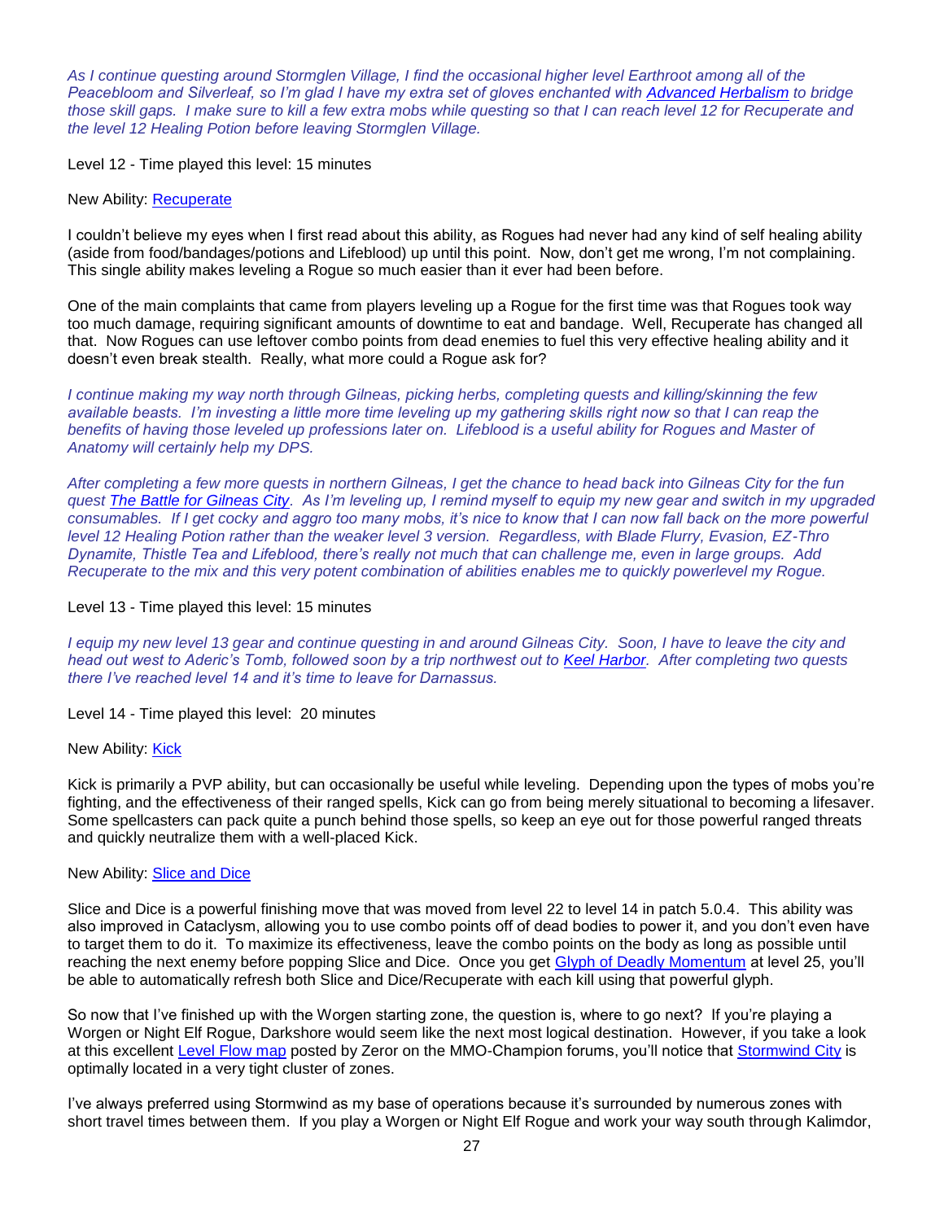*As I continue questing around Stormglen Village, I find the occasional higher level Earthroot among all of the Peacebloom and Silverleaf, so I'm glad I have my extra set of gloves enchanted with Advanced Herbalism to bridge those skill gaps. I make sure to kill a few extra mobs while questing so that I can reach level 12 for Recuperate and the level 12 Healing Potion before leaving Stormglen Village.*

Level 12 - Time played this level: 15 minutes

New Ability: Recuperate

I couldn't believe my eyes when I first read about this ability, as Rogues had never had any kind of self healing ability (aside from food/bandages/potions and Lifeblood) up until this point. Now, don't get me wrong, I'm not complaining. This single ability makes leveling a Rogue so much easier than it ever had been before.

One of the main complaints that came from players leveling up a Rogue for the first time was that Rogues took way too much damage, requiring significant amounts of downtime to eat and bandage. Well, Recuperate has changed all that. Now Rogues can use leftover combo points from dead enemies to fuel this very effective healing ability and it doesn't even break stealth. Really, what more could a Rogue ask for?

*I continue making my way north through Gilneas, picking herbs, completing quests and killing/skinning the few available beasts. I'm investing a little more time leveling up my gathering skills right now so that I can reap the benefits of having those leveled up professions later on. Lifeblood is a useful ability for Rogues and Master of Anatomy will certainly help my DPS.*

*After completing a few more quests in northern Gilneas, I get the chance to head back into Gilneas City for the fun quest The Battle for Gilneas City. As I'm leveling up, I remind myself to equip my new gear and switch in my upgraded consumables. If I get cocky and aggro too many mobs, it's nice to know that I can now fall back on the more powerful level 12 Healing Potion rather than the weaker level 3 version. Regardless, with Blade Flurry, Evasion, EZ-Thro Dynamite, Thistle Tea and Lifeblood, there's really not much that can challenge me, even in large groups. Add Recuperate to the mix and this very potent combination of abilities enables me to quickly powerlevel my Rogue.*

Level 13 - Time played this level: 15 minutes

*I equip my new level 13 gear and continue questing in and around Gilneas City. Soon, I have to leave the city and head out west to Aderic's Tomb, followed soon by a trip northwest out to Keel Harbor. After completing two quests there I've reached level 14 and it's time to leave for Darnassus.*

Level 14 - Time played this level: 20 minutes

New Ability: Kick

Kick is primarily a PVP ability, but can occasionally be useful while leveling. Depending upon the types of mobs you're fighting, and the effectiveness of their ranged spells, Kick can go from being merely situational to becoming a lifesaver. Some spellcasters can pack quite a punch behind those spells, so keep an eye out for those powerful ranged threats and quickly neutralize them with a well-placed Kick.

New Ability: Slice and Dice

Slice and Dice is a powerful finishing move that was moved from level 22 to level 14 in patch 5.0.4. This ability was also improved in Cataclysm, allowing you to use combo points off of dead bodies to power it, and you don't even have to target them to do it. To maximize its effectiveness, leave the combo points on the body as long as possible until reaching the next enemy before popping Slice and Dice. Once you get Glyph of Deadly Momentum at level 25, you'll be able to automatically refresh both Slice and Dice/Recuperate with each kill using that powerful glyph.

So now that I've finished up with the Worgen starting zone, the question is, where to go next? If you're playing a Worgen or Night Elf Rogue, Darkshore would seem like the next most logical destination. However, if you take a look at this excellent Level Flow map posted by Zeror on the MMO-Champion forums, you'll notice that Stormwind City is optimally located in a very tight cluster of zones.

I've always preferred using Stormwind as my base of operations because it's surrounded by numerous zones with short travel times between them. If you play a Worgen or Night Elf Rogue and work your way south through Kalimdor,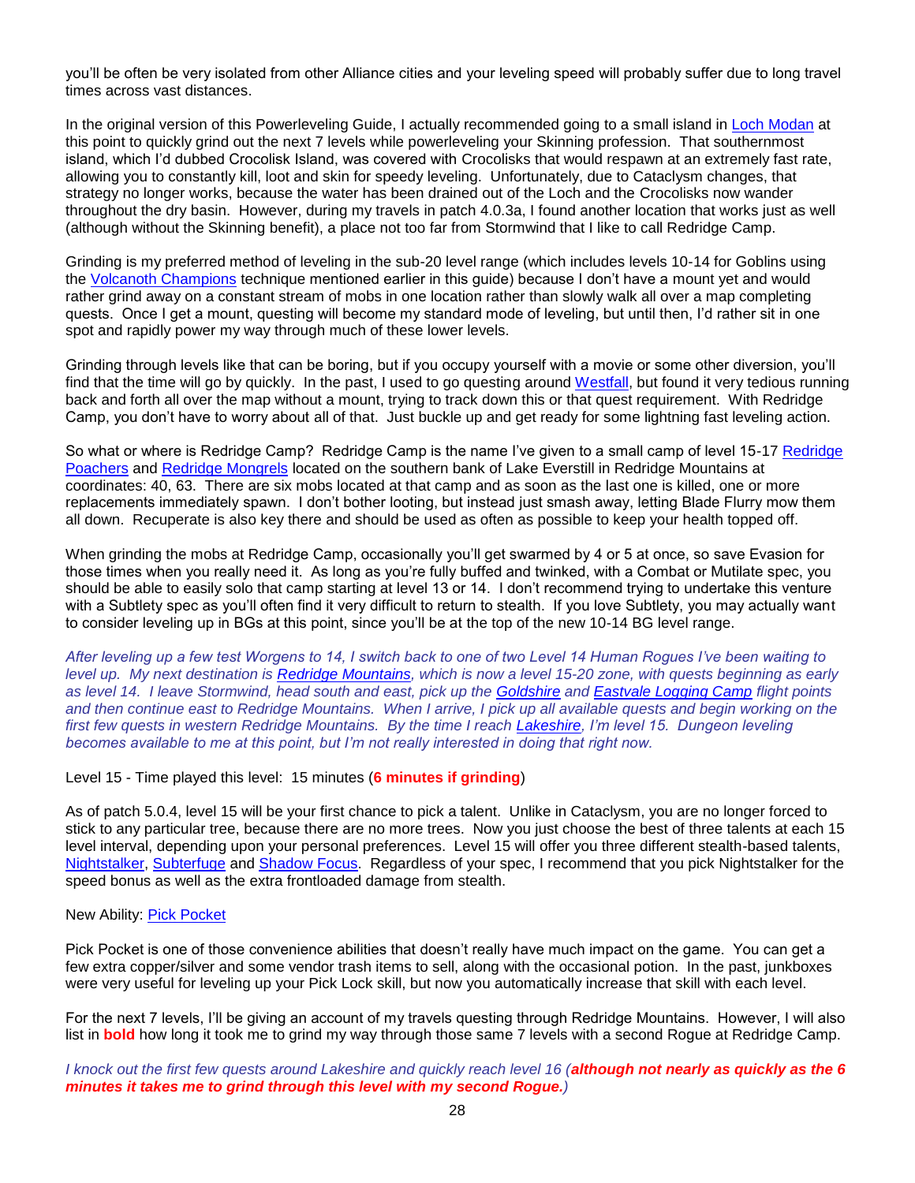you'll be often be very isolated from other Alliance cities and your leveling speed will probably suffer due to long travel times across vast distances.

In the original version of this Powerleveling Guide, I actually recommended going to a small island in Loch Modan at this point to quickly grind out the next 7 levels while powerleveling your Skinning profession. That southernmost island, which I'd dubbed Crocolisk Island, was covered with Crocolisks that would respawn at an extremely fast rate, allowing you to constantly kill, loot and skin for speedy leveling. Unfortunately, due to Cataclysm changes, that strategy no longer works, because the water has been drained out of the Loch and the Crocolisks now wander throughout the dry basin. However, during my travels in patch 4.0.3a, I found another location that works just as well (although without the Skinning benefit), a place not too far from Stormwind that I like to call Redridge Camp.

Grinding is my preferred method of leveling in the sub-20 level range (which includes levels 10-14 for Goblins using the Volcanoth Champions technique mentioned earlier in this guide) because I don't have a mount yet and would rather grind away on a constant stream of mobs in one location rather than slowly walk all over a map completing quests. Once I get a mount, questing will become my standard mode of leveling, but until then, I'd rather sit in one spot and rapidly power my way through much of these lower levels.

Grinding through levels like that can be boring, but if you occupy yourself with a movie or some other diversion, you'll find that the time will go by quickly. In the past, I used to go questing around Westfall, but found it very tedious running back and forth all over the map without a mount, trying to track down this or that quest requirement. With Redridge Camp, you don't have to worry about all of that. Just buckle up and get ready for some lightning fast leveling action.

So what or where is Redridge Camp? Redridge Camp is the name I've given to a small camp of level 15-17 Redridge Poachers and Redridge Mongrels located on the southern bank of Lake Everstill in Redridge Mountains at coordinates: 40, 63. There are six mobs located at that camp and as soon as the last one is killed, one or more replacements immediately spawn. I don't bother looting, but instead just smash away, letting Blade Flurry mow them all down. Recuperate is also key there and should be used as often as possible to keep your health topped off.

When grinding the mobs at Redridge Camp, occasionally you'll get swarmed by 4 or 5 at once, so save Evasion for those times when you really need it. As long as you're fully buffed and twinked, with a Combat or Mutilate spec, you should be able to easily solo that camp starting at level 13 or 14. I don't recommend trying to undertake this venture with a Subtlety spec as you'll often find it very difficult to return to stealth. If you love Subtlety, you may actually want to consider leveling up in BGs at this point, since you'll be at the top of the new 10-14 BG level range.

*After leveling up a few test Worgens to 14, I switch back to one of two Level 14 Human Rogues I've been waiting to level up. My next destination is **Redridge Mountains**, which is now a level 15-20 zone, with quests beginning as early as level 14. I leave Stormwind, head south and east, pick up the **Goldshire** and **Eastvale Logging Camp** flight points and then continue east to Redridge Mountains. When I arrive, I pick up all available quests and begin working on the first few quests in western Redridge Mountains. By the time I reach **Lakeshire**, I'm level 15. Dungeon leveling becomes available to me at this point, but I'm not really interested in doing that right now.*

Level 15 - Time played this level: 15 minutes (**6 minutes if grinding**)

As of patch 5.0.4, level 15 will be your first chance to pick a talent. Unlike in Cataclysm, you are no longer forced to stick to any particular tree, because there are no more trees. Now you just choose the best of three talents at each 15 level interval, depending upon your personal preferences. Level 15 will offer you three different stealth-based talents, Nightstalker, Subterfuge and Shadow Focus. Regardless of your spec, I recommend that you pick Nightstalker for the speed bonus as well as the extra frontloaded damage from stealth.

New Ability: Pick Pocket

Pick Pocket is one of those convenience abilities that doesn't really have much impact on the game. You can get a few extra copper/silver and some vendor trash items to sell, along with the occasional potion. In the past, junkboxes were very useful for leveling up your Pick Lock skill, but now you automatically increase that skill with each level.

For the next 7 levels, I'll be giving an account of my travels questing through Redridge Mountains. However, I will also list in **bold** how long it took me to grind my way through those same 7 levels with a second Rogue at Redridge Camp.

*I knock out the first few quests around Lakeshire and quickly reach level 16 (**although not nearly as quickly as the 6 minutes it takes me to grind through this level with my second Rogue.**)*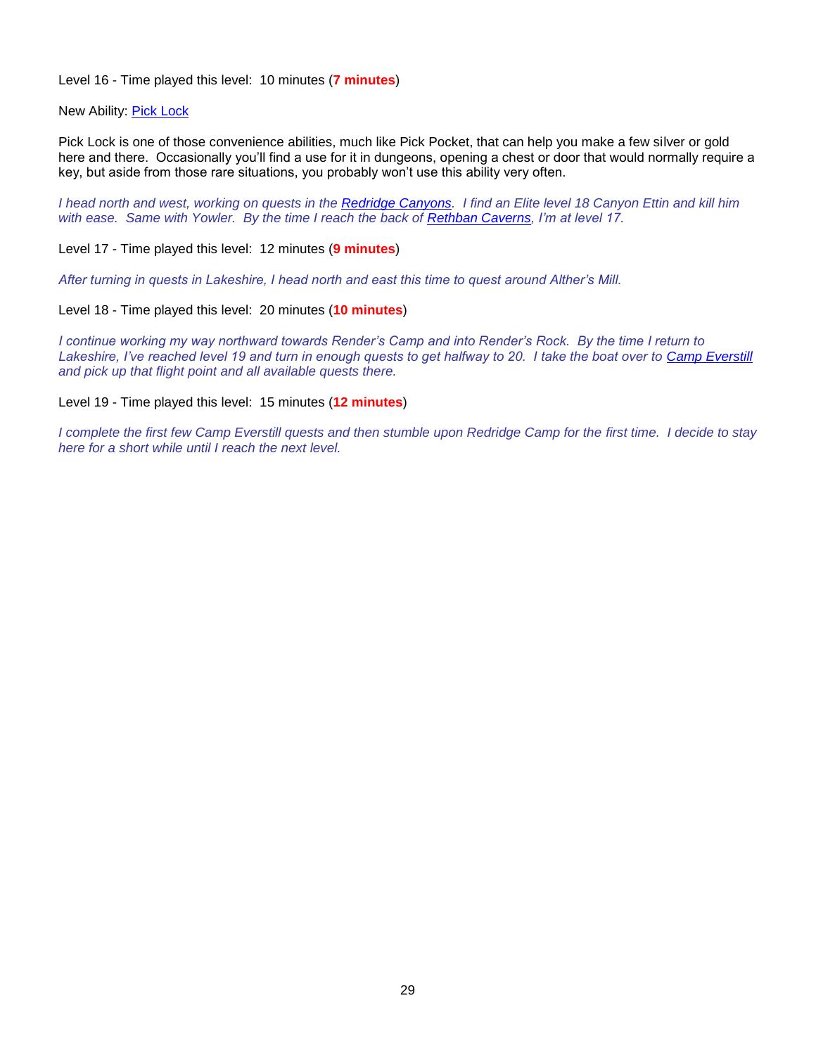Level 16 - Time played this level: 10 minutes (**7 minutes**)

New Ability: Pick Lock

Pick Lock is one of those convenience abilities, much like Pick Pocket, that can help you make a few silver or gold here and there. Occasionally you'll find a use for it in dungeons, opening a chest or door that would normally require a key, but aside from those rare situations, you probably won't use this ability very often.

*I head north and west, working on quests in the Redridge Canyons. I find an Elite level 18 Canyon Ettin and kill him with ease. Same with Yowler. By the time I reach the back of Rethban Caverns, I'm at level 17.*

Level 17 - Time played this level: 12 minutes (**9 minutes**)

*After turning in quests in Lakeshire, I head north and east this time to quest around Alther's Mill.*

Level 18 - Time played this level: 20 minutes (**10 minutes**)

*I continue working my way northward towards Render's Camp and into Render's Rock. By the time I return to Lakeshire, I've reached level 19 and turn in enough quests to get halfway to 20. I take the boat over to Camp Everstill and pick up that flight point and all available quests there.*

Level 19 - Time played this level: 15 minutes (**12 minutes**)

*I complete the first few Camp Everstill quests and then stumble upon Redridge Camp for the first time. I decide to stay here for a short while until I reach the next level.*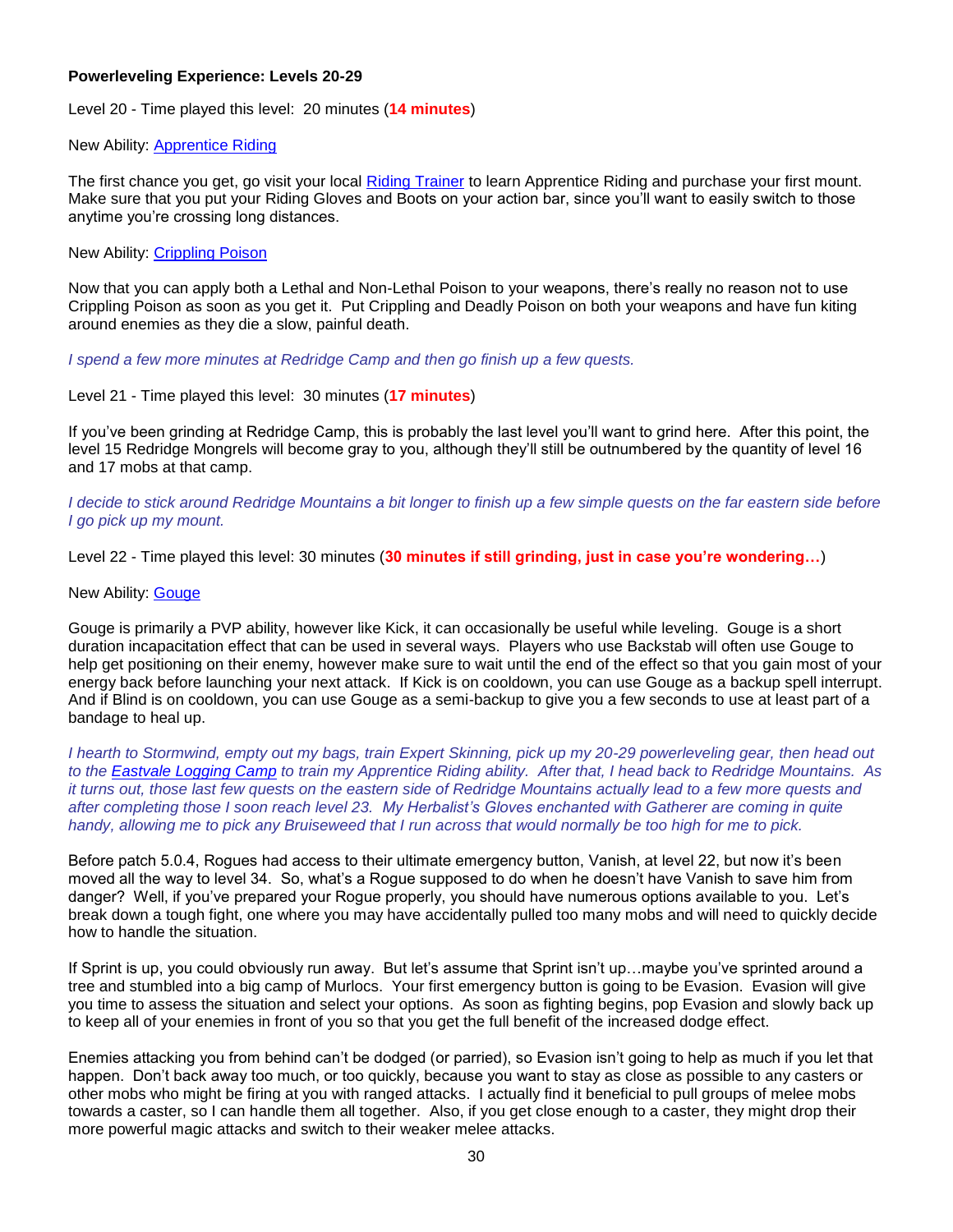### **Powerleveling Experience: Levels 20-29**

Level 20 - Time played this level: 20 minutes (**14 minutes**)

New Ability: Apprentice Riding

The first chance you get, go visit your local Riding Trainer to learn Apprentice Riding and purchase your first mount. Make sure that you put your Riding Gloves and Boots on your action bar, since you'll want to easily switch to those anytime you're crossing long distances.

New Ability: Crippling Poison

Now that you can apply both a Lethal and Non-Lethal Poison to your weapons, there's really no reason not to use Crippling Poison as soon as you get it. Put Crippling and Deadly Poison on both your weapons and have fun kiting around enemies as they die a slow, painful death.

*I spend a few more minutes at Redridge Camp and then go finish up a few quests.*

Level 21 - Time played this level: 30 minutes (**17 minutes**)

If you've been grinding at Redridge Camp, this is probably the last level you'll want to grind here. After this point, the level 15 Redridge Mongrels will become gray to you, although they'll still be outnumbered by the quantity of level 16 and 17 mobs at that camp.

*I decide to stick around Redridge Mountains a bit longer to finish up a few simple quests on the far eastern side before I go pick up my mount.*

Level 22 - Time played this level: 30 minutes (**30 minutes if still grinding, just in case you're wondering…**)

New Ability: Gouge

Gouge is primarily a PVP ability, however like Kick, it can occasionally be useful while leveling. Gouge is a short duration incapacitation effect that can be used in several ways. Players who use Backstab will often use Gouge to help get positioning on their enemy, however make sure to wait until the end of the effect so that you gain most of your energy back before launching your next attack. If Kick is on cooldown, you can use Gouge as a backup spell interrupt. And if Blind is on cooldown, you can use Gouge as a semi-backup to give you a few seconds to use at least part of a bandage to heal up.

*I hearth to Stormwind, empty out my bags, train Expert Skinning, pick up my 20-29 powerleveling gear, then head out to the **Eastvale Logging Camp** to train my Apprentice Riding ability. After that, I head back to Redridge Mountains. As it turns out, those last few quests on the eastern side of Redridge Mountains actually lead to a few more quests and after completing those I soon reach level 23. My Herbalist's Gloves enchanted with Gatherer are coming in quite handy, allowing me to pick any Bruiseweed that I run across that would normally be too high for me to pick.*

Before patch 5.0.4, Rogues had access to their ultimate emergency button, Vanish, at level 22, but now it's been moved all the way to level 34. So, what's a Rogue supposed to do when he doesn't have Vanish to save him from danger? Well, if you've prepared your Rogue properly, you should have numerous options available to you. Let's break down a tough fight, one where you may have accidentally pulled too many mobs and will need to quickly decide how to handle the situation.

If Sprint is up, you could obviously run away. But let's assume that Sprint isn't up…maybe you've sprinted around a tree and stumbled into a big camp of Murlocs. Your first emergency button is going to be Evasion. Evasion will give you time to assess the situation and select your options. As soon as fighting begins, pop Evasion and slowly back up to keep all of your enemies in front of you so that you get the full benefit of the increased dodge effect.

Enemies attacking you from behind can't be dodged (or parried), so Evasion isn't going to help as much if you let that happen. Don't back away too much, or too quickly, because you want to stay as close as possible to any casters or other mobs who might be firing at you with ranged attacks. I actually find it beneficial to pull groups of melee mobs towards a caster, so I can handle them all together. Also, if you get close enough to a caster, they might drop their more powerful magic attacks and switch to their weaker melee attacks.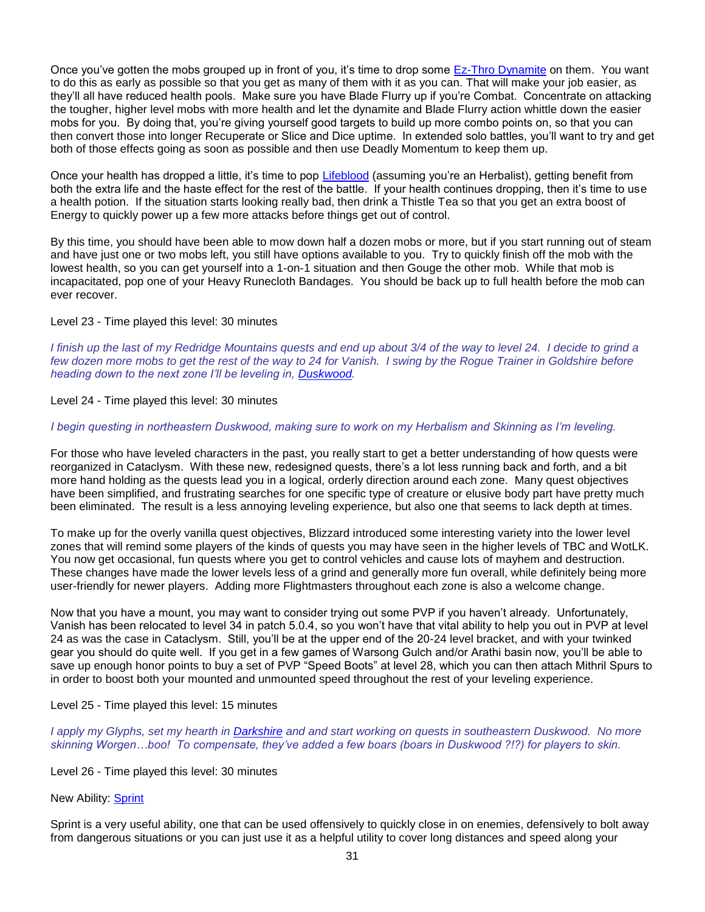Once you've gotten the mobs grouped up in front of you, it's time to drop some [Ez-Thro Dynamite] on them. You want to do this as early as possible so that you get as many of them with it as you can. That will make your job easier, as they'll all have reduced health pools. Make sure you have Blade Flurry up if you're Combat. Concentrate on attacking the tougher, higher level mobs with more health and let the dynamite and Blade Flurry action whittle down the easier mobs for you. By doing that, you're giving yourself good targets to build up more combo points on, so that you can then convert those into longer Recuperate or Slice and Dice uptime. In extended solo battles, you'll want to try and get both of those effects going as soon as possible and then use Deadly Momentum to keep them up.

Once your health has dropped a little, it's time to pop [Lifeblood] (assuming you're an Herbalist), getting benefit from both the extra life and the haste effect for the rest of the battle. If your health continues dropping, then it's time to use a health potion. If the situation starts looking really bad, then drink a Thistle Tea so that you get an extra boost of Energy to quickly power up a few more attacks before things get out of control.

By this time, you should have been able to mow down half a dozen mobs or more, but if you start running out of steam and have just one or two mobs left, you still have options available to you. Try to quickly finish off the mob with the lowest health, so you can get yourself into a 1-on-1 situation and then Gouge the other mob. While that mob is incapacitated, pop one of your Heavy Runecloth Bandages. You should be back up to full health before the mob can ever recover.

Level 23 - Time played this level: 30 minutes

*I finish up the last of my Redridge Mountains quests and end up about 3/4 of the way to level 24. I decide to grind a few dozen more mobs to get the rest of the way to 24 for Vanish. I swing by the Rogue Trainer in Goldshire before heading down to the next zone I'll be leveling in, [Duskwood].*

Level 24 - Time played this level: 30 minutes

*I begin questing in northeastern Duskwood, making sure to work on my Herbalism and Skinning as I'm leveling.*

For those who have leveled characters in the past, you really start to get a better understanding of how quests were reorganized in Cataclysm. With these new, redesigned quests, there's a lot less running back and forth, and a bit more hand holding as the quests lead you in a logical, orderly direction around each zone. Many quest objectives have been simplified, and frustrating searches for one specific type of creature or elusive body part have pretty much been eliminated. The result is a less annoying leveling experience, but also one that seems to lack depth at times.

To make up for the overly vanilla quest objectives, Blizzard introduced some interesting variety into the lower level zones that will remind some players of the kinds of quests you may have seen in the higher levels of TBC and WotLK. You now get occasional, fun quests where you get to control vehicles and cause lots of mayhem and destruction. These changes have made the lower levels less of a grind and generally more fun overall, while definitely being more user-friendly for newer players. Adding more Flightmasters throughout each zone is also a welcome change.

Now that you have a mount, you may want to consider trying out some PVP if you haven't already. Unfortunately, Vanish has been relocated to level 34 in patch 5.0.4, so you won't have that vital ability to help you out in PVP at level 24 as was the case in Cataclysm. Still, you'll be at the upper end of the 20-24 level bracket, and with your twinked gear you should do quite well. If you get in a few games of Warsong Gulch and/or Arathi basin now, you'll be able to save up enough honor points to buy a set of PVP "Speed Boots" at level 28, which you can then attach Mithril Spurs to in order to boost both your mounted and unmounted speed throughout the rest of your leveling experience.

Level 25 - Time played this level: 15 minutes

*I apply my Glyphs, set my hearth in [Darkshire] and and start working on quests in southeastern Duskwood. No more skinning Worgen…boo! To compensate, they've added a few boars (boars in Duskwood ?!?) for players to skin.*

Level 26 - Time played this level: 30 minutes

New Ability: [Sprint]

Sprint is a very useful ability, one that can be used offensively to quickly close in on enemies, defensively to bolt away from dangerous situations or you can just use it as a helpful utility to cover long distances and speed along your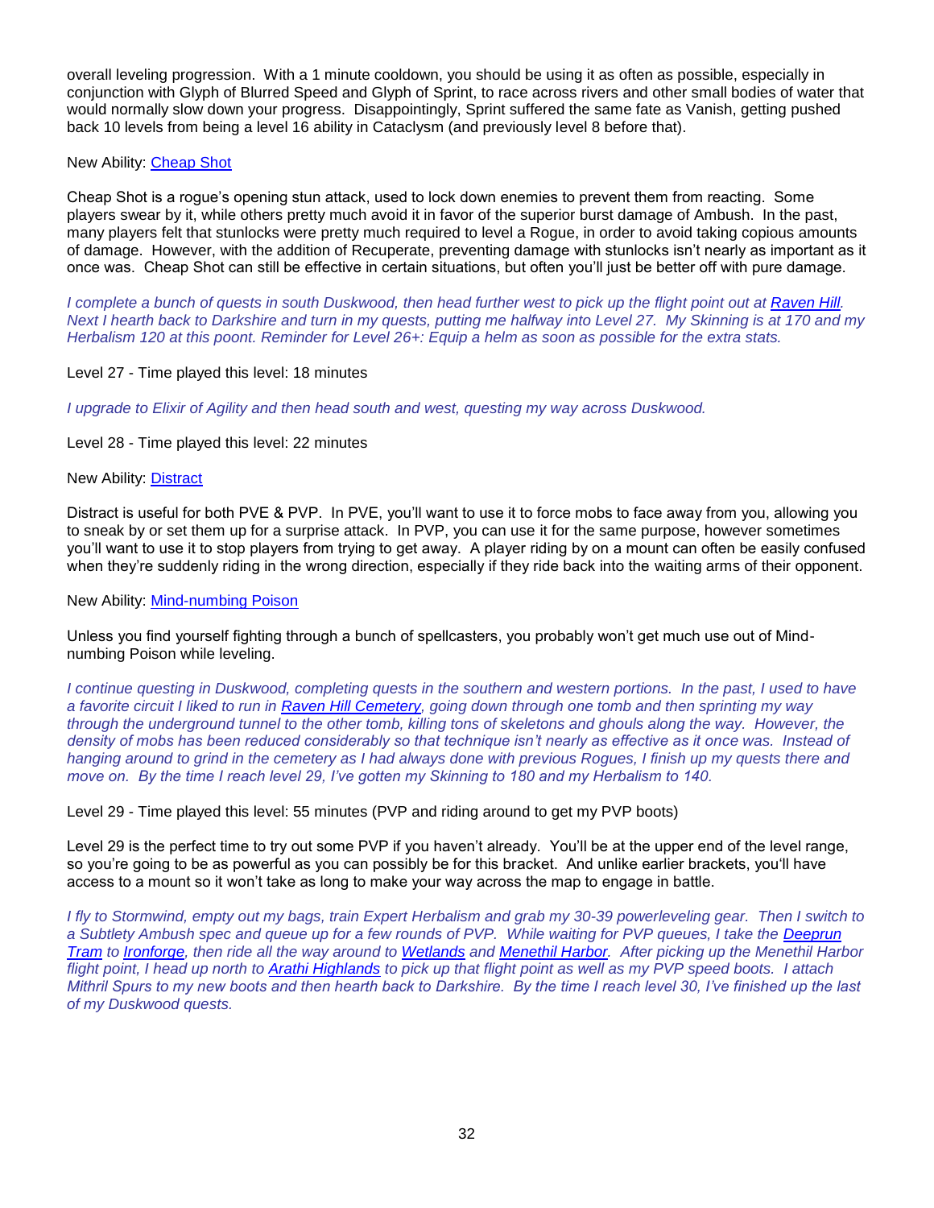overall leveling progression. With a 1 minute cooldown, you should be using it as often as possible, especially in conjunction with Glyph of Blurred Speed and Glyph of Sprint, to race across rivers and other small bodies of water that would normally slow down your progress. Disappointingly, Sprint suffered the same fate as Vanish, getting pushed back 10 levels from being a level 16 ability in Cataclysm (and previously level 8 before that).

New Ability: Cheap Shot

Cheap Shot is a rogue's opening stun attack, used to lock down enemies to prevent them from reacting. Some players swear by it, while others pretty much avoid it in favor of the superior burst damage of Ambush. In the past, many players felt that stunlocks were pretty much required to level a Rogue, in order to avoid taking copious amounts of damage. However, with the addition of Recuperate, preventing damage with stunlocks isn't nearly as important as it once was. Cheap Shot can still be effective in certain situations, but often you'll just be better off with pure damage.

*I complete a bunch of quests in south Duskwood, then head further west to pick up the flight point out at Raven Hill. Next I hearth back to Darkshire and turn in my quests, putting me halfway into Level 27. My Skinning is at 170 and my Herbalism 120 at this poont. Reminder for Level 26+: Equip a helm as soon as possible for the extra stats.*

Level 27 - Time played this level: 18 minutes

*I upgrade to Elixir of Agility and then head south and west, questing my way across Duskwood.*

Level 28 - Time played this level: 22 minutes

New Ability: Distract

Distract is useful for both PVE & PVP. In PVE, you'll want to use it to force mobs to face away from you, allowing you to sneak by or set them up for a surprise attack. In PVP, you can use it for the same purpose, however sometimes you'll want to use it to stop players from trying to get away. A player riding by on a mount can often be easily confused when they're suddenly riding in the wrong direction, especially if they ride back into the waiting arms of their opponent.

New Ability: Mind-numbing Poison

Unless you find yourself fighting through a bunch of spellcasters, you probably won't get much use out of Mind-numbing Poison while leveling.

*I continue questing in Duskwood, completing quests in the southern and western portions. In the past, I used to have a favorite circuit I liked to run in Raven Hill Cemetery, going down through one tomb and then sprinting my way through the underground tunnel to the other tomb, killing tons of skeletons and ghouls along the way. However, the density of mobs has been reduced considerably so that technique isn't nearly as effective as it once was. Instead of hanging around to grind in the cemetery as I had always done with previous Rogues, I finish up my quests there and move on. By the time I reach level 29, I've gotten my Skinning to 180 and my Herbalism to 140.*

Level 29 - Time played this level: 55 minutes (PVP and riding around to get my PVP boots)

Level 29 is the perfect time to try out some PVP if you haven't already. You'll be at the upper end of the level range, so you're going to be as powerful as you can possibly be for this bracket. And unlike earlier brackets, you'll have access to a mount so it won't take as long to make your way across the map to engage in battle.

*I fly to Stormwind, empty out my bags, train Expert Herbalism and grab my 30-39 powerleveling gear. Then I switch to a Subtlety Ambush spec and queue up for a few rounds of PVP. While waiting for PVP queues, I take the Deeprun Tram to Ironforge, then ride all the way around to Wetlands and Menethil Harbor. After picking up the Menethil Harbor flight point, I head up north to Arathi Highlands to pick up that flight point as well as my PVP speed boots. I attach Mithril Spurs to my new boots and then hearth back to Darkshire. By the time I reach level 30, I've finished up the last of my Duskwood quests.*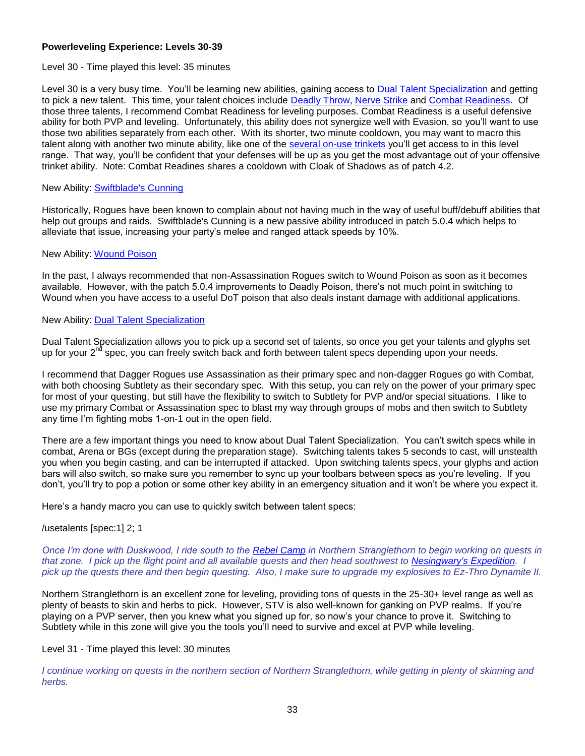**Powerleveling Experience: Levels 30-39**

Level 30 - Time played this level: 35 minutes

Level 30 is a very busy time. You'll be learning new abilities, gaining access to Dual Talent Specialization and getting to pick a new talent. This time, your talent choices include Deadly Throw, Nerve Strike and Combat Readiness. Of those three talents, I recommend Combat Readiness for leveling purposes. Combat Readiness is a useful defensive ability for both PVP and leveling. Unfortunately, this ability does not synergize well with Evasion, so you'll want to use those two abilities separately from each other. With its shorter, two minute cooldown, you may want to macro this talent along with another two minute ability, like one of the several on-use trinkets you'll get access to in this level range. That way, you'll be confident that your defenses will be up as you get the most advantage out of your offensive trinket ability. Note: Combat Readines shares a cooldown with Cloak of Shadows as of patch 4.2.

New Ability: Swiftblade's Cunning

Historically, Rogues have been known to complain about not having much in the way of useful buff/debuff abilities that help out groups and raids. Swiftblade's Cunning is a new passive ability introduced in patch 5.0.4 which helps to alleviate that issue, increasing your party's melee and ranged attack speeds by 10%.

New Ability: Wound Poison

In the past, I always recommended that non-Assassination Rogues switch to Wound Poison as soon as it becomes available. However, with the patch 5.0.4 improvements to Deadly Poison, there's not much point in switching to Wound when you have access to a useful DoT poison that also deals instant damage with additional applications.

New Ability: Dual Talent Specialization

Dual Talent Specialization allows you to pick up a second set of talents, so once you get your talents and glyphs set up for your 2nd spec, you can freely switch back and forth between talent specs depending upon your needs.

I recommend that Dagger Rogues use Assassination as their primary spec and non-dagger Rogues go with Combat, with both choosing Subtlety as their secondary spec. With this setup, you can rely on the power of your primary spec for most of your questing, but still have the flexibility to switch to Subtlety for PVP and/or special situations. I like to use my primary Combat or Assassination spec to blast my way through groups of mobs and then switch to Subtlety any time I'm fighting mobs 1-on-1 out in the open field.

There are a few important things you need to know about Dual Talent Specialization. You can't switch specs while in combat, Arena or BGs (except during the preparation stage). Switching talents takes 5 seconds to cast, will unstealth you when you begin casting, and can be interrupted if attacked. Upon switching talents specs, your glyphs and action bars will also switch, so make sure you remember to sync up your toolbars between specs as you're leveling. If you don't, you'll try to pop a potion or some other key ability in an emergency situation and it won't be where you expect it.

Here's a handy macro you can use to quickly switch between talent specs:

```
/usetalents [spec:1] 2; 1
```

*Once I'm done with Duskwood, I ride south to the Rebel Camp in Northern Stranglethorn to begin working on quests in that zone. I pick up the flight point and all available quests and then head southwest to Nesingwary's Expedition. I pick up the quests there and then begin questing. Also, I make sure to upgrade my explosives to Ez-Thro Dynamite II.*

Northern Stranglethorn is an excellent zone for leveling, providing tons of quests in the 25-30+ level range as well as plenty of beasts to skin and herbs to pick. However, STV is also well-known for ganking on PVP realms. If you're playing on a PVP server, then you knew what you signed up for, so now's your chance to prove it. Switching to Subtlety while in this zone will give you the tools you'll need to survive and excel at PVP while leveling.

Level 31 - Time played this level: 30 minutes

*I continue working on quests in the northern section of Northern Stranglethorn, while getting in plenty of skinning and herbs.*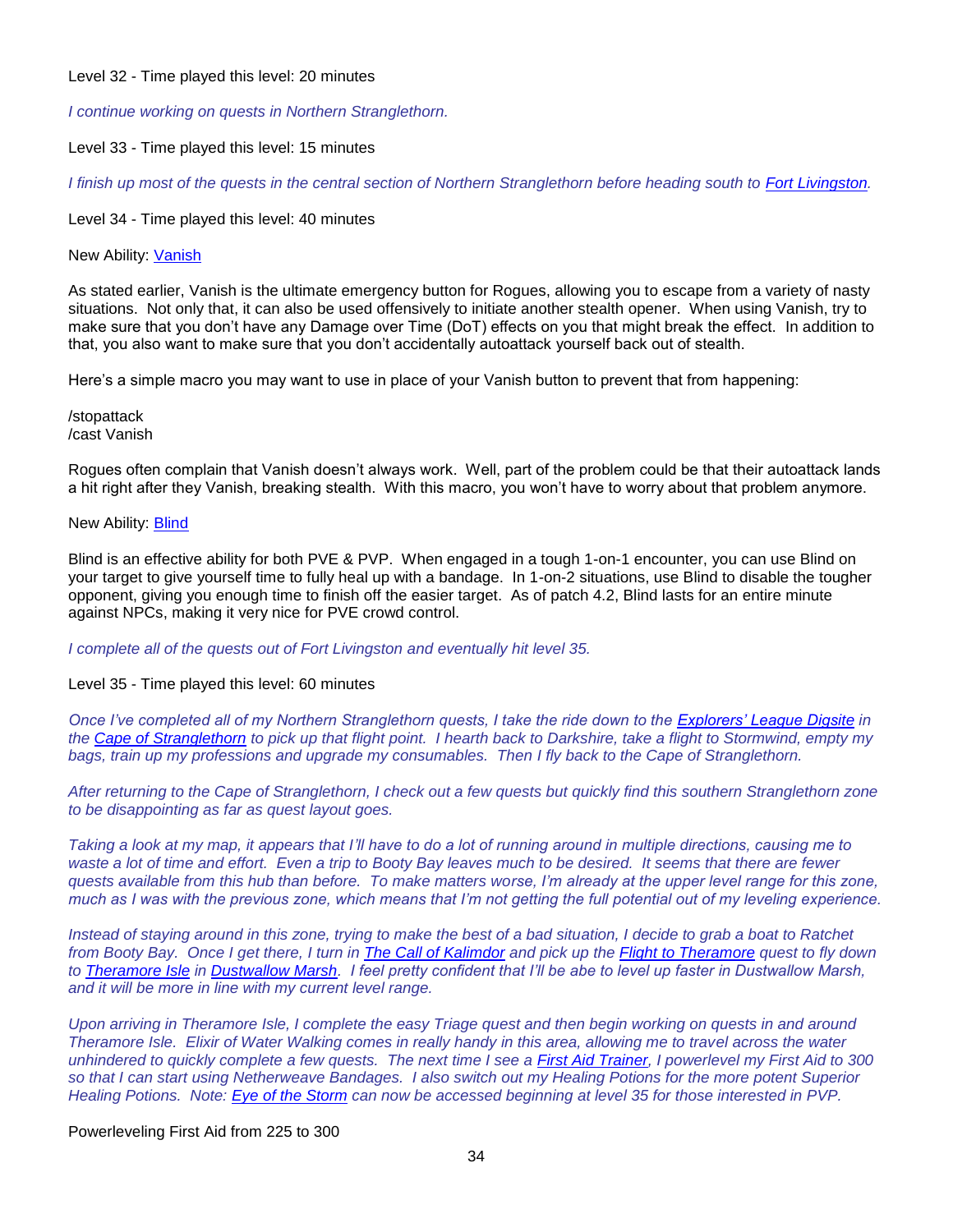Level 32 - Time played this level: 20 minutes

*I continue working on quests in Northern Stranglethorn.*

Level 33 - Time played this level: 15 minutes

*I finish up most of the quests in the central section of Northern Stranglethorn before heading south to Fort Livingston.*

Level 34 - Time played this level: 40 minutes

New Ability: Vanish

As stated earlier, Vanish is the ultimate emergency button for Rogues, allowing you to escape from a variety of nasty situations. Not only that, it can also be used offensively to initiate another stealth opener. When using Vanish, try to make sure that you don't have any Damage over Time (DoT) effects on you that might break the effect. In addition to that, you also want to make sure that you don't accidentally autoattack yourself back out of stealth.

Here's a simple macro you may want to use in place of your Vanish button to prevent that from happening:

```
/stopattack
/cast Vanish
```

Rogues often complain that Vanish doesn't always work. Well, part of the problem could be that their autoattack lands a hit right after they Vanish, breaking stealth. With this macro, you won't have to worry about that problem anymore.

New Ability: Blind

Blind is an effective ability for both PVE & PVP. When engaged in a tough 1-on-1 encounter, you can use Blind on your target to give yourself time to fully heal up with a bandage. In 1-on-2 situations, use Blind to disable the tougher opponent, giving you enough time to finish off the easier target. As of patch 4.2, Blind lasts for an entire minute against NPCs, making it very nice for PVE crowd control.

*I complete all of the quests out of Fort Livingston and eventually hit level 35.*

Level 35 - Time played this level: 60 minutes

*Once I've completed all of my Northern Stranglethorn quests, I take the ride down to the Explorers' League Digsite in the Cape of Stranglethorn to pick up that flight point. I hearth back to Darkshire, take a flight to Stormwind, empty my bags, train up my professions and upgrade my consumables. Then I fly back to the Cape of Stranglethorn.*

*After returning to the Cape of Stranglethorn, I check out a few quests but quickly find this southern Stranglethorn zone to be disappointing as far as quest layout goes.*

*Taking a look at my map, it appears that I'll have to do a lot of running around in multiple directions, causing me to waste a lot of time and effort. Even a trip to Booty Bay leaves much to be desired. It seems that there are fewer quests available from this hub than before. To make matters worse, I'm already at the upper level range for this zone, much as I was with the previous zone, which means that I'm not getting the full potential out of my leveling experience.*

*Instead of staying around in this zone, trying to make the best of a bad situation, I decide to grab a boat to Ratchet from Booty Bay. Once I get there, I turn in The Call of Kalimdor and pick up the Flight to Theramore quest to fly down to Theramore Isle in Dustwallow Marsh. I feel pretty confident that I'll be abe to level up faster in Dustwallow Marsh, and it will be more in line with my current level range.*

*Upon arriving in Theramore Isle, I complete the easy Triage quest and then begin working on quests in and around Theramore Isle. Elixir of Water Walking comes in really handy in this area, allowing me to travel across the water unhindered to quickly complete a few quests. The next time I see a First Aid Trainer, I powerlevel my First Aid to 300 so that I can start using Netherweave Bandages. I also switch out my Healing Potions for the more potent Superior Healing Potions. Note: Eye of the Storm can now be accessed beginning at level 35 for those interested in PVP.*

Powerleveling First Aid from 225 to 300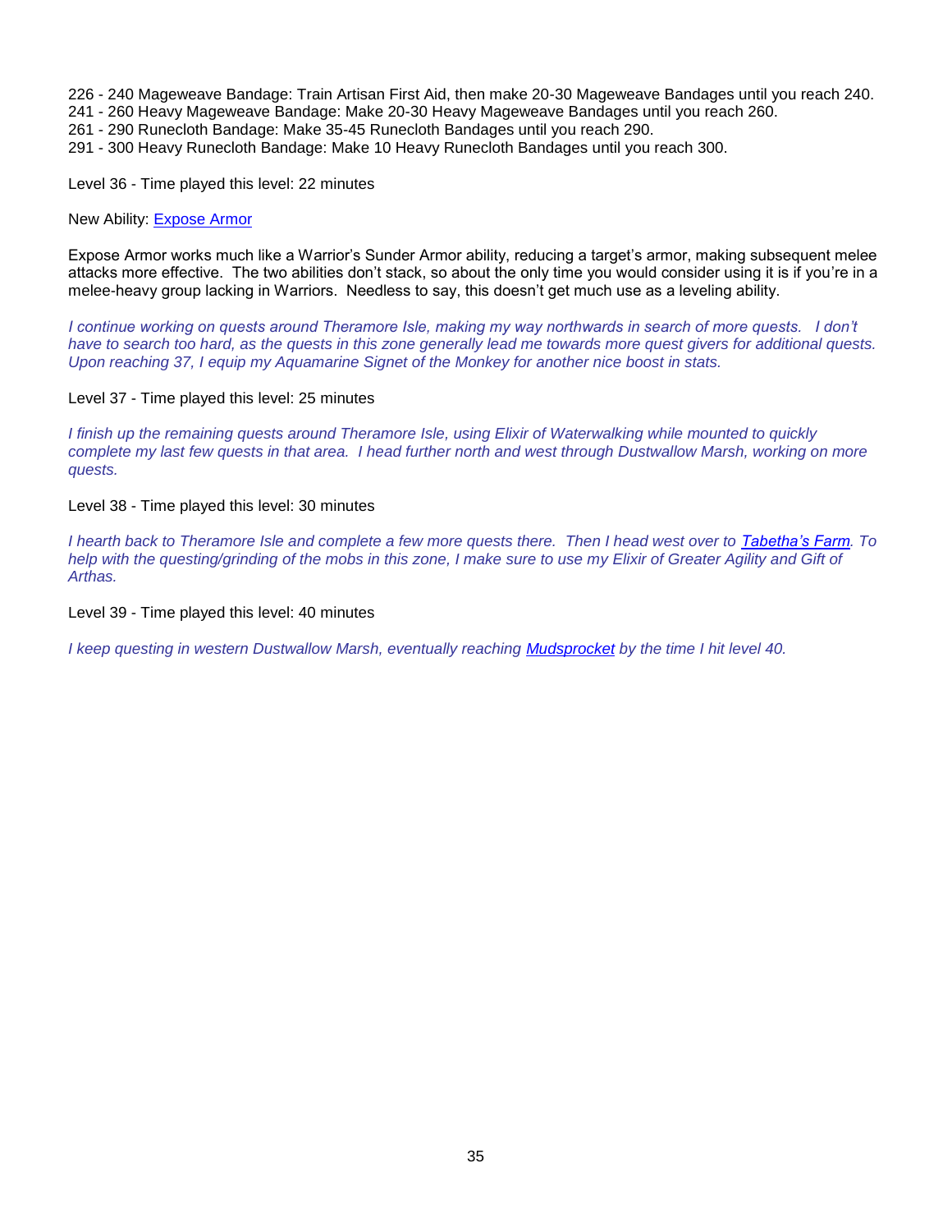226 - 240 Mageweave Bandage: Train Artisan First Aid, then make 20-30 Mageweave Bandages until you reach 240.
241 - 260 Heavy Mageweave Bandage: Make 20-30 Heavy Mageweave Bandages until you reach 260.
261 - 290 Runecloth Bandage: Make 35-45 Runecloth Bandages until you reach 290.
291 - 300 Heavy Runecloth Bandage: Make 10 Heavy Runecloth Bandages until you reach 300.

Level 36 - Time played this level: 22 minutes

New Ability: Expose Armor

Expose Armor works much like a Warrior's Sunder Armor ability, reducing a target's armor, making subsequent melee attacks more effective. The two abilities don't stack, so about the only time you would consider using it is if you're in a melee-heavy group lacking in Warriors. Needless to say, this doesn't get much use as a leveling ability.

*I continue working on quests around Theramore Isle, making my way northwards in search of more quests. I don't have to search too hard, as the quests in this zone generally lead me towards more quest givers for additional quests. Upon reaching 37, I equip my Aquamarine Signet of the Monkey for another nice boost in stats.*

Level 37 - Time played this level: 25 minutes

*I finish up the remaining quests around Theramore Isle, using Elixir of Waterwalking while mounted to quickly complete my last few quests in that area. I head further north and west through Dustwallow Marsh, working on more quests.*

Level 38 - Time played this level: 30 minutes

*I hearth back to Theramore Isle and complete a few more quests there. Then I head west over to **Tabetha's Farm**. To help with the questing/grinding of the mobs in this zone, I make sure to use my Elixir of Greater Agility and Gift of Arthas.*

Level 39 - Time played this level: 40 minutes

*I keep questing in western Dustwallow Marsh, eventually reaching **Mudsprocket** by the time I hit level 40.*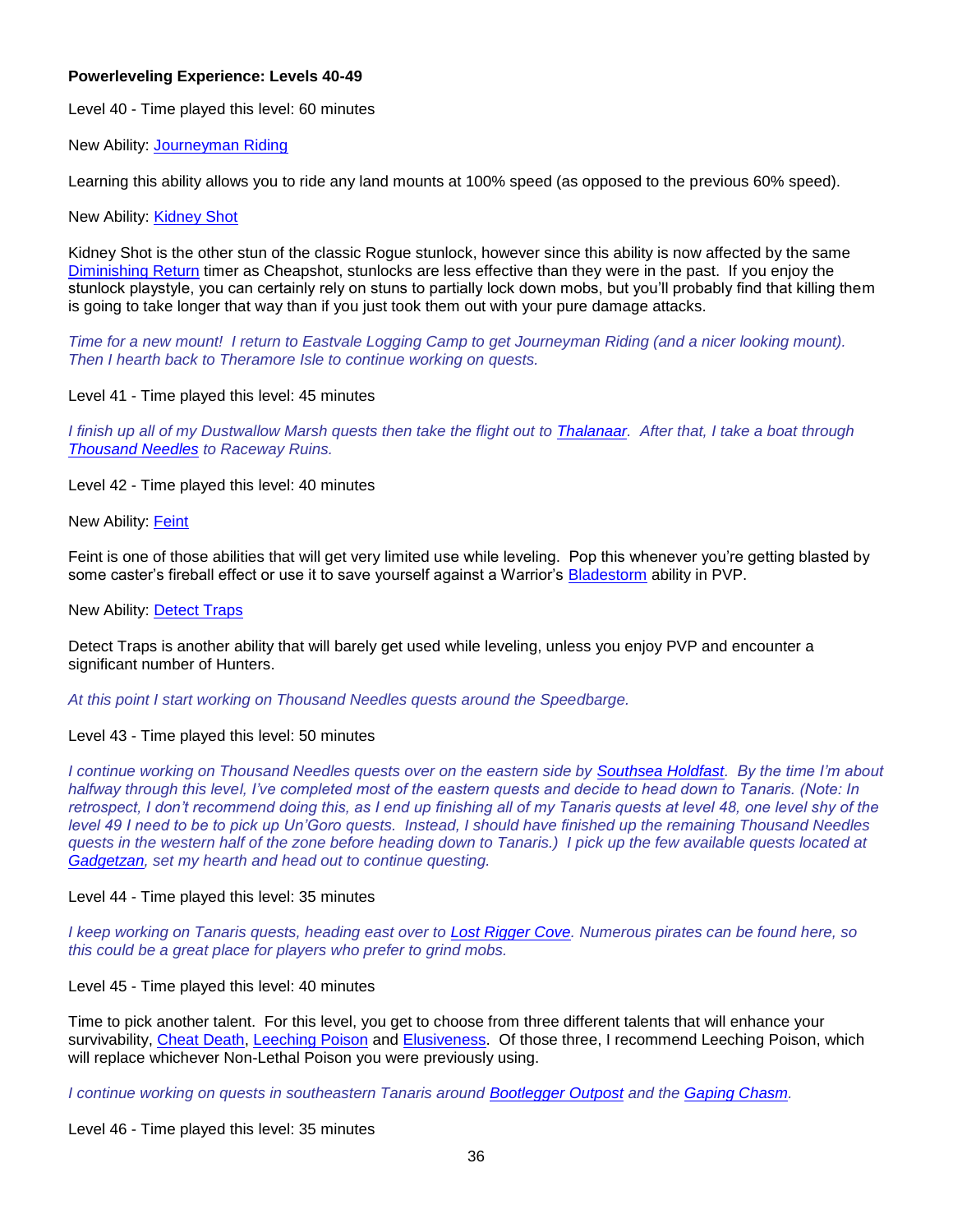**Powerleveling Experience: Levels 40-49**

Level 40 - Time played this level: 60 minutes

New Ability: Journeyman Riding

Learning this ability allows you to ride any land mounts at 100% speed (as opposed to the previous 60% speed).

New Ability: Kidney Shot

Kidney Shot is the other stun of the classic Rogue stunlock, however since this ability is now affected by the same Diminishing Return timer as Cheapshot, stunlocks are less effective than they were in the past. If you enjoy the stunlock playstyle, you can certainly rely on stuns to partially lock down mobs, but you'll probably find that killing them is going to take longer that way than if you just took them out with your pure damage attacks.

*Time for a new mount! I return to Eastvale Logging Camp to get Journeyman Riding (and a nicer looking mount). Then I hearth back to Theramore Isle to continue working on quests.*

Level 41 - Time played this level: 45 minutes

*I finish up all of my Dustwallow Marsh quests then take the flight out to Thalanaar. After that, I take a boat through Thousand Needles to Raceway Ruins.*

Level 42 - Time played this level: 40 minutes

New Ability: Feint

Feint is one of those abilities that will get very limited use while leveling. Pop this whenever you're getting blasted by some caster's fireball effect or use it to save yourself against a Warrior's Bladestorm ability in PVP.

New Ability: Detect Traps

Detect Traps is another ability that will barely get used while leveling, unless you enjoy PVP and encounter a significant number of Hunters.

*At this point I start working on Thousand Needles quests around the Speedbarge.*

Level 43 - Time played this level: 50 minutes

*I continue working on Thousand Needles quests over on the eastern side by Southsea Holdfast. By the time I'm about halfway through this level, I've completed most of the eastern quests and decide to head down to Tanaris. (Note: In retrospect, I don't recommend doing this, as I end up finishing all of my Tanaris quests at level 48, one level shy of the level 49 I need to be to pick up Un'Goro quests. Instead, I should have finished up the remaining Thousand Needles quests in the western half of the zone before heading down to Tanaris.) I pick up the few available quests located at Gadgetzan, set my hearth and head out to continue questing.*

Level 44 - Time played this level: 35 minutes

*I keep working on Tanaris quests, heading east over to Lost Rigger Cove. Numerous pirates can be found here, so this could be a great place for players who prefer to grind mobs.*

Level 45 - Time played this level: 40 minutes

Time to pick another talent. For this level, you get to choose from three different talents that will enhance your survivability, Cheat Death, Leeching Poison and Elusiveness. Of those three, I recommend Leeching Poison, which will replace whichever Non-Lethal Poison you were previously using.

*I continue working on quests in southeastern Tanaris around Bootlegger Outpost and the Gaping Chasm.*

Level 46 - Time played this level: 35 minutes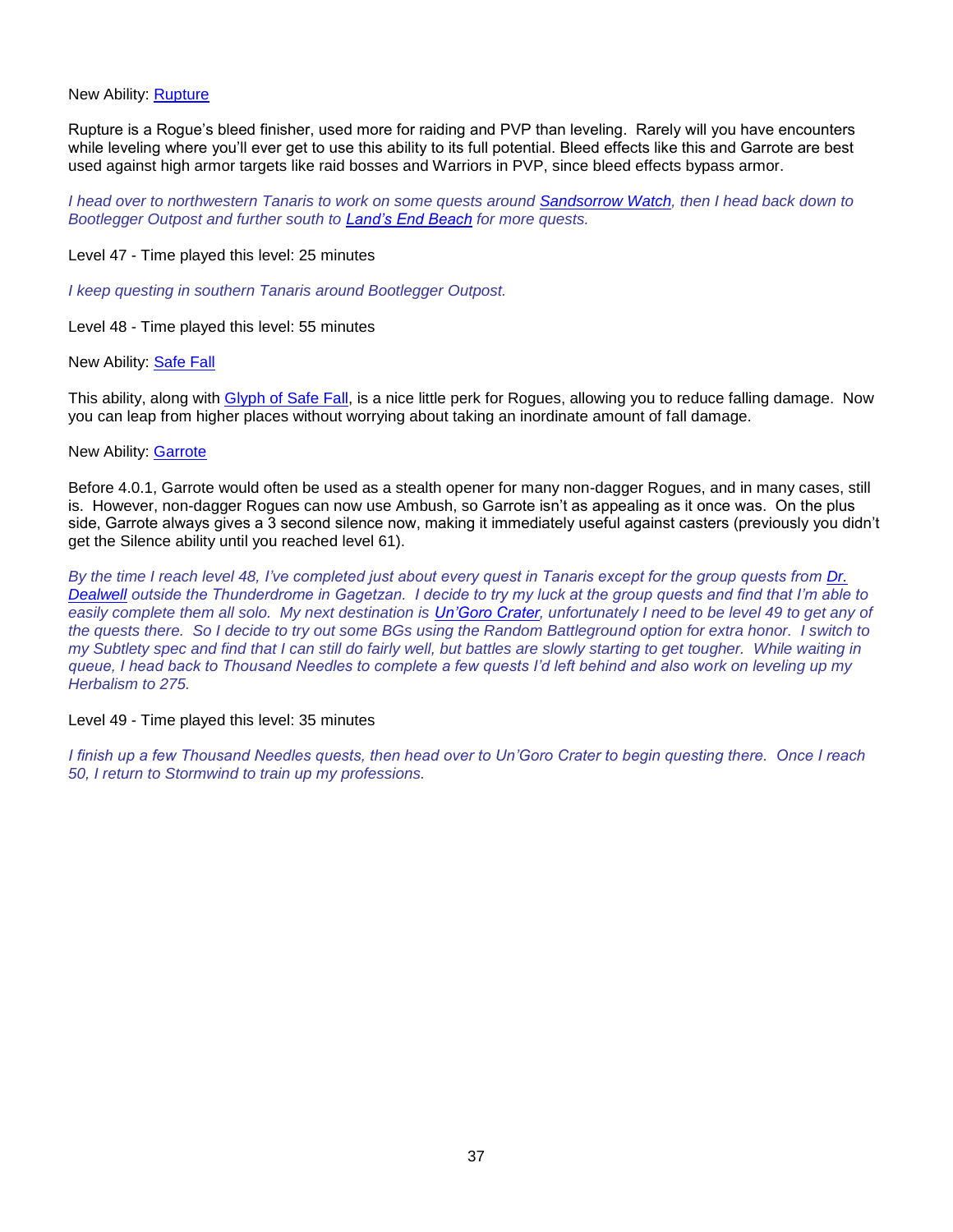New Ability: Rupture

Rupture is a Rogue's bleed finisher, used more for raiding and PVP than leveling. Rarely will you have encounters while leveling where you'll ever get to use this ability to its full potential. Bleed effects like this and Garrote are best used against high armor targets like raid bosses and Warriors in PVP, since bleed effects bypass armor.

*I head over to northwestern Tanaris to work on some quests around Sandsorrow Watch, then I head back down to Bootlegger Outpost and further south to Land's End Beach for more quests.*

Level 47 - Time played this level: 25 minutes

*I keep questing in southern Tanaris around Bootlegger Outpost.*

Level 48 - Time played this level: 55 minutes

New Ability: Safe Fall

This ability, along with Glyph of Safe Fall, is a nice little perk for Rogues, allowing you to reduce falling damage. Now you can leap from higher places without worrying about taking an inordinate amount of fall damage.

New Ability: Garrote

Before 4.0.1, Garrote would often be used as a stealth opener for many non-dagger Rogues, and in many cases, still is. However, non-dagger Rogues can now use Ambush, so Garrote isn't as appealing as it once was. On the plus side, Garrote always gives a 3 second silence now, making it immediately useful against casters (previously you didn't get the Silence ability until you reached level 61).

*By the time I reach level 48, I've completed just about every quest in Tanaris except for the group quests from Dr. Dealwell outside the Thunderdrome in Gagetzan. I decide to try my luck at the group quests and find that I'm able to easily complete them all solo. My next destination is Un'Goro Crater, unfortunately I need to be level 49 to get any of the quests there. So I decide to try out some BGs using the Random Battleground option for extra honor. I switch to my Subtlety spec and find that I can still do fairly well, but battles are slowly starting to get tougher. While waiting in queue, I head back to Thousand Needles to complete a few quests I'd left behind and also work on leveling up my Herbalism to 275.*

Level 49 - Time played this level: 35 minutes

*I finish up a few Thousand Needles quests, then head over to Un'Goro Crater to begin questing there. Once I reach 50, I return to Stormwind to train up my professions.*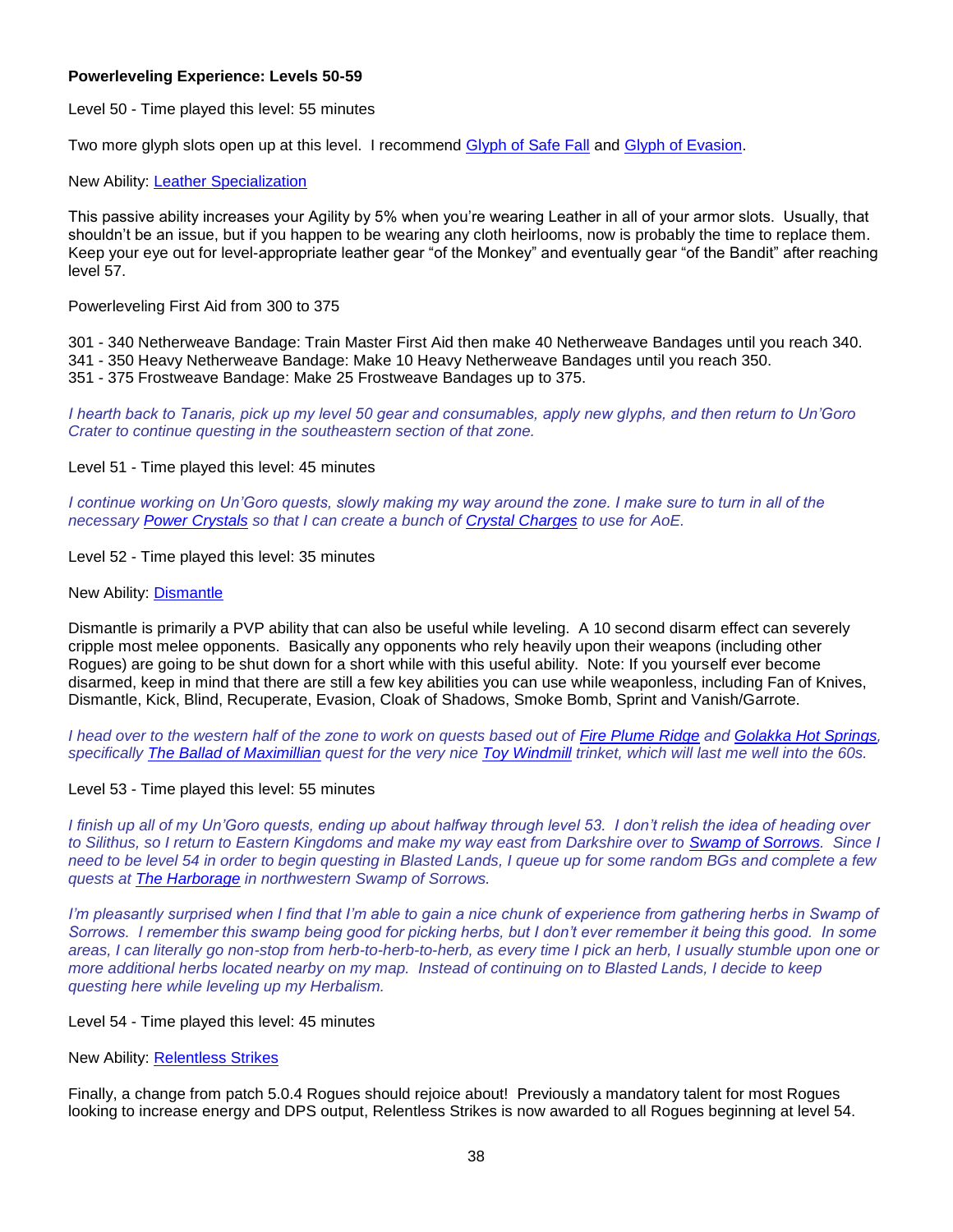**Powerleveling Experience: Levels 50-59**

Level 50 - Time played this level: 55 minutes

Two more glyph slots open up at this level. I recommend Glyph of Safe Fall and Glyph of Evasion.

New Ability: Leather Specialization

This passive ability increases your Agility by 5% when you're wearing Leather in all of your armor slots. Usually, that shouldn't be an issue, but if you happen to be wearing any cloth heirlooms, now is probably the time to replace them. Keep your eye out for level-appropriate leather gear "of the Monkey" and eventually gear "of the Bandit" after reaching level 57.

Powerleveling First Aid from 300 to 375

301 - 340 Netherweave Bandage: Train Master First Aid then make 40 Netherweave Bandages until you reach 340.
341 - 350 Heavy Netherweave Bandage: Make 10 Heavy Netherweave Bandages until you reach 350.
351 - 375 Frostweave Bandage: Make 25 Frostweave Bandages up to 375.

*I hearth back to Tanaris, pick up my level 50 gear and consumables, apply new glyphs, and then return to Un'Goro Crater to continue questing in the southeastern section of that zone.*

Level 51 - Time played this level: 45 minutes

*I continue working on Un'Goro quests, slowly making my way around the zone. I make sure to turn in all of the necessary **Power Crystals** so that I can create a bunch of **Crystal Charges** to use for AoE.*

Level 52 - Time played this level: 35 minutes

New Ability: Dismantle

Dismantle is primarily a PVP ability that can also be useful while leveling. A 10 second disarm effect can severely cripple most melee opponents. Basically any opponents who rely heavily upon their weapons (including other Rogues) are going to be shut down for a short while with this useful ability. Note: If you yourself ever become disarmed, keep in mind that there are still a few key abilities you can use while weaponless, including Fan of Knives, Dismantle, Kick, Blind, Recuperate, Evasion, Cloak of Shadows, Smoke Bomb, Sprint and Vanish/Garrote.

*I head over to the western half of the zone to work on quests based out of **Fire Plume Ridge** and **Golakka Hot Springs**, specifically **The Ballad of Maximillian** quest for the very nice **Toy Windmill** trinket, which will last me well into the 60s.*

Level 53 - Time played this level: 55 minutes

*I finish up all of my Un'Goro quests, ending up about halfway through level 53. I don't relish the idea of heading over to Silithus, so I return to Eastern Kingdoms and make my way east from Darkshire over to **Swamp of Sorrows**. Since I need to be level 54 in order to begin questing in Blasted Lands, I queue up for some random BGs and complete a few quests at **The Harborage** in northwestern Swamp of Sorrows.*

*I'm pleasantly surprised when I find that I'm able to gain a nice chunk of experience from gathering herbs in Swamp of Sorrows. I remember this swamp being good for picking herbs, but I don't ever remember it being this good. In some areas, I can literally go non-stop from herb-to-herb-to-herb, as every time I pick an herb, I usually stumble upon one or more additional herbs located nearby on my map. Instead of continuing on to Blasted Lands, I decide to keep questing here while leveling up my Herbalism.*

Level 54 - Time played this level: 45 minutes

New Ability: Relentless Strikes

Finally, a change from patch 5.0.4 Rogues should rejoice about! Previously a mandatory talent for most Rogues looking to increase energy and DPS output, Relentless Strikes is now awarded to all Rogues beginning at level 54.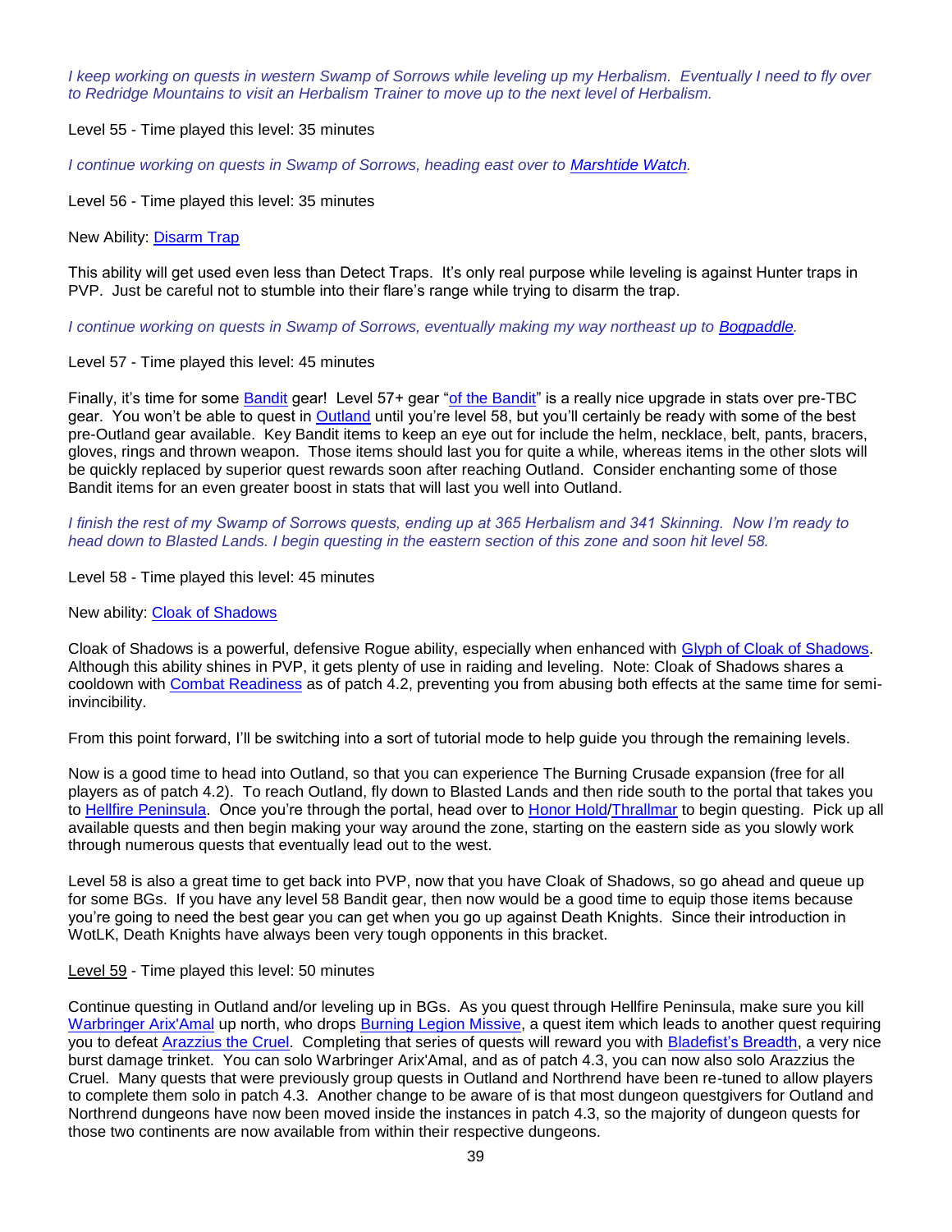*I keep working on quests in western Swamp of Sorrows while leveling up my Herbalism. Eventually I need to fly over to Redridge Mountains to visit an Herbalism Trainer to move up to the next level of Herbalism.*

Level 55 - Time played this level: 35 minutes

*I continue working on quests in Swamp of Sorrows, heading east over to Marshtide Watch.*

Level 56 - Time played this level: 35 minutes

New Ability: Disarm Trap

This ability will get used even less than Detect Traps. It's only real purpose while leveling is against Hunter traps in PVP. Just be careful not to stumble into their flare's range while trying to disarm the trap.

*I continue working on quests in Swamp of Sorrows, eventually making my way northeast up to Bogpaddle.*

Level 57 - Time played this level: 45 minutes

Finally, it's time for some Bandit gear! Level 57+ gear "of the Bandit" is a really nice upgrade in stats over pre-TBC gear. You won't be able to quest in Outland until you're level 58, but you'll certainly be ready with some of the best pre-Outland gear available. Key Bandit items to keep an eye out for include the helm, necklace, belt, pants, bracers, gloves, rings and thrown weapon. Those items should last you for quite a while, whereas items in the other slots will be quickly replaced by superior quest rewards soon after reaching Outland. Consider enchanting some of those Bandit items for an even greater boost in stats that will last you well into Outland.

*I finish the rest of my Swamp of Sorrows quests, ending up at 365 Herbalism and 341 Skinning. Now I'm ready to head down to Blasted Lands. I begin questing in the eastern section of this zone and soon hit level 58.*

Level 58 - Time played this level: 45 minutes

New ability: Cloak of Shadows

Cloak of Shadows is a powerful, defensive Rogue ability, especially when enhanced with Glyph of Cloak of Shadows. Although this ability shines in PVP, it gets plenty of use in raiding and leveling. Note: Cloak of Shadows shares a cooldown with Combat Readiness as of patch 4.2, preventing you from abusing both effects at the same time for semi-invincibility.

From this point forward, I'll be switching into a sort of tutorial mode to help guide you through the remaining levels.

Now is a good time to head into Outland, so that you can experience The Burning Crusade expansion (free for all players as of patch 4.2). To reach Outland, fly down to Blasted Lands and then ride south to the portal that takes you to Hellfire Peninsula. Once you're through the portal, head over to Honor Hold/Thrallmar to begin questing. Pick up all available quests and then begin making your way around the zone, starting on the eastern side as you slowly work through numerous quests that eventually lead out to the west.

Level 58 is also a great time to get back into PVP, now that you have Cloak of Shadows, so go ahead and queue up for some BGs. If you have any level 58 Bandit gear, then now would be a good time to equip those items because you're going to need the best gear you can get when you go up against Death Knights. Since their introduction in WotLK, Death Knights have always been very tough opponents in this bracket.

Level 59 - Time played this level: 50 minutes

Continue questing in Outland and/or leveling up in BGs. As you quest through Hellfire Peninsula, make sure you kill Warbringer Arix'Amal up north, who drops Burning Legion Missive, a quest item which leads to another quest requiring you to defeat Arazzius the Cruel. Completing that series of quests will reward you with Bladefist's Breadth, a very nice burst damage trinket. You can solo Warbringer Arix'Amal, and as of patch 4.3, you can now also solo Arazzius the Cruel. Many quests that were previously group quests in Outland and Northrend have been re-tuned to allow players to complete them solo in patch 4.3. Another change to be aware of is that most dungeon questgivers for Outland and Northrend dungeons have now been moved inside the instances in patch 4.3, so the majority of dungeon quests for those two continents are now available from within their respective dungeons.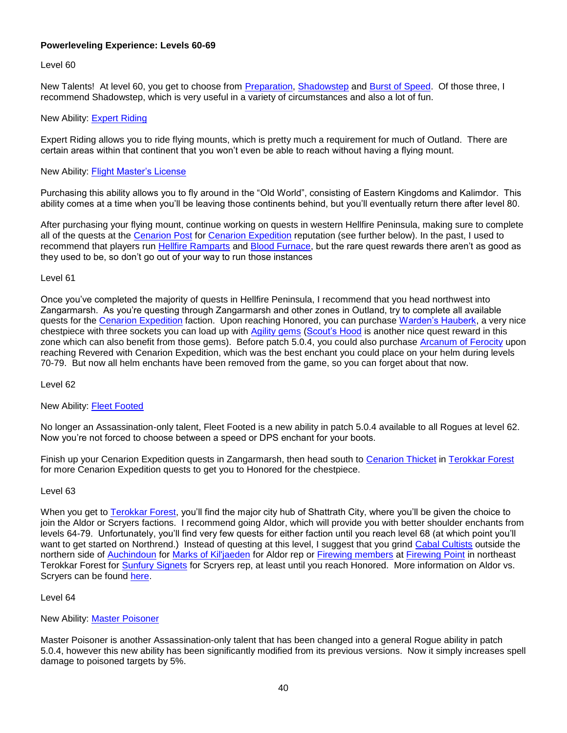**Powerleveling Experience: Levels 60-69**

Level 60

New Talents! At level 60, you get to choose from Preparation, Shadowstep and Burst of Speed. Of those three, I recommend Shadowstep, which is very useful in a variety of circumstances and also a lot of fun.

New Ability: Expert Riding

Expert Riding allows you to ride flying mounts, which is pretty much a requirement for much of Outland. There are certain areas within that continent that you won't even be able to reach without having a flying mount.

New Ability: Flight Master's License

Purchasing this ability allows you to fly around in the "Old World", consisting of Eastern Kingdoms and Kalimdor. This ability comes at a time when you'll be leaving those continents behind, but you'll eventually return there after level 80.

After purchasing your flying mount, continue working on quests in western Hellfire Peninsula, making sure to complete all of the quests at the Cenarion Post for Cenarion Expedition reputation (see further below). In the past, I used to recommend that players run Hellfire Ramparts and Blood Furnace, but the rare quest rewards there aren't as good as they used to be, so don't go out of your way to run those instances

Level 61

Once you've completed the majority of quests in Hellfire Peninsula, I recommend that you head northwest into Zangarmarsh. As you're questing through Zangarmarsh and other zones in Outland, try to complete all available quests for the Cenarion Expedition faction. Upon reaching Honored, you can purchase Warden's Hauberk, a very nice chestpiece with three sockets you can load up with Agility gems (Scout's Hood is another nice quest reward in this zone which can also benefit from those gems). Before patch 5.0.4, you could also purchase Arcanum of Ferocity upon reaching Revered with Cenarion Expedition, which was the best enchant you could place on your helm during levels 70-79. But now all helm enchants have been removed from the game, so you can forget about that now.

Level 62

New Ability: Fleet Footed

No longer an Assassination-only talent, Fleet Footed is a new ability in patch 5.0.4 available to all Rogues at level 62. Now you're not forced to choose between a speed or DPS enchant for your boots.

Finish up your Cenarion Expedition quests in Zangarmarsh, then head south to Cenarion Thicket in Terokkar Forest for more Cenarion Expedition quests to get you to Honored for the chestpiece.

Level 63

When you get to Terokkar Forest, you'll find the major city hub of Shattrath City, where you'll be given the choice to join the Aldor or Scryers factions. I recommend going Aldor, which will provide you with better shoulder enchants from levels 64-79. Unfortunately, you'll find very few quests for either faction until you reach level 68 (at which point you'll want to get started on Northrend.) Instead of questing at this level, I suggest that you grind Cabal Cultists outside the northern side of Auchindoun for Marks of Kil'jaeden for Aldor rep or Firewing members at Firewing Point in northeast Terokkar Forest for Sunfury Signets for Scryers rep, at least until you reach Honored. More information on Aldor vs. Scryers can be found here.

Level 64

New Ability: Master Poisoner

Master Poisoner is another Assassination-only talent that has been changed into a general Rogue ability in patch 5.0.4, however this new ability has been significantly modified from its previous versions. Now it simply increases spell damage to poisoned targets by 5%.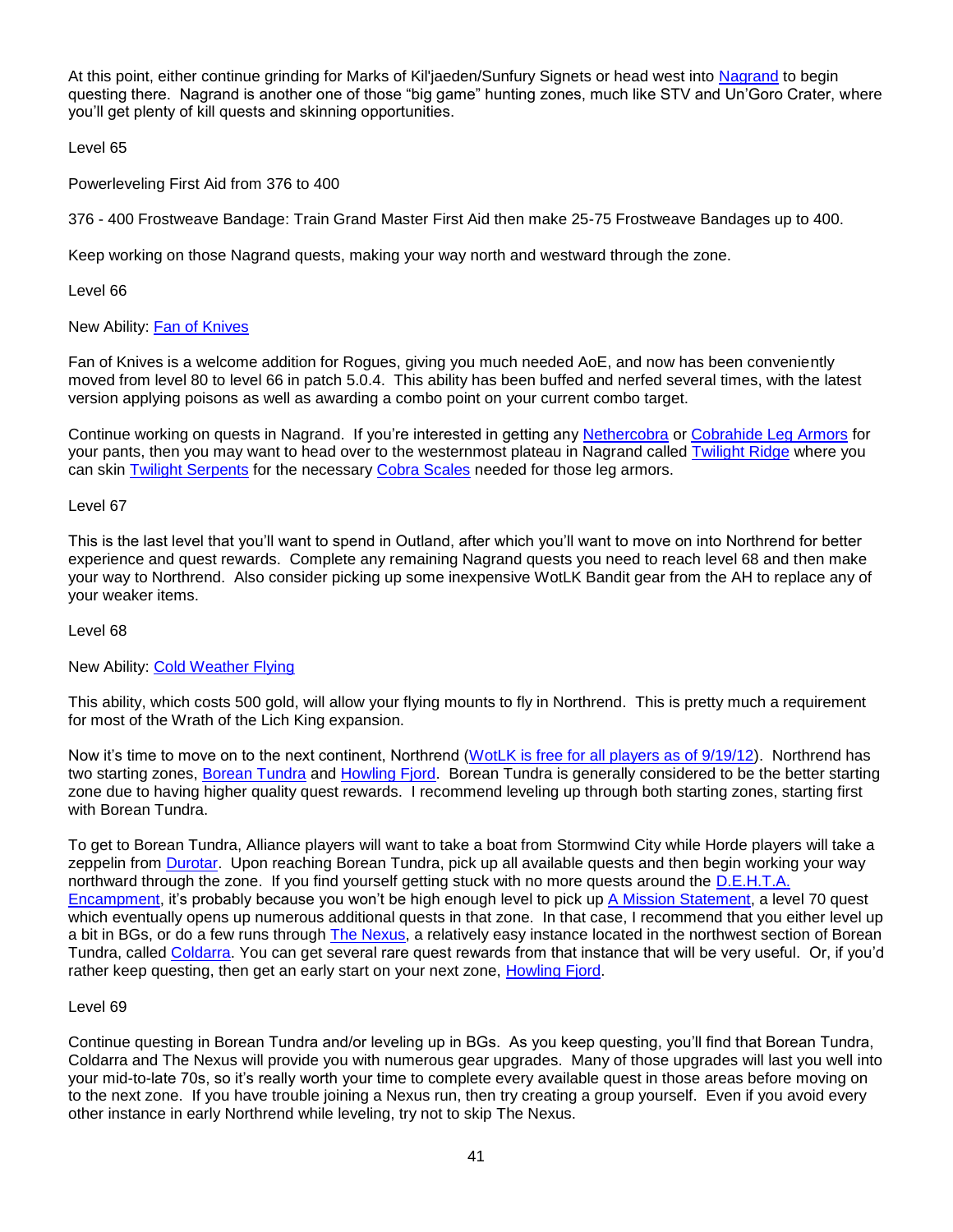At this point, either continue grinding for Marks of Kil'jaeden/Sunfury Signets or head west into [Nagrand](#) to begin questing there. Nagrand is another one of those "big game" hunting zones, much like STV and Un'Goro Crater, where you'll get plenty of kill quests and skinning opportunities.

Level 65

Powerleveling First Aid from 376 to 400

376 - 400 Frostweave Bandage: Train Grand Master First Aid then make 25-75 Frostweave Bandages up to 400.

Keep working on those Nagrand quests, making your way north and westward through the zone.

Level 66

New Ability: Fan of Knives

Fan of Knives is a welcome addition for Rogues, giving you much needed AoE, and now has been conveniently moved from level 80 to level 66 in patch 5.0.4. This ability has been buffed and nerfed several times, with the latest version applying poisons as well as awarding a combo point on your current combo target.

Continue working on quests in Nagrand. If you're interested in getting any Nethercobra or Cobrahide Leg Armors for your pants, then you may want to head over to the westernmost plateau in Nagrand called Twilight Ridge where you can skin Twilight Serpents for the necessary Cobra Scales needed for those leg armors.

Level 67

This is the last level that you'll want to spend in Outland, after which you'll want to move on into Northrend for better experience and quest rewards. Complete any remaining Nagrand quests you need to reach level 68 and then make your way to Northrend. Also consider picking up some inexpensive WotLK Bandit gear from the AH to replace any of your weaker items.

Level 68

New Ability: Cold Weather Flying

This ability, which costs 500 gold, will allow your flying mounts to fly in Northrend. This is pretty much a requirement for most of the Wrath of the Lich King expansion.

Now it's time to move on to the next continent, Northrend (WotLK is free for all players as of 9/19/12). Northrend has two starting zones, Borean Tundra and Howling Fjord. Borean Tundra is generally considered to be the better starting zone due to having higher quality quest rewards. I recommend leveling up through both starting zones, starting first with Borean Tundra.

To get to Borean Tundra, Alliance players will want to take a boat from Stormwind City while Horde players will take a zeppelin from Durotar. Upon reaching Borean Tundra, pick up all available quests and then begin working your way northward through the zone. If you find yourself getting stuck with no more quests around the D.E.H.T.A. Encampment, it's probably because you won't be high enough level to pick up A Mission Statement, a level 70 quest which eventually opens up numerous additional quests in that zone. In that case, I recommend that you either level up a bit in BGs, or do a few runs through The Nexus, a relatively easy instance located in the northwest section of Borean Tundra, called Coldarra. You can get several rare quest rewards from that instance that will be very useful. Or, if you'd rather keep questing, then get an early start on your next zone, Howling Fjord.

Level 69

Continue questing in Borean Tundra and/or leveling up in BGs. As you keep questing, you'll find that Borean Tundra, Coldarra and The Nexus will provide you with numerous gear upgrades. Many of those upgrades will last you well into your mid-to-late 70s, so it's really worth your time to complete every available quest in those areas before moving on to the next zone. If you have trouble joining a Nexus run, then try creating a group yourself. Even if you avoid every other instance in early Northrend while leveling, try not to skip The Nexus.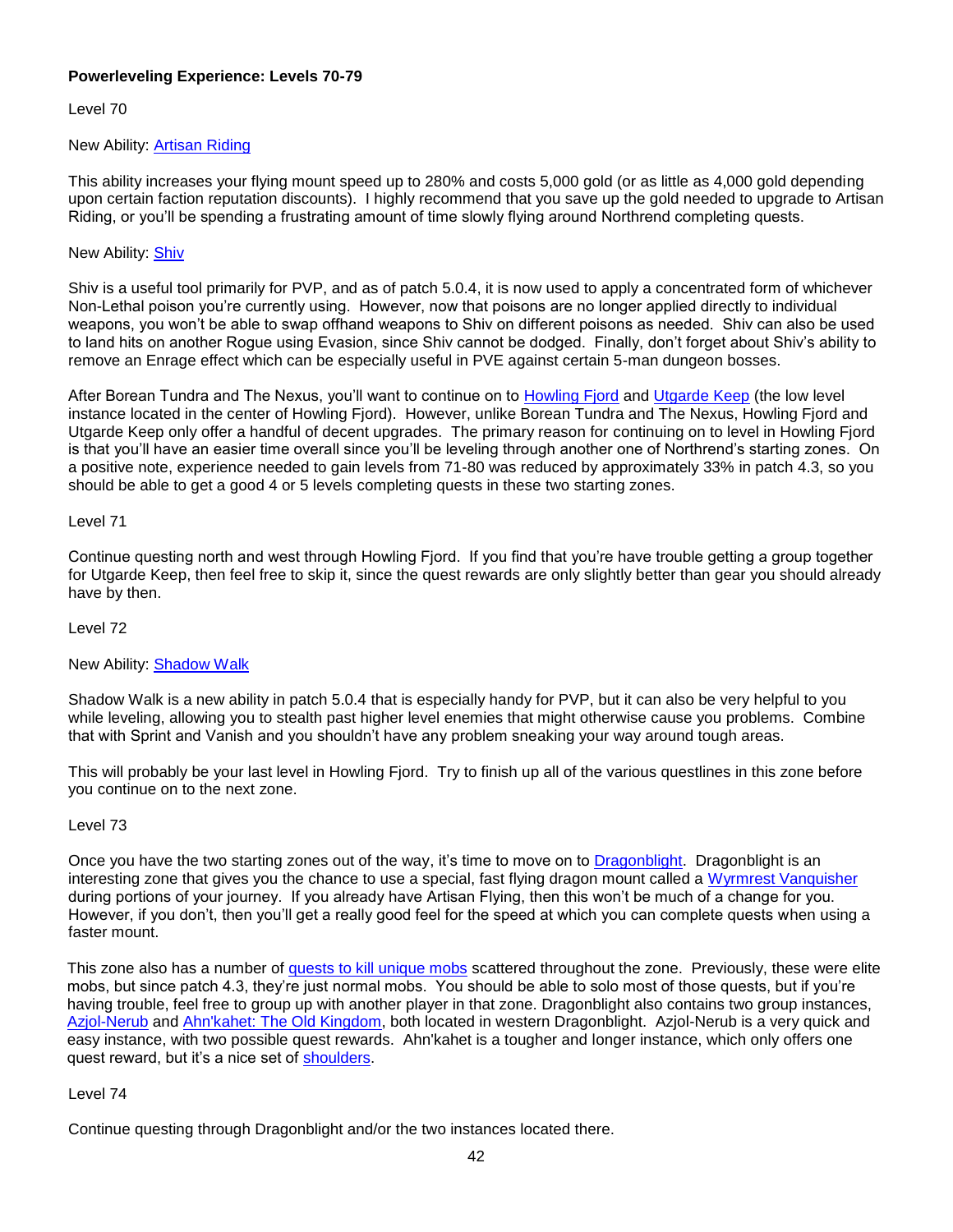**Powerleveling Experience: Levels 70-79**

Level 70

New Ability: Artisan Riding

This ability increases your flying mount speed up to 280% and costs 5,000 gold (or as little as 4,000 gold depending upon certain faction reputation discounts). I highly recommend that you save up the gold needed to upgrade to Artisan Riding, or you'll be spending a frustrating amount of time slowly flying around Northrend completing quests.

New Ability: Shiv

Shiv is a useful tool primarily for PVP, and as of patch 5.0.4, it is now used to apply a concentrated form of whichever Non-Lethal poison you're currently using. However, now that poisons are no longer applied directly to individual weapons, you won't be able to swap offhand weapons to Shiv on different poisons as needed. Shiv can also be used to land hits on another Rogue using Evasion, since Shiv cannot be dodged. Finally, don't forget about Shiv's ability to remove an Enrage effect which can be especially useful in PVE against certain 5-man dungeon bosses.

After Borean Tundra and The Nexus, you'll want to continue on to Howling Fjord and Utgarde Keep (the low level instance located in the center of Howling Fjord). However, unlike Borean Tundra and The Nexus, Howling Fjord and Utgarde Keep only offer a handful of decent upgrades. The primary reason for continuing on to level in Howling Fjord is that you'll have an easier time overall since you'll be leveling through another one of Northrend's starting zones. On a positive note, experience needed to gain levels from 71-80 was reduced by approximately 33% in patch 4.3, so you should be able to get a good 4 or 5 levels completing quests in these two starting zones.

Level 71

Continue questing north and west through Howling Fjord. If you find that you're have trouble getting a group together for Utgarde Keep, then feel free to skip it, since the quest rewards are only slightly better than gear you should already have by then.

Level 72

New Ability: Shadow Walk

Shadow Walk is a new ability in patch 5.0.4 that is especially handy for PVP, but it can also be very helpful to you while leveling, allowing you to stealth past higher level enemies that might otherwise cause you problems. Combine that with Sprint and Vanish and you shouldn't have any problem sneaking your way around tough areas.

This will probably be your last level in Howling Fjord. Try to finish up all of the various questlines in this zone before you continue on to the next zone.

Level 73

Once you have the two starting zones out of the way, it's time to move on to Dragonblight. Dragonblight is an interesting zone that gives you the chance to use a special, fast flying dragon mount called a Wyrmrest Vanquisher during portions of your journey. If you already have Artisan Flying, then this won't be much of a change for you. However, if you don't, then you'll get a really good feel for the speed at which you can complete quests when using a faster mount.

This zone also has a number of quests to kill unique mobs scattered throughout the zone. Previously, these were elite mobs, but since patch 4.3, they're just normal mobs. You should be able to solo most of those quests, but if you're having trouble, feel free to group up with another player in that zone. Dragonblight also contains two group instances, Azjol-Nerub and Ahn'kahet: The Old Kingdom, both located in western Dragonblight. Azjol-Nerub is a very quick and easy instance, with two possible quest rewards. Ahn'kahet is a tougher and longer instance, which only offers one quest reward, but it's a nice set of shoulders.

Level 74

Continue questing through Dragonblight and/or the two instances located there.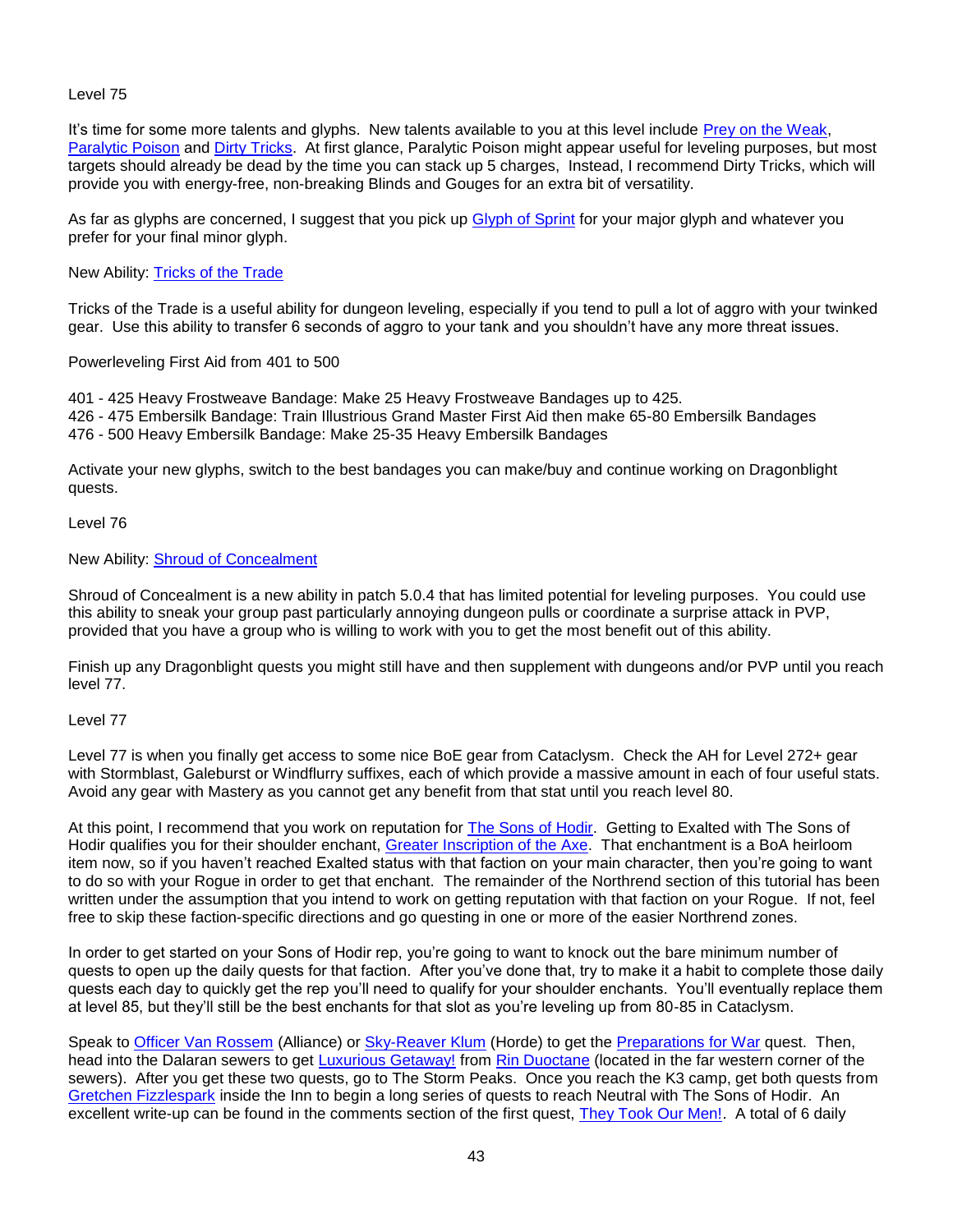Level 75

It's time for some more talents and glyphs. New talents available to you at this level include Prey on the Weak, Paralytic Poison and Dirty Tricks. At first glance, Paralytic Poison might appear useful for leveling purposes, but most targets should already be dead by the time you can stack up 5 charges, Instead, I recommend Dirty Tricks, which will provide you with energy-free, non-breaking Blinds and Gouges for an extra bit of versatility.

As far as glyphs are concerned, I suggest that you pick up Glyph of Sprint for your major glyph and whatever you prefer for your final minor glyph.

New Ability: Tricks of the Trade

Tricks of the Trade is a useful ability for dungeon leveling, especially if you tend to pull a lot of aggro with your twinked gear. Use this ability to transfer 6 seconds of aggro to your tank and you shouldn't have any more threat issues.

Powerleveling First Aid from 401 to 500

401 - 425 Heavy Frostweave Bandage: Make 25 Heavy Frostweave Bandages up to 425.
426 - 475 Embersilk Bandage: Train Illustrious Grand Master First Aid then make 65-80 Embersilk Bandages
476 - 500 Heavy Embersilk Bandage: Make 25-35 Heavy Embersilk Bandages

Activate your new glyphs, switch to the best bandages you can make/buy and continue working on Dragonblight quests.

Level 76

New Ability: Shroud of Concealment

Shroud of Concealment is a new ability in patch 5.0.4 that has limited potential for leveling purposes. You could use this ability to sneak your group past particularly annoying dungeon pulls or coordinate a surprise attack in PVP, provided that you have a group who is willing to work with you to get the most benefit out of this ability.

Finish up any Dragonblight quests you might still have and then supplement with dungeons and/or PVP until you reach level 77.

Level 77

Level 77 is when you finally get access to some nice BoE gear from Cataclysm. Check the AH for Level 272+ gear with Stormblast, Galeburst or Windflurry suffixes, each of which provide a massive amount in each of four useful stats. Avoid any gear with Mastery as you cannot get any benefit from that stat until you reach level 80.

At this point, I recommend that you work on reputation for The Sons of Hodir. Getting to Exalted with The Sons of Hodir qualifies you for their shoulder enchant, Greater Inscription of the Axe. That enchantment is a BoA heirloom item now, so if you haven't reached Exalted status with that faction on your main character, then you're going to want to do so with your Rogue in order to get that enchant. The remainder of the Northrend section of this tutorial has been written under the assumption that you intend to work on getting reputation with that faction on your Rogue. If not, feel free to skip these faction-specific directions and go questing in one or more of the easier Northrend zones.

In order to get started on your Sons of Hodir rep, you're going to want to knock out the bare minimum number of quests to open up the daily quests for that faction. After you've done that, try to make it a habit to complete those daily quests each day to quickly get the rep you'll need to qualify for your shoulder enchants. You'll eventually replace them at level 85, but they'll still be the best enchants for that slot as you're leveling up from 80-85 in Cataclysm.

Speak to Officer Van Rossem (Alliance) or Sky-Reaver Klum (Horde) to get the Preparations for War quest. Then, head into the Dalaran sewers to get Luxurious Getaway! from Rin Duoctane (located in the far western corner of the sewers). After you get these two quests, go to The Storm Peaks. Once you reach the K3 camp, get both quests from Gretchen Fizzlespark inside the Inn to begin a long series of quests to reach Neutral with The Sons of Hodir. An excellent write-up can be found in the comments section of the first quest, They Took Our Men!. A total of 6 daily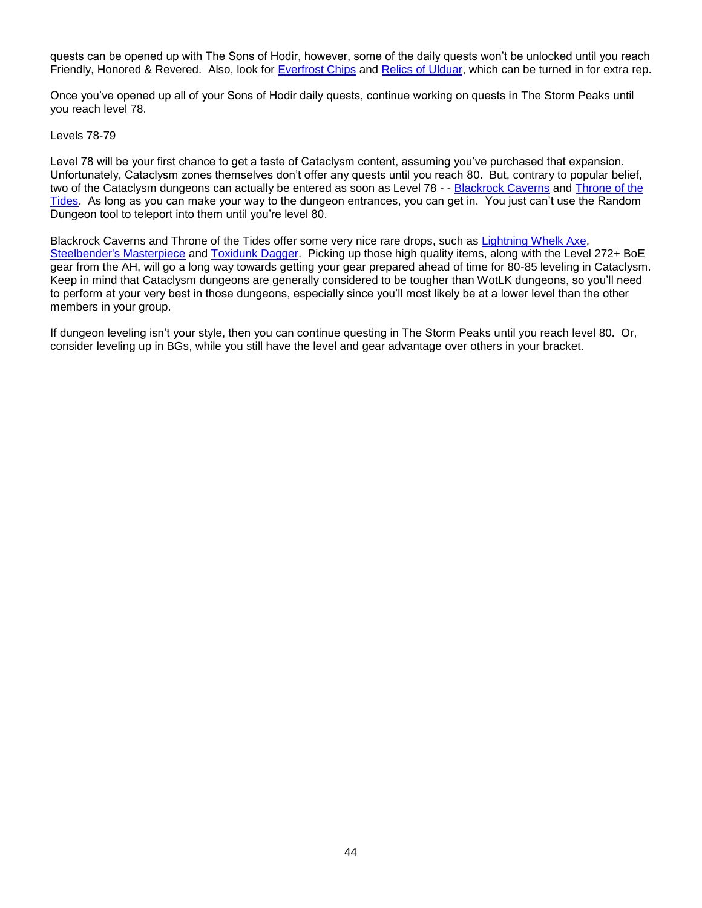quests can be opened up with The Sons of Hodir, however, some of the daily quests won't be unlocked until you reach Friendly, Honored & Revered. Also, look for Everfrost Chips and Relics of Ulduar, which can be turned in for extra rep.

Once you've opened up all of your Sons of Hodir daily quests, continue working on quests in The Storm Peaks until you reach level 78.

## Levels 78-79

Level 78 will be your first chance to get a taste of Cataclysm content, assuming you've purchased that expansion. Unfortunately, Cataclysm zones themselves don't offer any quests until you reach 80. But, contrary to popular belief, two of the Cataclysm dungeons can actually be entered as soon as Level 78 - - Blackrock Caverns and Throne of the Tides. As long as you can make your way to the dungeon entrances, you can get in. You just can't use the Random Dungeon tool to teleport into them until you're level 80.

Blackrock Caverns and Throne of the Tides offer some very nice rare drops, such as Lightning Whelk Axe, Steelbender's Masterpiece and Toxidunk Dagger. Picking up those high quality items, along with the Level 272+ BoE gear from the AH, will go a long way towards getting your gear prepared ahead of time for 80-85 leveling in Cataclysm. Keep in mind that Cataclysm dungeons are generally considered to be tougher than WotLK dungeons, so you'll need to perform at your very best in those dungeons, especially since you'll most likely be at a lower level than the other members in your group.

If dungeon leveling isn't your style, then you can continue questing in The Storm Peaks until you reach level 80. Or, consider leveling up in BGs, while you still have the level and gear advantage over others in your bracket.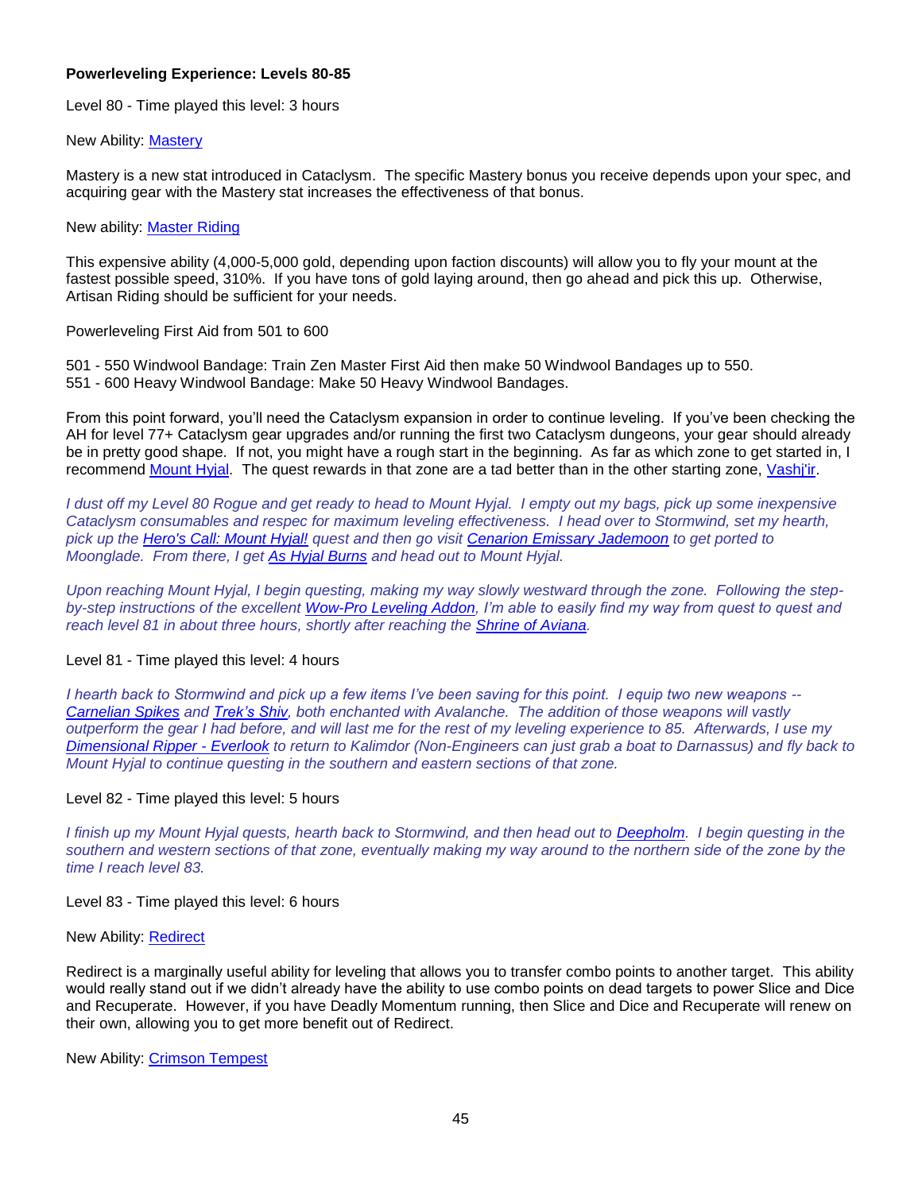**Powerleveling Experience: Levels 80-85**

Level 80 - Time played this level: 3 hours

New Ability: Mastery

Mastery is a new stat introduced in Cataclysm. The specific Mastery bonus you receive depends upon your spec, and acquiring gear with the Mastery stat increases the effectiveness of that bonus.

New ability: Master Riding

This expensive ability (4,000-5,000 gold, depending upon faction discounts) will allow you to fly your mount at the fastest possible speed, 310%. If you have tons of gold laying around, then go ahead and pick this up. Otherwise, Artisan Riding should be sufficient for your needs.

Powerleveling First Aid from 501 to 600

501 - 550 Windwool Bandage: Train Zen Master First Aid then make 50 Windwool Bandages up to 550.
551 - 600 Heavy Windwool Bandage: Make 50 Heavy Windwool Bandages.

From this point forward, you'll need the Cataclysm expansion in order to continue leveling. If you've been checking the AH for level 77+ Cataclysm gear upgrades and/or running the first two Cataclysm dungeons, your gear should already be in pretty good shape. If not, you might have a rough start in the beginning. As far as which zone to get started in, I recommend Mount Hyjal. The quest rewards in that zone are a tad better than in the other starting zone, Vashj'ir.

*I dust off my Level 80 Rogue and get ready to head to Mount Hyjal. I empty out my bags, pick up some inexpensive Cataclysm consumables and respec for maximum leveling effectiveness. I head over to Stormwind, set my hearth, pick up the Hero's Call: Mount Hyjal! quest and then go visit Cenarion Emissary Jademoon to get ported to Moonglade. From there, I get As Hyjal Burns and head out to Mount Hyjal.*

*Upon reaching Mount Hyjal, I begin questing, making my way slowly westward through the zone. Following the step-by-step instructions of the excellent Wow-Pro Leveling Addon, I'm able to easily find my way from quest to quest and reach level 81 in about three hours, shortly after reaching the Shrine of Aviana.*

Level 81 - Time played this level: 4 hours

*I hearth back to Stormwind and pick up a few items I've been saving for this point. I equip two new weapons -- Carnelian Spikes and Trek's Shiv, both enchanted with Avalanche. The addition of those weapons will vastly outperform the gear I had before, and will last me for the rest of my leveling experience to 85. Afterwards, I use my Dimensional Ripper - Everlook to return to Kalimdor (Non-Engineers can just grab a boat to Darnassus) and fly back to Mount Hyjal to continue questing in the southern and eastern sections of that zone.*

Level 82 - Time played this level: 5 hours

*I finish up my Mount Hyjal quests, hearth back to Stormwind, and then head out to Deepholm. I begin questing in the southern and western sections of that zone, eventually making my way around to the northern side of the zone by the time I reach level 83.*

Level 83 - Time played this level: 6 hours

New Ability: Redirect

Redirect is a marginally useful ability for leveling that allows you to transfer combo points to another target. This ability would really stand out if we didn't already have the ability to use combo points on dead targets to power Slice and Dice and Recuperate. However, if you have Deadly Momentum running, then Slice and Dice and Recuperate will renew on their own, allowing you to get more benefit out of Redirect.

New Ability: Crimson Tempest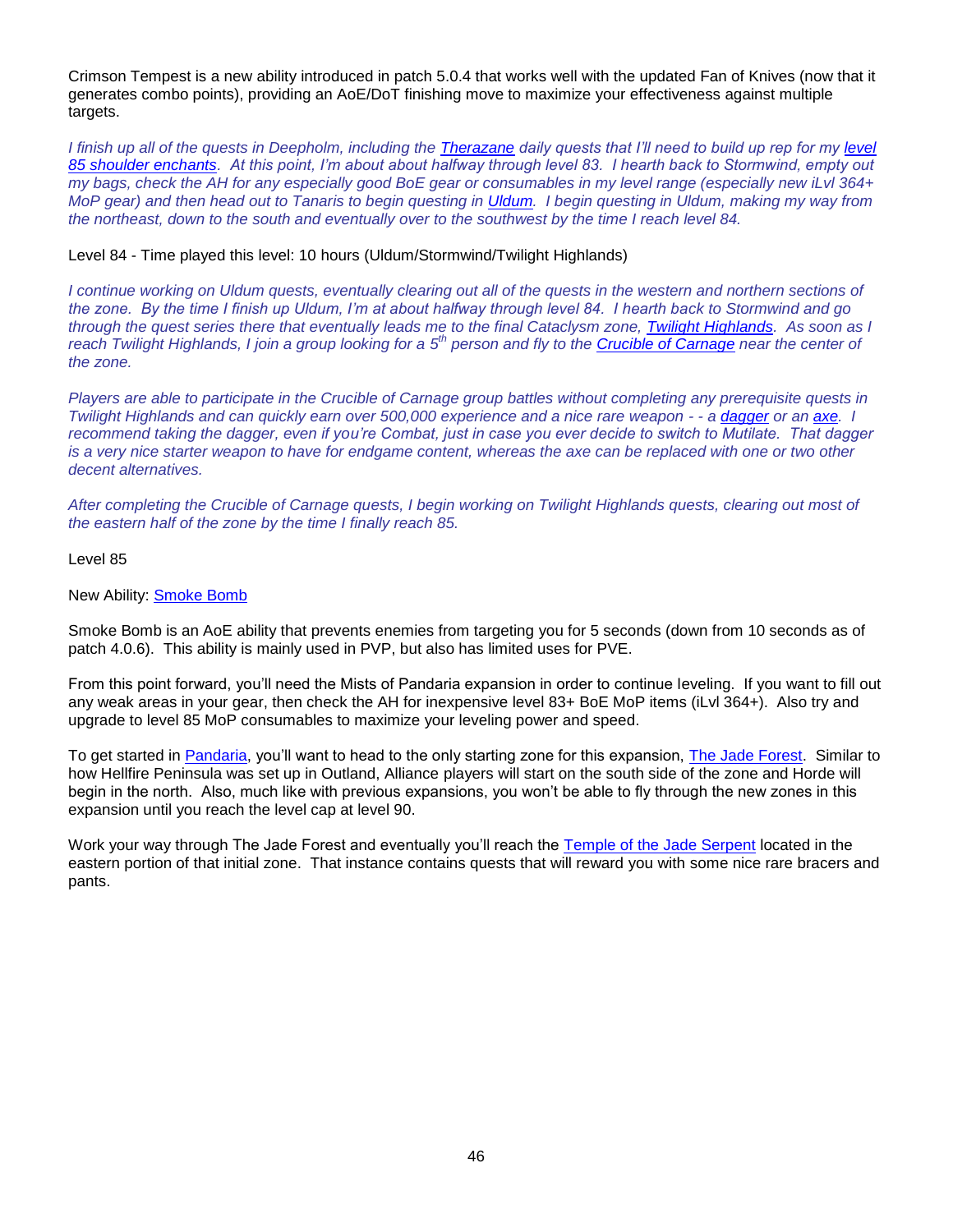Crimson Tempest is a new ability introduced in patch 5.0.4 that works well with the updated Fan of Knives (now that it generates combo points), providing an AoE/DoT finishing move to maximize your effectiveness against multiple targets.

*I finish up all of the quests in Deepholm, including the Therazane daily quests that I'll need to build up rep for my level 85 shoulder enchants. At this point, I'm about about halfway through level 83. I hearth back to Stormwind, empty out my bags, check the AH for any especially good BoE gear or consumables in my level range (especially new iLvl 364+ MoP gear) and then head out to Tanaris to begin questing in Uldum. I begin questing in Uldum, making my way from the northeast, down to the south and eventually over to the southwest by the time I reach level 84.*

Level 84 - Time played this level: 10 hours (Uldum/Stormwind/Twilight Highlands)

*I continue working on Uldum quests, eventually clearing out all of the quests in the western and northern sections of the zone. By the time I finish up Uldum, I'm at about halfway through level 84. I hearth back to Stormwind and go through the quest series there that eventually leads me to the final Cataclysm zone, Twilight Highlands. As soon as I reach Twilight Highlands, I join a group looking for a 5th person and fly to the Crucible of Carnage near the center of the zone.*

*Players are able to participate in the Crucible of Carnage group battles without completing any prerequisite quests in Twilight Highlands and can quickly earn over 500,000 experience and a nice rare weapon - - a dagger or an axe. I recommend taking the dagger, even if you're Combat, just in case you ever decide to switch to Mutilate. That dagger is a very nice starter weapon to have for endgame content, whereas the axe can be replaced with one or two other decent alternatives.*

*After completing the Crucible of Carnage quests, I begin working on Twilight Highlands quests, clearing out most of the eastern half of the zone by the time I finally reach 85.*

Level 85

New Ability: Smoke Bomb

Smoke Bomb is an AoE ability that prevents enemies from targeting you for 5 seconds (down from 10 seconds as of patch 4.0.6). This ability is mainly used in PVP, but also has limited uses for PVE.

From this point forward, you'll need the Mists of Pandaria expansion in order to continue leveling. If you want to fill out any weak areas in your gear, then check the AH for inexpensive level 83+ BoE MoP items (iLvl 364+). Also try and upgrade to level 85 MoP consumables to maximize your leveling power and speed.

To get started in Pandaria, you'll want to head to the only starting zone for this expansion, The Jade Forest. Similar to how Hellfire Peninsula was set up in Outland, Alliance players will start on the south side of the zone and Horde will begin in the north. Also, much like with previous expansions, you won't be able to fly through the new zones in this expansion until you reach the level cap at level 90.

Work your way through The Jade Forest and eventually you'll reach the Temple of the Jade Serpent located in the eastern portion of that initial zone. That instance contains quests that will reward you with some nice rare bracers and pants.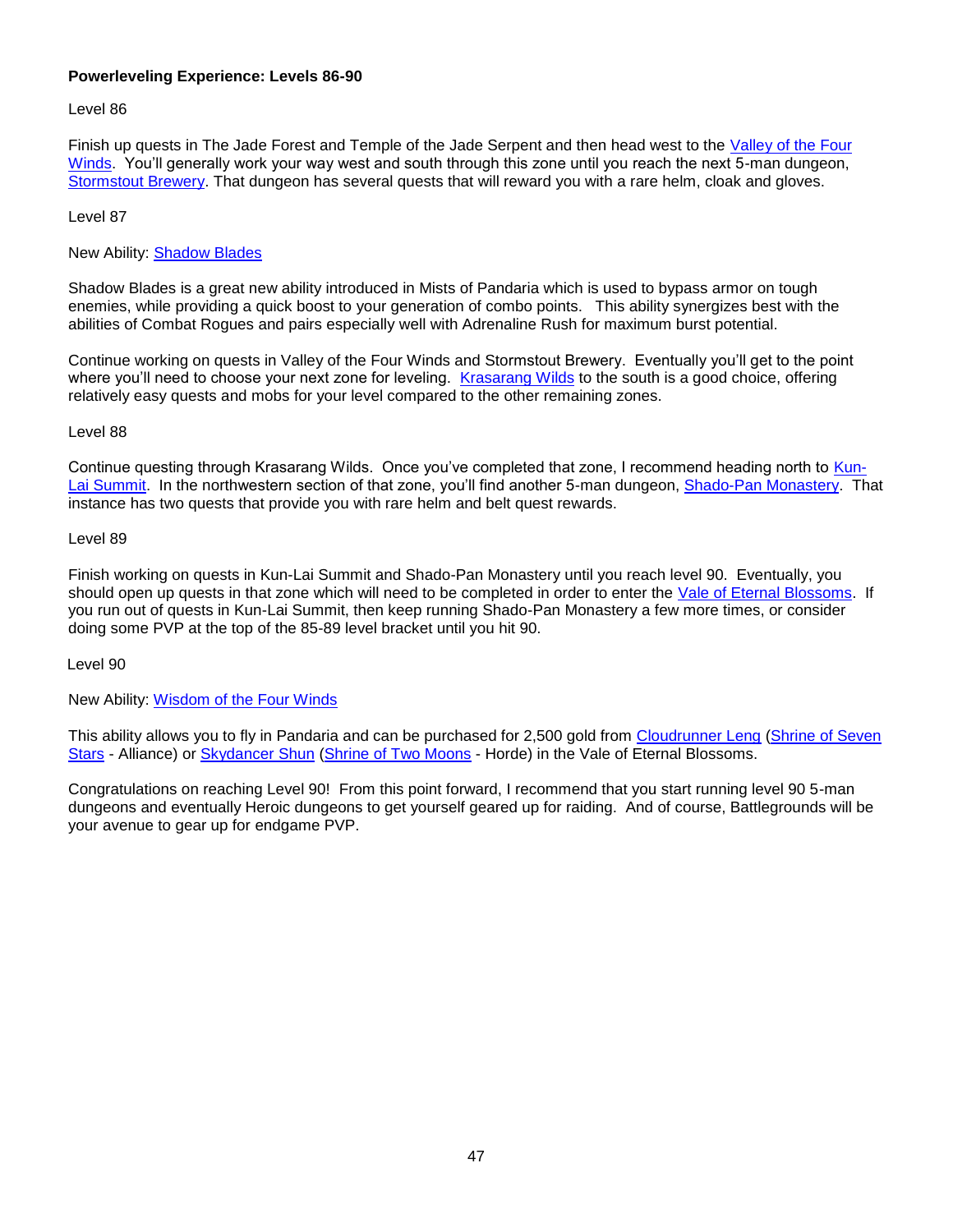**Powerleveling Experience: Levels 86-90**

Level 86

Finish up quests in The Jade Forest and Temple of the Jade Serpent and then head west to the Valley of the Four Winds. You'll generally work your way west and south through this zone until you reach the next 5-man dungeon, Stormstout Brewery. That dungeon has several quests that will reward you with a rare helm, cloak and gloves.

Level 87

New Ability: Shadow Blades

Shadow Blades is a great new ability introduced in Mists of Pandaria which is used to bypass armor on tough enemies, while providing a quick boost to your generation of combo points. This ability synergizes best with the abilities of Combat Rogues and pairs especially well with Adrenaline Rush for maximum burst potential.

Continue working on quests in Valley of the Four Winds and Stormstout Brewery. Eventually you'll get to the point where you'll need to choose your next zone for leveling. Krasarang Wilds to the south is a good choice, offering relatively easy quests and mobs for your level compared to the other remaining zones.

Level 88

Continue questing through Krasarang Wilds. Once you've completed that zone, I recommend heading north to Kun-Lai Summit. In the northwestern section of that zone, you'll find another 5-man dungeon, Shado-Pan Monastery. That instance has two quests that provide you with rare helm and belt quest rewards.

Level 89

Finish working on quests in Kun-Lai Summit and Shado-Pan Monastery until you reach level 90. Eventually, you should open up quests in that zone which will need to be completed in order to enter the Vale of Eternal Blossoms. If you run out of quests in Kun-Lai Summit, then keep running Shado-Pan Monastery a few more times, or consider doing some PVP at the top of the 85-89 level bracket until you hit 90.

Level 90

New Ability: Wisdom of the Four Winds

This ability allows you to fly in Pandaria and can be purchased for 2,500 gold from Cloudrunner Leng (Shrine of Seven Stars - Alliance) or Skydancer Shun (Shrine of Two Moons - Horde) in the Vale of Eternal Blossoms.

Congratulations on reaching Level 90! From this point forward, I recommend that you start running level 90 5-man dungeons and eventually Heroic dungeons to get yourself geared up for raiding. And of course, Battlegrounds will be your avenue to gear up for endgame PVP.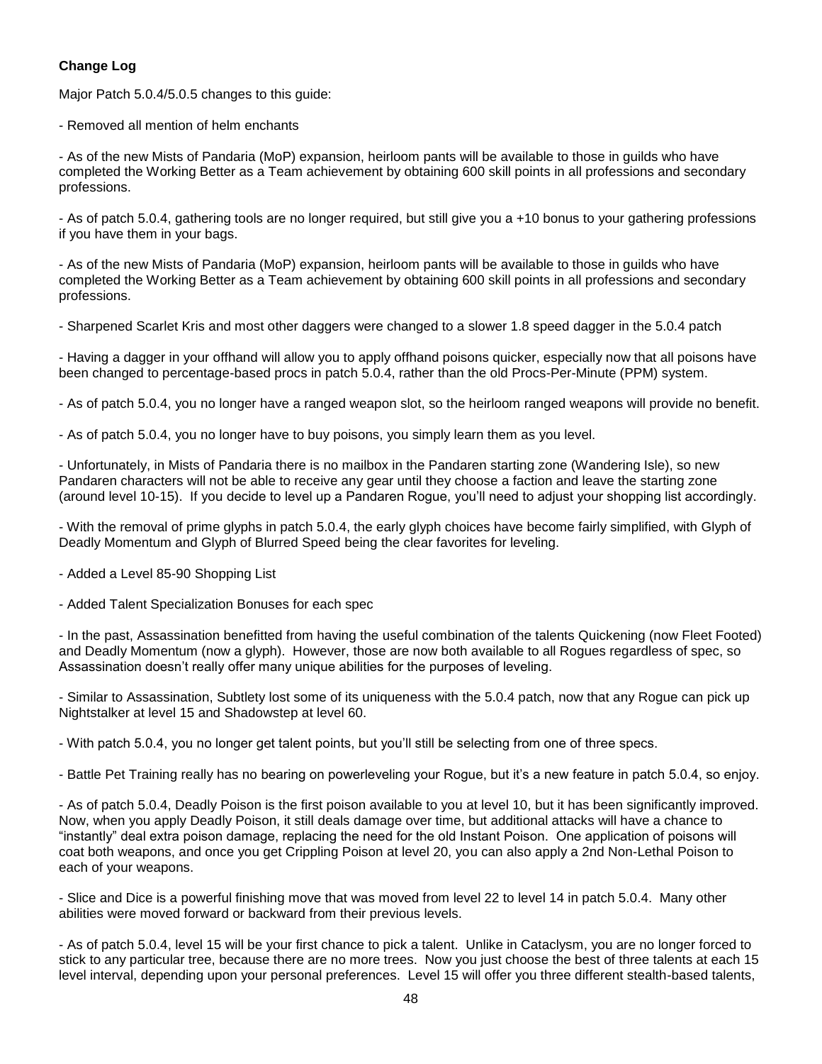**Change Log**

Major Patch 5.0.4/5.0.5 changes to this guide:

- Removed all mention of helm enchants

- As of the new Mists of Pandaria (MoP) expansion, heirloom pants will be available to those in guilds who have completed the Working Better as a Team achievement by obtaining 600 skill points in all professions and secondary professions.

- As of patch 5.0.4, gathering tools are no longer required, but still give you a +10 bonus to your gathering professions if you have them in your bags.

- As of the new Mists of Pandaria (MoP) expansion, heirloom pants will be available to those in guilds who have completed the Working Better as a Team achievement by obtaining 600 skill points in all professions and secondary professions.

- Sharpened Scarlet Kris and most other daggers were changed to a slower 1.8 speed dagger in the 5.0.4 patch

- Having a dagger in your offhand will allow you to apply offhand poisons quicker, especially now that all poisons have been changed to percentage-based procs in patch 5.0.4, rather than the old Procs-Per-Minute (PPM) system.

- As of patch 5.0.4, you no longer have a ranged weapon slot, so the heirloom ranged weapons will provide no benefit.

- As of patch 5.0.4, you no longer have to buy poisons, you simply learn them as you level.

- Unfortunately, in Mists of Pandaria there is no mailbox in the Pandaren starting zone (Wandering Isle), so new Pandaren characters will not be able to receive any gear until they choose a faction and leave the starting zone (around level 10-15). If you decide to level up a Pandaren Rogue, you'll need to adjust your shopping list accordingly.

- With the removal of prime glyphs in patch 5.0.4, the early glyph choices have become fairly simplified, with Glyph of Deadly Momentum and Glyph of Blurred Speed being the clear favorites for leveling.

- Added a Level 85-90 Shopping List

- Added Talent Specialization Bonuses for each spec

- In the past, Assassination benefitted from having the useful combination of the talents Quickening (now Fleet Footed) and Deadly Momentum (now a glyph). However, those are now both available to all Rogues regardless of spec, so Assassination doesn't really offer many unique abilities for the purposes of leveling.

- Similar to Assassination, Subtlety lost some of its uniqueness with the 5.0.4 patch, now that any Rogue can pick up Nightstalker at level 15 and Shadowstep at level 60.

- With patch 5.0.4, you no longer get talent points, but you'll still be selecting from one of three specs.

- Battle Pet Training really has no bearing on powerleveling your Rogue, but it's a new feature in patch 5.0.4, so enjoy.

- As of patch 5.0.4, Deadly Poison is the first poison available to you at level 10, but it has been significantly improved. Now, when you apply Deadly Poison, it still deals damage over time, but additional attacks will have a chance to "instantly" deal extra poison damage, replacing the need for the old Instant Poison. One application of poisons will coat both weapons, and once you get Crippling Poison at level 20, you can also apply a 2nd Non-Lethal Poison to each of your weapons.

- Slice and Dice is a powerful finishing move that was moved from level 22 to level 14 in patch 5.0.4. Many other abilities were moved forward or backward from their previous levels.

- As of patch 5.0.4, level 15 will be your first chance to pick a talent. Unlike in Cataclysm, you are no longer forced to stick to any particular tree, because there are no more trees. Now you just choose the best of three talents at each 15 level interval, depending upon your personal preferences. Level 15 will offer you three different stealth-based talents,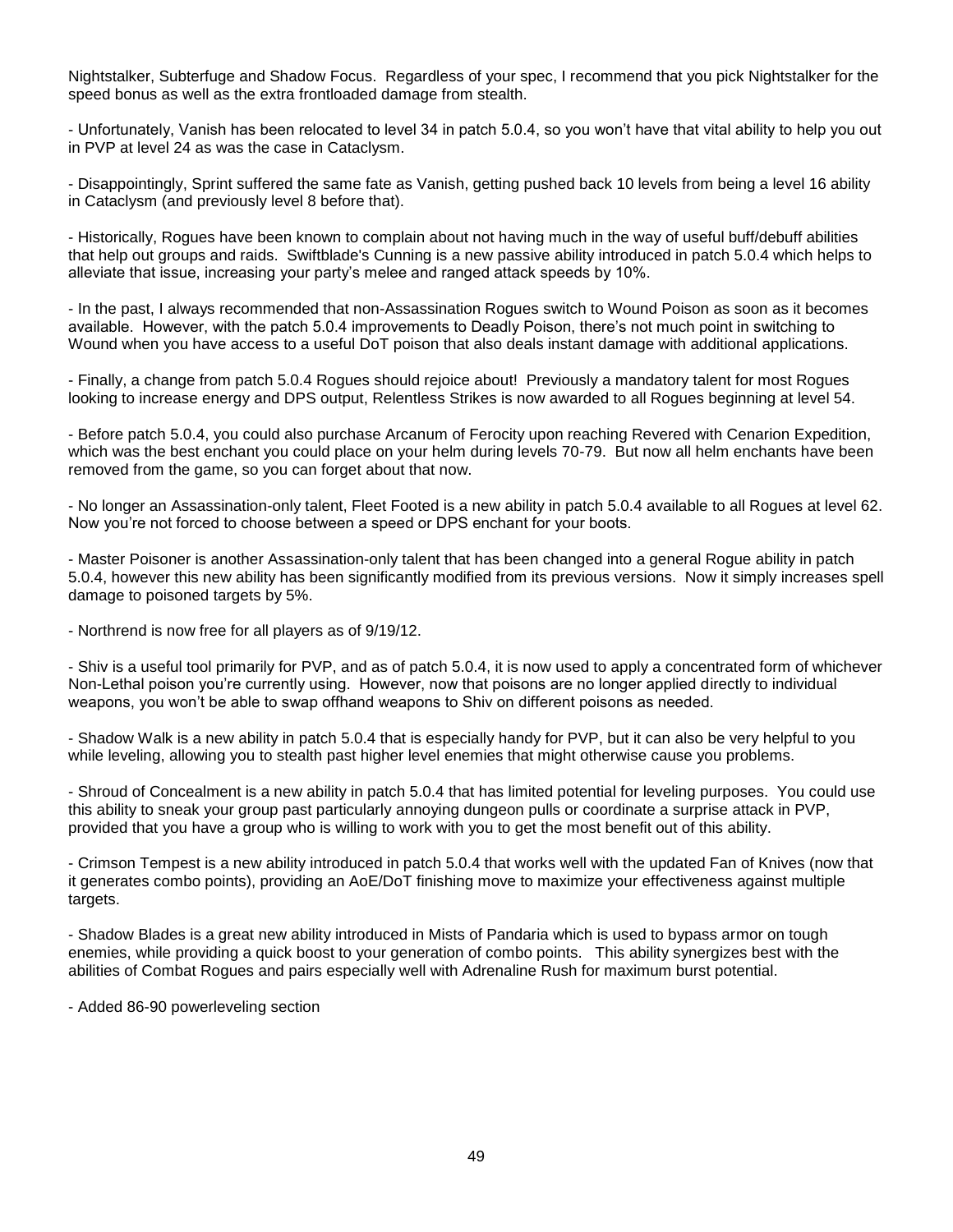Nightstalker, Subterfuge and Shadow Focus. Regardless of your spec, I recommend that you pick Nightstalker for the speed bonus as well as the extra frontloaded damage from stealth.

- Unfortunately, Vanish has been relocated to level 34 in patch 5.0.4, so you won't have that vital ability to help you out in PVP at level 24 as was the case in Cataclysm.

- Disappointingly, Sprint suffered the same fate as Vanish, getting pushed back 10 levels from being a level 16 ability in Cataclysm (and previously level 8 before that).

- Historically, Rogues have been known to complain about not having much in the way of useful buff/debuff abilities that help out groups and raids. Swiftblade's Cunning is a new passive ability introduced in patch 5.0.4 which helps to alleviate that issue, increasing your party's melee and ranged attack speeds by 10%.

- In the past, I always recommended that non-Assassination Rogues switch to Wound Poison as soon as it becomes available. However, with the patch 5.0.4 improvements to Deadly Poison, there's not much point in switching to Wound when you have access to a useful DoT poison that also deals instant damage with additional applications.

- Finally, a change from patch 5.0.4 Rogues should rejoice about! Previously a mandatory talent for most Rogues looking to increase energy and DPS output, Relentless Strikes is now awarded to all Rogues beginning at level 54.

- Before patch 5.0.4, you could also purchase Arcanum of Ferocity upon reaching Revered with Cenarion Expedition, which was the best enchant you could place on your helm during levels 70-79. But now all helm enchants have been removed from the game, so you can forget about that now.

- No longer an Assassination-only talent, Fleet Footed is a new ability in patch 5.0.4 available to all Rogues at level 62. Now you're not forced to choose between a speed or DPS enchant for your boots.

- Master Poisoner is another Assassination-only talent that has been changed into a general Rogue ability in patch 5.0.4, however this new ability has been significantly modified from its previous versions. Now it simply increases spell damage to poisoned targets by 5%.

- Northrend is now free for all players as of 9/19/12.

- Shiv is a useful tool primarily for PVP, and as of patch 5.0.4, it is now used to apply a concentrated form of whichever Non-Lethal poison you're currently using. However, now that poisons are no longer applied directly to individual weapons, you won't be able to swap offhand weapons to Shiv on different poisons as needed.

- Shadow Walk is a new ability in patch 5.0.4 that is especially handy for PVP, but it can also be very helpful to you while leveling, allowing you to stealth past higher level enemies that might otherwise cause you problems.

- Shroud of Concealment is a new ability in patch 5.0.4 that has limited potential for leveling purposes. You could use this ability to sneak your group past particularly annoying dungeon pulls or coordinate a surprise attack in PVP, provided that you have a group who is willing to work with you to get the most benefit out of this ability.

- Crimson Tempest is a new ability introduced in patch 5.0.4 that works well with the updated Fan of Knives (now that it generates combo points), providing an AoE/DoT finishing move to maximize your effectiveness against multiple targets.

- Shadow Blades is a great new ability introduced in Mists of Pandaria which is used to bypass armor on tough enemies, while providing a quick boost to your generation of combo points. This ability synergizes best with the abilities of Combat Rogues and pairs especially well with Adrenaline Rush for maximum burst potential.

- Added 86-90 powerleveling section